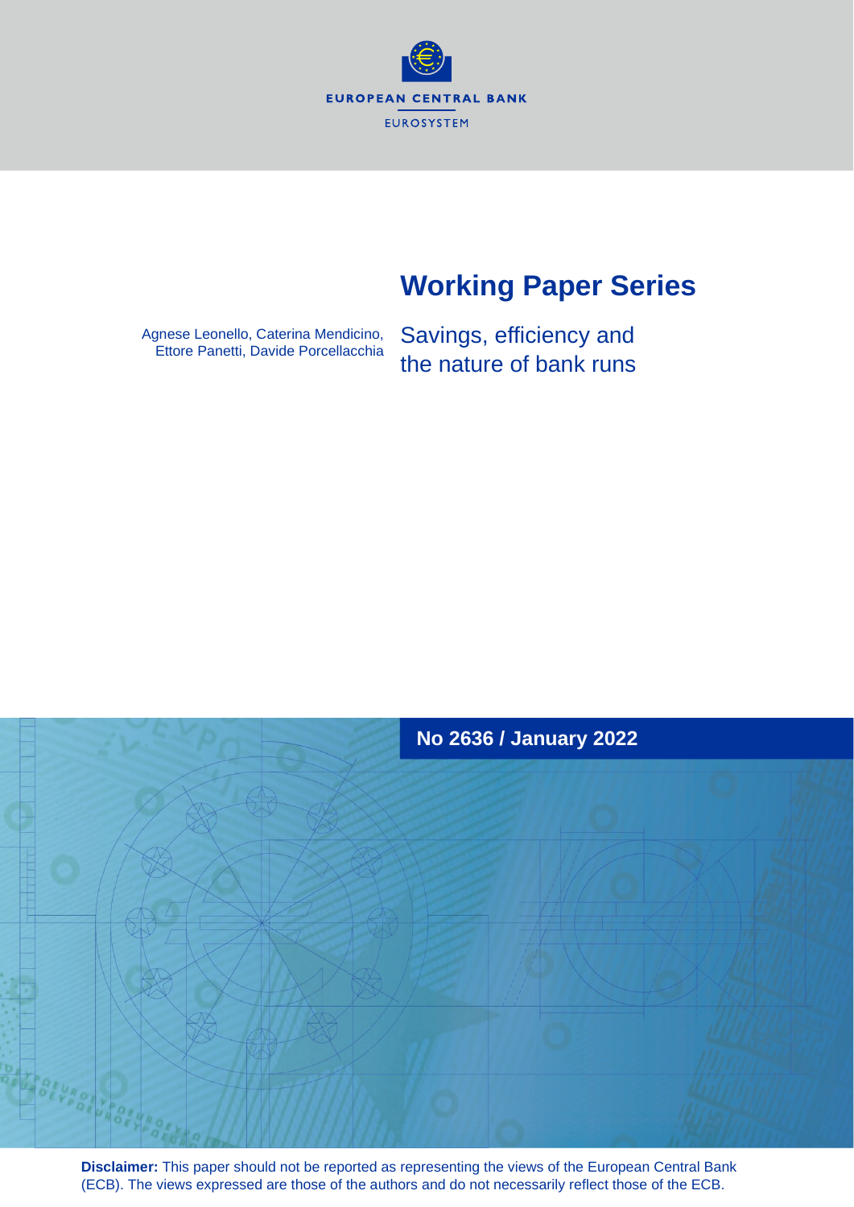EUROPEAN CENTRAL BANK

EUROSYSTEM

# Working Paper Series

Agnese Leonello, Caterina Mendicino, Ettore Panetti, Davide Porcellacchia

## Savings, efficiency and the nature of bank runs

**No 2636 / January 2022**

**Disclaimer:** This paper should not be reported as representing the views of the European Central Bank (ECB). The views expressed are those of the authors and do not necessarily reflect those of the ECB.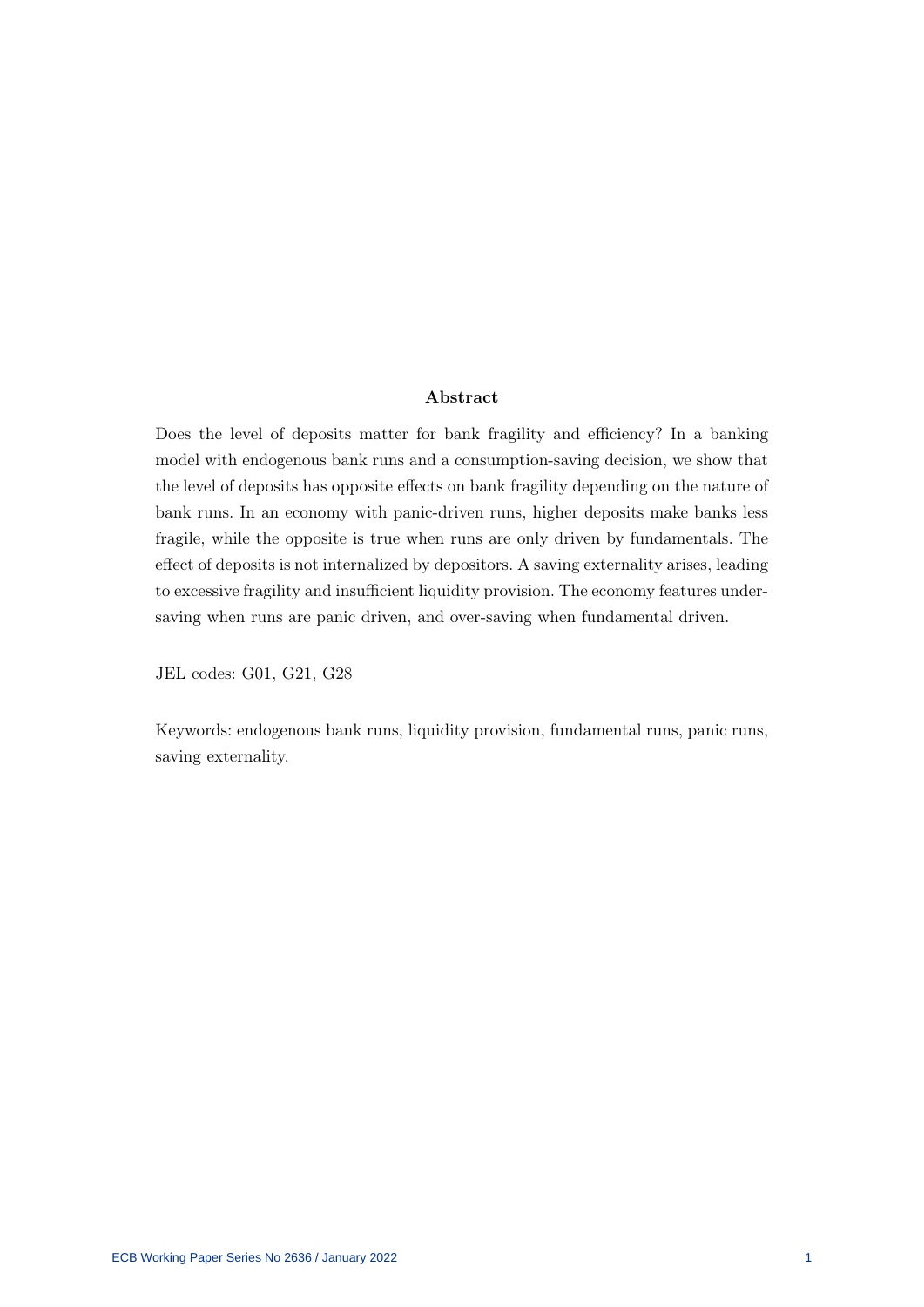## Abstract

Does the level of deposits matter for bank fragility and efficiency? In a banking model with endogenous bank runs and a consumption-saving decision, we show that the level of deposits has opposite effects on bank fragility depending on the nature of bank runs. In an economy with panic-driven runs, higher deposits make banks less fragile, while the opposite is true when runs are only driven by fundamentals. The effect of deposits is not internalized by depositors. A saving externality arises, leading to excessive fragility and insufficient liquidity provision. The economy features undersaving when runs are panic driven, and over-saving when fundamental driven.

JEL codes: G01, G21, G28

Keywords: endogenous bank runs, liquidity provision, fundamental runs, panic runs, saving externality.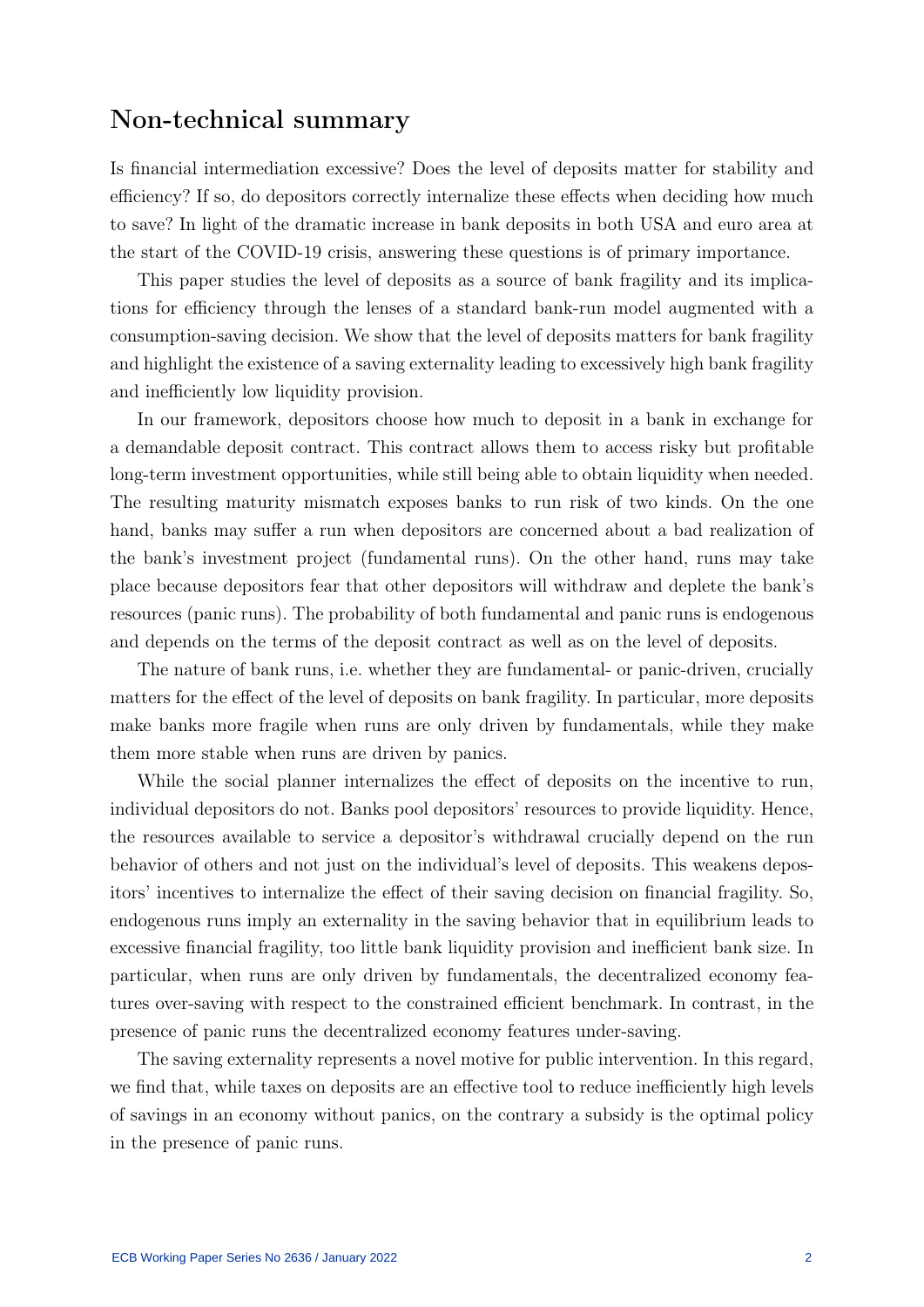## Non-technical summary

Is financial intermediation excessive? Does the level of deposits matter for stability and efficiency? If so, do depositors correctly internalize these effects when deciding how much to save? In light of the dramatic increase in bank deposits in both USA and euro area at the start of the COVID-19 crisis, answering these questions is of primary importance.

This paper studies the level of deposits as a source of bank fragility and its implications for efficiency through the lenses of a standard bank-run model augmented with a consumption-saving decision. We show that the level of deposits matters for bank fragility and highlight the existence of a saving externality leading to excessively high bank fragility and inefficiently low liquidity provision.

In our framework, depositors choose how much to deposit in a bank in exchange for a demandable deposit contract. This contract allows them to access risky but profitable long-term investment opportunities, while still being able to obtain liquidity when needed. The resulting maturity mismatch exposes banks to run risk of two kinds. On the one hand, banks may suffer a run when depositors are concerned about a bad realization of the bank's investment project (fundamental runs). On the other hand, runs may take place because depositors fear that other depositors will withdraw and deplete the bank's resources (panic runs). The probability of both fundamental and panic runs is endogenous and depends on the terms of the deposit contract as well as on the level of deposits.

The nature of bank runs, i.e. whether they are fundamental- or panic-driven, crucially matters for the effect of the level of deposits on bank fragility. In particular, more deposits make banks more fragile when runs are only driven by fundamentals, while they make them more stable when runs are driven by panics.

While the social planner internalizes the effect of deposits on the incentive to run, individual depositors do not. Banks pool depositors' resources to provide liquidity. Hence, the resources available to service a depositor's withdrawal crucially depend on the run behavior of others and not just on the individual's level of deposits. This weakens depositors' incentives to internalize the effect of their saving decision on financial fragility. So, endogenous runs imply an externality in the saving behavior that in equilibrium leads to excessive financial fragility, too little bank liquidity provision and inefficient bank size. In particular, when runs are only driven by fundamentals, the decentralized economy features over-saving with respect to the constrained efficient benchmark. In contrast, in the presence of panic runs the decentralized economy features under-saving.

The saving externality represents a novel motive for public intervention. In this regard, we find that, while taxes on deposits are an effective tool to reduce inefficiently high levels of savings in an economy without panics, on the contrary a subsidy is the optimal policy in the presence of panic runs.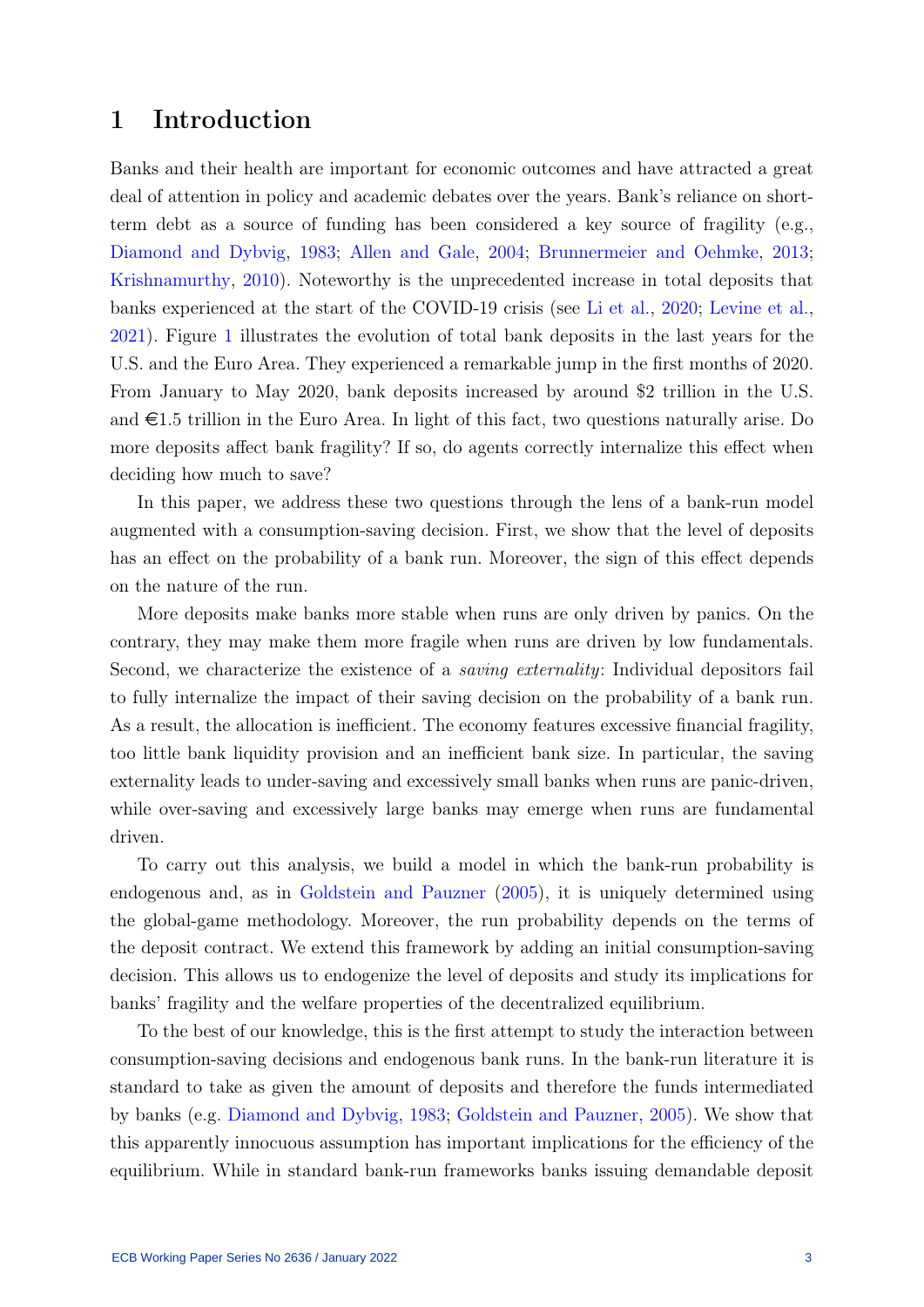# 1 Introduction

Banks and their health are important for economic outcomes and have attracted a great deal of attention in policy and academic debates over the years. Bank's reliance on short-term debt as a source of funding has been considered a key source of fragility (e.g., Diamond and Dybvig, 1983; Allen and Gale, 2004; Brunnermeier and Oehmke, 2013; Krishnamurthy, 2010). Noteworthy is the unprecedented increase in total deposits that banks experienced at the start of the COVID-19 crisis (see Li et al., 2020; Levine et al., 2021). Figure 1 illustrates the evolution of total bank deposits in the last years for the U.S. and the Euro Area. They experienced a remarkable jump in the first months of 2020. From January to May 2020, bank deposits increased by around \$2 trillion in the U.S. and €1.5 trillion in the Euro Area. In light of this fact, two questions naturally arise. Do more deposits affect bank fragility? If so, do agents correctly internalize this effect when deciding how much to save?

In this paper, we address these two questions through the lens of a bank-run model augmented with a consumption-saving decision. First, we show that the level of deposits has an effect on the probability of a bank run. Moreover, the sign of this effect depends on the nature of the run.

More deposits make banks more stable when runs are only driven by panics. On the contrary, they may make them more fragile when runs are driven by low fundamentals. Second, we characterize the existence of a *saving externality*: Individual depositors fail to fully internalize the impact of their saving decision on the probability of a bank run. As a result, the allocation is inefficient. The economy features excessive financial fragility, too little bank liquidity provision and an inefficient bank size. In particular, the saving externality leads to under-saving and excessively small banks when runs are panic-driven, while over-saving and excessively large banks may emerge when runs are fundamental driven.

To carry out this analysis, we build a model in which the bank-run probability is endogenous and, as in Goldstein and Pauzner (2005), it is uniquely determined using the global-game methodology. Moreover, the run probability depends on the terms of the deposit contract. We extend this framework by adding an initial consumption-saving decision. This allows us to endogenize the level of deposits and study its implications for banks' fragility and the welfare properties of the decentralized equilibrium.

To the best of our knowledge, this is the first attempt to study the interaction between consumption-saving decisions and endogenous bank runs. In the bank-run literature it is standard to take as given the amount of deposits and therefore the funds intermediated by banks (e.g. Diamond and Dybvig, 1983; Goldstein and Pauzner, 2005). We show that this apparently innocuous assumption has important implications for the efficiency of the equilibrium. While in standard bank-run frameworks banks issuing demandable deposit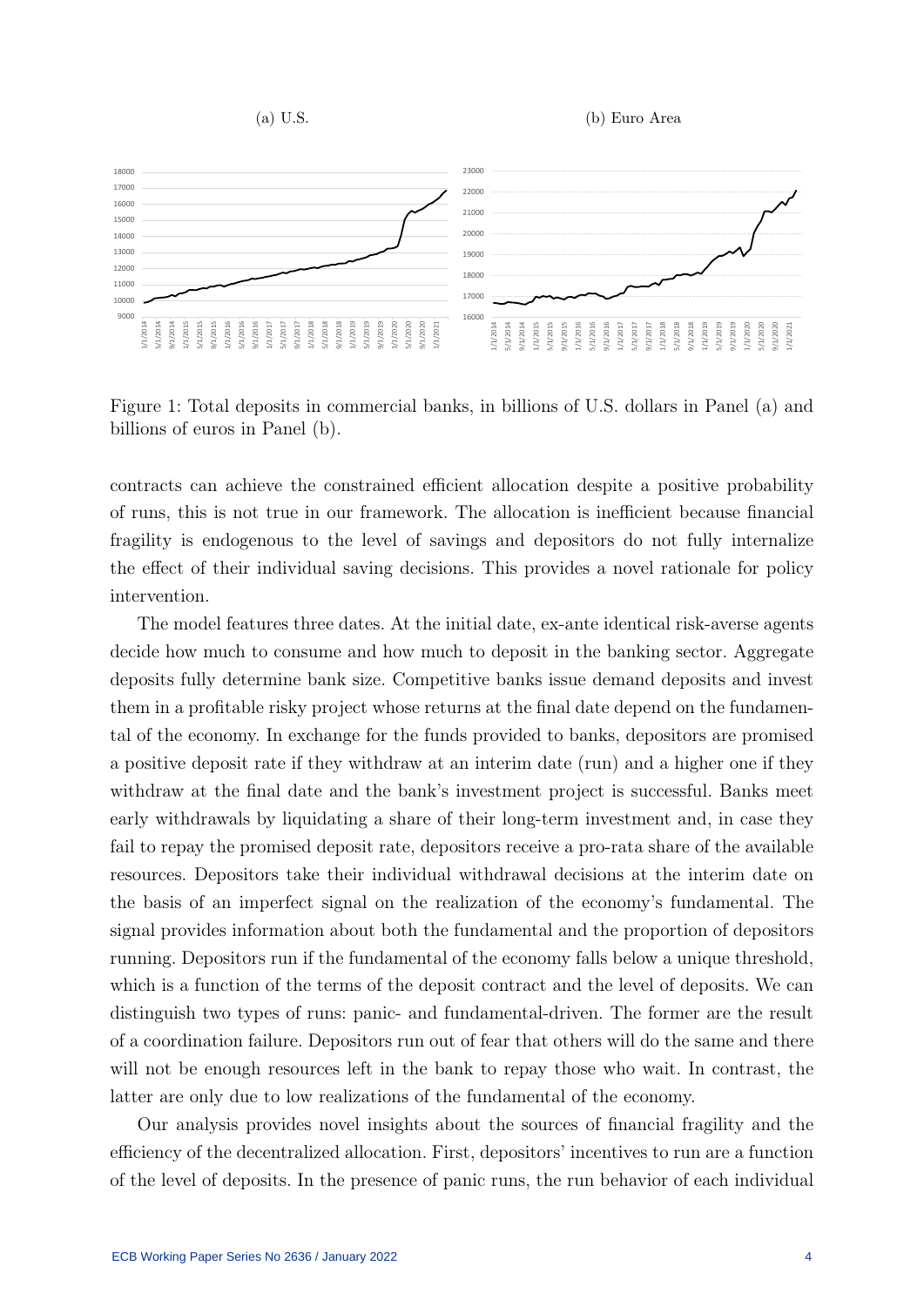(a) U.S.

(b) Euro Area

Figure 1: Total deposits in commercial banks, in billions of U.S. dollars in Panel (a) and billions of euros in Panel (b).

contracts can achieve the constrained efficient allocation despite a positive probability of runs, this is not true in our framework. The allocation is inefficient because financial fragility is endogenous to the level of savings and depositors do not fully internalize the effect of their individual saving decisions. This provides a novel rationale for policy intervention.

The model features three dates. At the initial date, ex-ante identical risk-averse agents decide how much to consume and how much to deposit in the banking sector. Aggregate deposits fully determine bank size. Competitive banks issue demand deposits and invest them in a profitable risky project whose returns at the final date depend on the fundamental of the economy. In exchange for the funds provided to banks, depositors are promised a positive deposit rate if they withdraw at an interim date (run) and a higher one if they withdraw at the final date and the bank's investment project is successful. Banks meet early withdrawals by liquidating a share of their long-term investment and, in case they fail to repay the promised deposit rate, depositors receive a pro-rata share of the available resources. Depositors take their individual withdrawal decisions at the interim date on the basis of an imperfect signal on the realization of the economy's fundamental. The signal provides information about both the fundamental and the proportion of depositors running. Depositors run if the fundamental of the economy falls below a unique threshold, which is a function of the terms of the deposit contract and the level of deposits. We can distinguish two types of runs: panic- and fundamental-driven. The former are the result of a coordination failure. Depositors run out of fear that others will do the same and there will not be enough resources left in the bank to repay those who wait. In contrast, the latter are only due to low realizations of the fundamental of the economy.

Our analysis provides novel insights about the sources of financial fragility and the efficiency of the decentralized allocation. First, depositors' incentives to run are a function of the level of deposits. In the presence of panic runs, the run behavior of each individual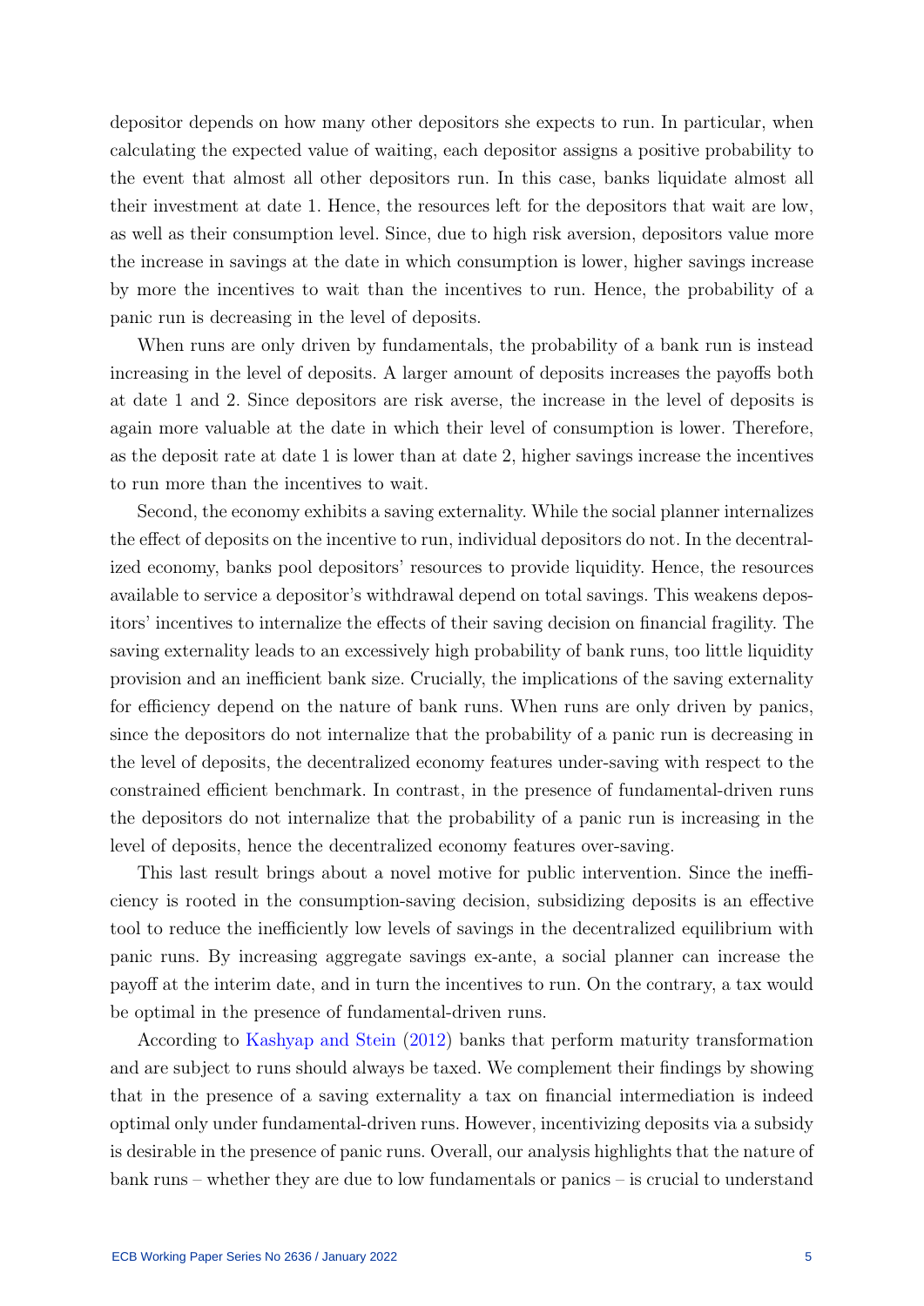depositor depends on how many other depositors she expects to run. In particular, when calculating the expected value of waiting, each depositor assigns a positive probability to the event that almost all other depositors run. In this case, banks liquidate almost all their investment at date 1. Hence, the resources left for the depositors that wait are low, as well as their consumption level. Since, due to high risk aversion, depositors value more the increase in savings at the date in which consumption is lower, higher savings increase by more the incentives to wait than the incentives to run. Hence, the probability of a panic run is decreasing in the level of deposits.

When runs are only driven by fundamentals, the probability of a bank run is instead increasing in the level of deposits. A larger amount of deposits increases the payoffs both at date 1 and 2. Since depositors are risk averse, the increase in the level of deposits is again more valuable at the date in which their level of consumption is lower. Therefore, as the deposit rate at date 1 is lower than at date 2, higher savings increase the incentives to run more than the incentives to wait.

Second, the economy exhibits a saving externality. While the social planner internalizes the effect of deposits on the incentive to run, individual depositors do not. In the decentralized economy, banks pool depositors' resources to provide liquidity. Hence, the resources available to service a depositor's withdrawal depend on total savings. This weakens depositors' incentives to internalize the effects of their saving decision on financial fragility. The saving externality leads to an excessively high probability of bank runs, too little liquidity provision and an inefficient bank size. Crucially, the implications of the saving externality for efficiency depend on the nature of bank runs. When runs are only driven by panics, since the depositors do not internalize that the probability of a panic run is decreasing in the level of deposits, the decentralized economy features under-saving with respect to the constrained efficient benchmark. In contrast, in the presence of fundamental-driven runs the depositors do not internalize that the probability of a panic run is increasing in the level of deposits, hence the decentralized economy features over-saving.

This last result brings about a novel motive for public intervention. Since the inefficiency is rooted in the consumption-saving decision, subsidizing deposits is an effective tool to reduce the inefficiently low levels of savings in the decentralized equilibrium with panic runs. By increasing aggregate savings ex-ante, a social planner can increase the payoff at the interim date, and in turn the incentives to run. On the contrary, a tax would be optimal in the presence of fundamental-driven runs.

According to Kashyap and Stein (2012) banks that perform maturity transformation and are subject to runs should always be taxed. We complement their findings by showing that in the presence of a saving externality a tax on financial intermediation is indeed optimal only under fundamental-driven runs. However, incentivizing deposits via a subsidy is desirable in the presence of panic runs. Overall, our analysis highlights that the nature of bank runs – whether they are due to low fundamentals or panics – is crucial to understand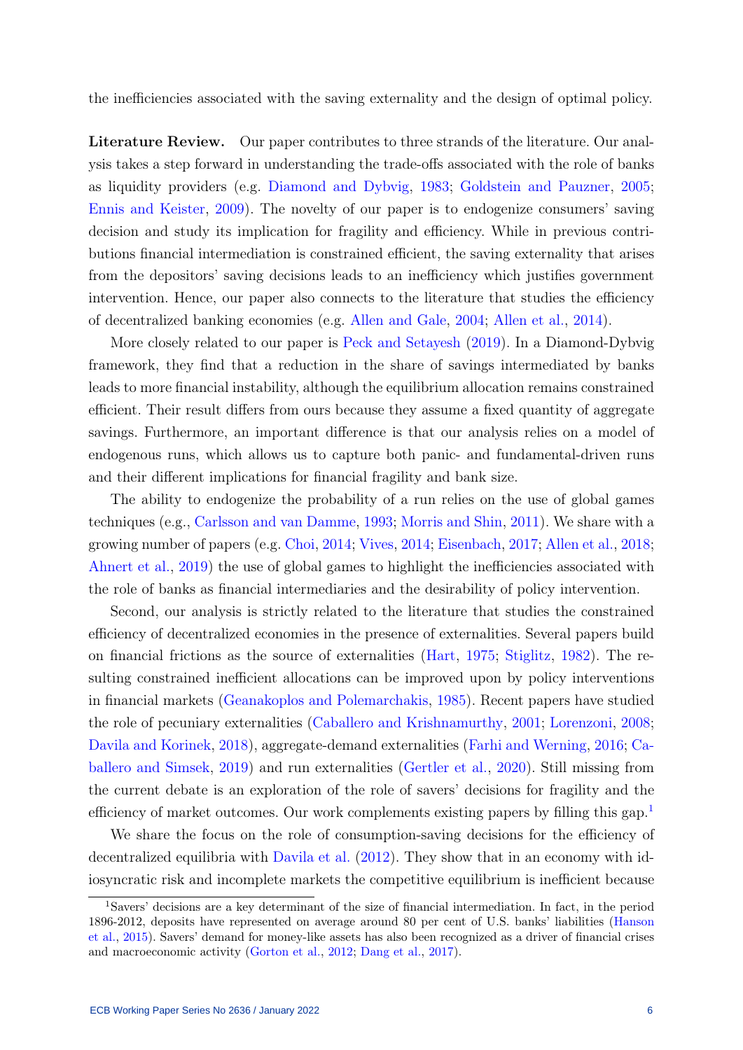the inefficiencies associated with the saving externality and the design of optimal policy.

**Literature Review.** Our paper contributes to three strands of the literature. Our analysis takes a step forward in understanding the trade-offs associated with the role of banks as liquidity providers (e.g. Diamond and Dybvig, 1983; Goldstein and Pauzner, 2005; Ennis and Keister, 2009). The novelty of our paper is to endogenize consumers' saving decision and study its implication for fragility and efficiency. While in previous contributions financial intermediation is constrained efficient, the saving externality that arises from the depositors' saving decisions leads to an inefficiency which justifies government intervention. Hence, our paper also connects to the literature that studies the efficiency of decentralized banking economies (e.g. Allen and Gale, 2004; Allen et al., 2014).

More closely related to our paper is Peck and Setayesh (2019). In a Diamond-Dybvig framework, they find that a reduction in the share of savings intermediated by banks leads to more financial instability, although the equilibrium allocation remains constrained efficient. Their result differs from ours because they assume a fixed quantity of aggregate savings. Furthermore, an important difference is that our analysis relies on a model of endogenous runs, which allows us to capture both panic- and fundamental-driven runs and their different implications for financial fragility and bank size.

The ability to endogenize the probability of a run relies on the use of global games techniques (e.g., Carlsson and van Damme, 1993; Morris and Shin, 2011). We share with a growing number of papers (e.g. Choi, 2014; Vives, 2014; Eisenbach, 2017; Allen et al., 2018; Ahnert et al., 2019) the use of global games to highlight the inefficiencies associated with the role of banks as financial intermediaries and the desirability of policy intervention.

Second, our analysis is strictly related to the literature that studies the constrained efficiency of decentralized economies in the presence of externalities. Several papers build on financial frictions as the source of externalities (Hart, 1975; Stiglitz, 1982). The resulting constrained inefficient allocations can be improved upon by policy interventions in financial markets (Geanakoplos and Polemarchakis, 1985). Recent papers have studied the role of pecuniary externalities (Caballero and Krishnamurthy, 2001; Lorenzoni, 2008; Davila and Korinek, 2018), aggregate-demand externalities (Farhi and Werning, 2016; Caballero and Simsek, 2019) and run externalities (Gertler et al., 2020). Still missing from the current debate is an exploration of the role of savers' decisions for fragility and the efficiency of market outcomes. Our work complements existing papers by filling this gap.[1]

We share the focus on the role of consumption-saving decisions for the efficiency of decentralized equilibria with Davila et al. (2012). They show that in an economy with idiosyncratic risk and incomplete markets the competitive equilibrium is inefficient because

[1] Savers' decisions are a key determinant of the size of financial intermediation. In fact, in the period 1896-2012, deposits have represented on average around 80 per cent of U.S. banks' liabilities (Hanson et al., 2015). Savers' demand for money-like assets has also been recognized as a driver of financial crises and macroeconomic activity (Gorton et al., 2012; Dang et al., 2017).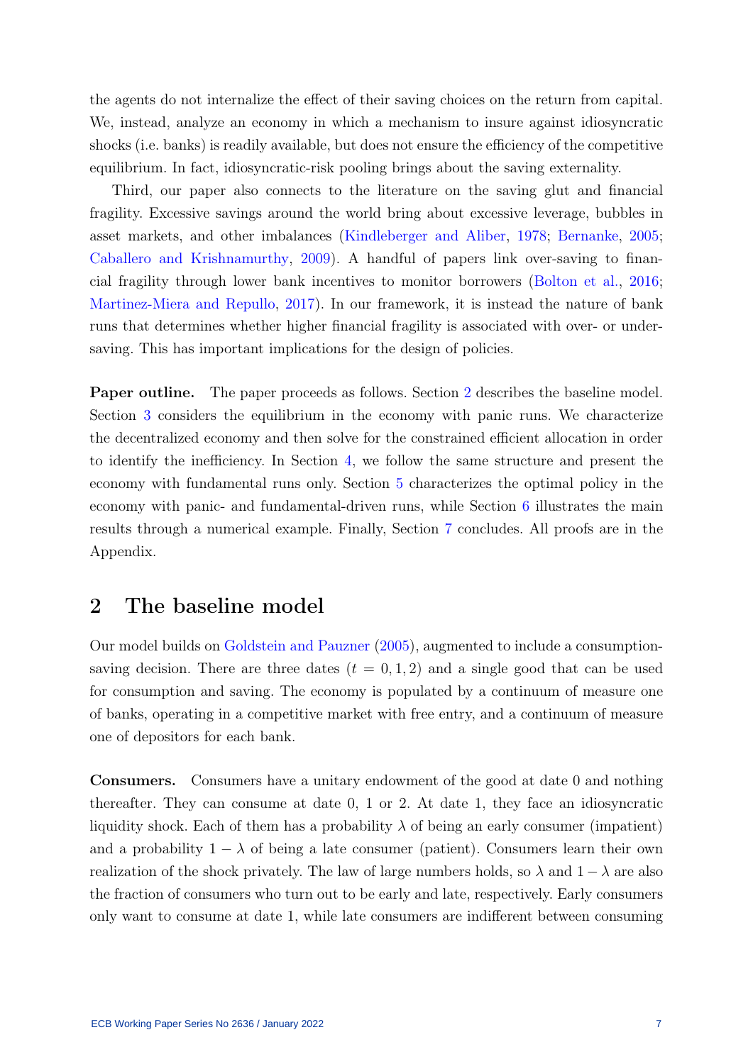the agents do not internalize the effect of their saving choices on the return from capital. We, instead, analyze an economy in which a mechanism to insure against idiosyncratic shocks (i.e. banks) is readily available, but does not ensure the efficiency of the competitive equilibrium. In fact, idiosyncratic-risk pooling brings about the saving externality.

Third, our paper also connects to the literature on the saving glut and financial fragility. Excessive savings around the world bring about excessive leverage, bubbles in asset markets, and other imbalances (Kindleberger and Aliber, 1978; Bernanke, 2005; Caballero and Krishnamurthy, 2009). A handful of papers link over-saving to financial fragility through lower bank incentives to monitor borrowers (Bolton et al., 2016; Martinez-Miera and Repullo, 2017). In our framework, it is instead the nature of bank runs that determines whether higher financial fragility is associated with over- or under-saving. This has important implications for the design of policies.

**Paper outline.** The paper proceeds as follows. Section 2 describes the baseline model. Section 3 considers the equilibrium in the economy with panic runs. We characterize the decentralized economy and then solve for the constrained efficient allocation in order to identify the inefficiency. In Section 4, we follow the same structure and present the economy with fundamental runs only. Section 5 characterizes the optimal policy in the economy with panic- and fundamental-driven runs, while Section 6 illustrates the main results through a numerical example. Finally, Section 7 concludes. All proofs are in the Appendix.

## 2 The baseline model

Our model builds on Goldstein and Pauzner (2005), augmented to include a consumption-saving decision. There are three dates ($t = 0, 1, 2$) and a single good that can be used for consumption and saving. The economy is populated by a continuum of measure one of banks, operating in a competitive market with free entry, and a continuum of measure one of depositors for each bank.

**Consumers.** Consumers have a unitary endowment of the good at date 0 and nothing thereafter. They can consume at date 0, 1 or 2. At date 1, they face an idiosyncratic liquidity shock. Each of them has a probability $\lambda$ of being an early consumer (impatient) and a probability $1 - \lambda$ of being a late consumer (patient). Consumers learn their own realization of the shock privately. The law of large numbers holds, so $\lambda$ and $1 - \lambda$ are also the fraction of consumers who turn out to be early and late, respectively. Early consumers only want to consume at date 1, while late consumers are indifferent between consuming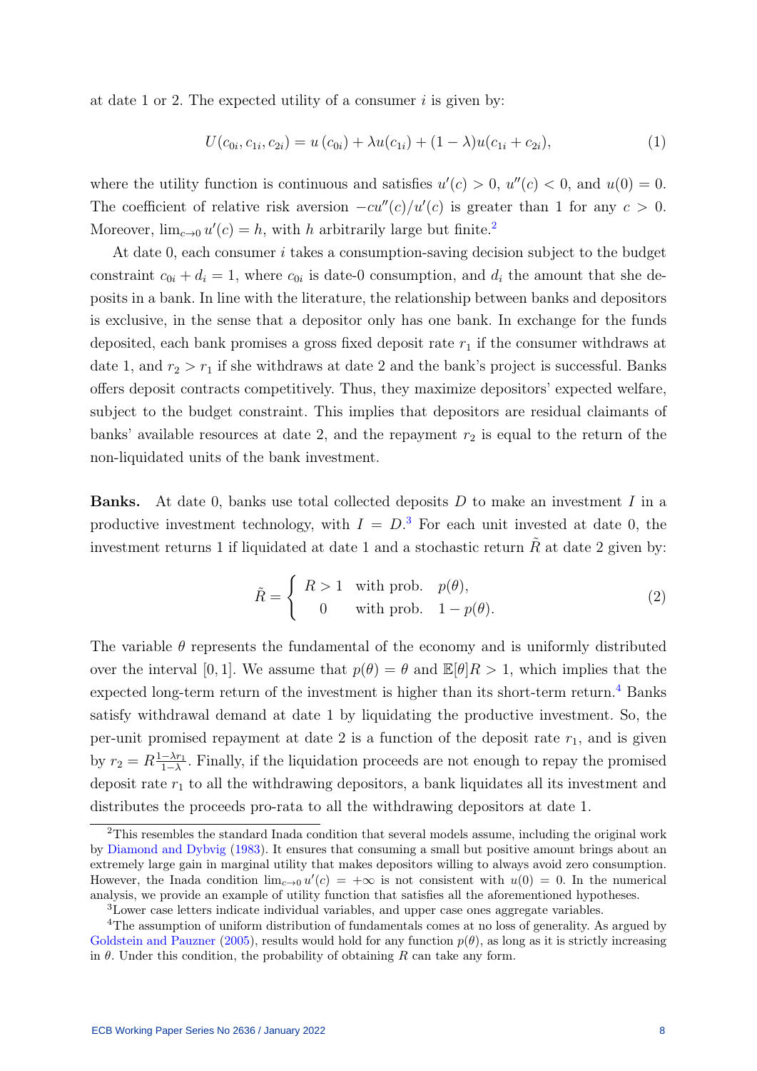at date 1 or 2. The expected utility of a consumer $i$ is given by:

$$U(c_{0i}, c_{1i}, c_{2i}) = u(c_{0i}) + \lambda u(c_{1i}) + (1-\lambda)u(c_{1i} + c_{2i}), \tag{1}$$

where the utility function is continuous and satisfies $u'(c) > 0$, $u''(c) < 0$, and $u(0) = 0$. The coefficient of relative risk aversion $-cu''(c)/u'(c)$ is greater than 1 for any $c > 0$. Moreover, $\lim_{c \to 0} u'(c) = h$, with $h$ arbitrarily large but finite.[2]

At date 0, each consumer $i$ takes a consumption-saving decision subject to the budget constraint $c_{0i} + d_i = 1$, where $c_{0i}$ is date-0 consumption, and $d_i$ the amount that she deposits in a bank. In line with the literature, the relationship between banks and depositors is exclusive, in the sense that a depositor only has one bank. In exchange for the funds deposited, each bank promises a gross fixed deposit rate $r_1$ if the consumer withdraws at date 1, and $r_2 > r_1$ if she withdraws at date 2 and the bank's project is successful. Banks offers deposit contracts competitively. Thus, they maximize depositors' expected welfare, subject to the budget constraint. This implies that depositors are residual claimants of banks' available resources at date 2, and the repayment $r_2$ is equal to the return of the non-liquidated units of the bank investment.

**Banks.** At date 0, banks use total collected deposits $D$ to make an investment $I$ in a productive investment technology, with $I = D$.[3] For each unit invested at date 0, the investment returns 1 if liquidated at date 1 and a stochastic return $\tilde{R}$ at date 2 given by:

$$\tilde{R} = \begin{cases} R > 1 & \text{with prob.} \quad p(\theta), \\ \quad 0 & \text{with prob.} \quad 1 - p(\theta). \end{cases} \tag{2}$$

The variable $\theta$ represents the fundamental of the economy and is uniformly distributed over the interval $[0, 1]$. We assume that $p(\theta) = \theta$ and $\mathbb{E}[\theta]R > 1$, which implies that the expected long-term return of the investment is higher than its short-term return.[4] Banks satisfy withdrawal demand at date 1 by liquidating the productive investment. So, the per-unit promised repayment at date 2 is a function of the deposit rate $r_1$, and is given by $r_2 = R\frac{1-\lambda r_1}{1-\lambda}$. Finally, if the liquidation proceeds are not enough to repay the promised deposit rate $r_1$ to all the withdrawing depositors, a bank liquidates all its investment and distributes the proceeds pro-rata to all the withdrawing depositors at date 1.

---

[2] This resembles the standard Inada condition that several models assume, including the original work by Diamond and Dybvig (1983). It ensures that consuming a small but positive amount brings about an extremely large gain in marginal utility that makes depositors willing to always avoid zero consumption. However, the Inada condition $\lim_{c \to 0} u'(c) = +\infty$ is not consistent with $u(0) = 0$. In the numerical analysis, we provide an example of utility function that satisfies all the aforementioned hypotheses.

[3] Lower case letters indicate individual variables, and upper case ones aggregate variables.

[4] The assumption of uniform distribution of fundamentals comes at no loss of generality. As argued by Goldstein and Pauzner (2005), results would hold for any function $p(\theta)$, as long as it is strictly increasing in $\theta$. Under this condition, the probability of obtaining $R$ can take any form.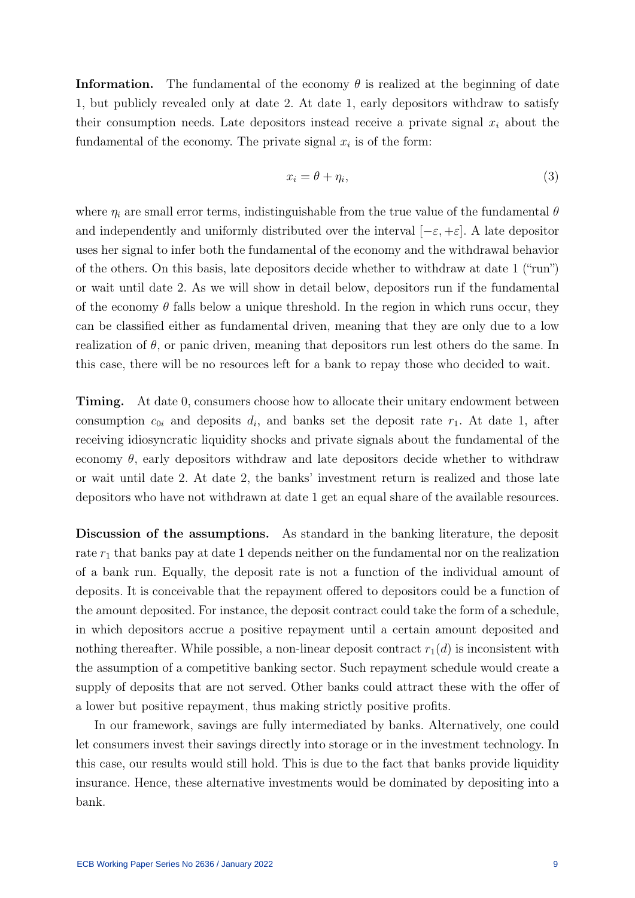**Information.** The fundamental of the economy $\theta$ is realized at the beginning of date 1, but publicly revealed only at date 2. At date 1, early depositors withdraw to satisfy their consumption needs. Late depositors instead receive a private signal $x_i$ about the fundamental of the economy. The private signal $x_i$ is of the form:

$$x_i = \theta + \eta_i, \tag{3}$$

where $\eta_i$ are small error terms, indistinguishable from the true value of the fundamental $\theta$ and independently and uniformly distributed over the interval $[-\varepsilon, +\varepsilon]$. A late depositor uses her signal to infer both the fundamental of the economy and the withdrawal behavior of the others. On this basis, late depositors decide whether to withdraw at date 1 ("run") or wait until date 2. As we will show in detail below, depositors run if the fundamental of the economy $\theta$ falls below a unique threshold. In the region in which runs occur, they can be classified either as fundamental driven, meaning that they are only due to a low realization of $\theta$, or panic driven, meaning that depositors run lest others do the same. In this case, there will be no resources left for a bank to repay those who decided to wait.

**Timing.** At date 0, consumers choose how to allocate their unitary endowment between consumption $c_{0i}$ and deposits $d_i$, and banks set the deposit rate $r_1$. At date 1, after receiving idiosyncratic liquidity shocks and private signals about the fundamental of the economy $\theta$, early depositors withdraw and late depositors decide whether to withdraw or wait until date 2. At date 2, the banks' investment return is realized and those late depositors who have not withdrawn at date 1 get an equal share of the available resources.

**Discussion of the assumptions.** As standard in the banking literature, the deposit rate $r_1$ that banks pay at date 1 depends neither on the fundamental nor on the realization of a bank run. Equally, the deposit rate is not a function of the individual amount of deposits. It is conceivable that the repayment offered to depositors could be a function of the amount deposited. For instance, the deposit contract could take the form of a schedule, in which depositors accrue a positive repayment until a certain amount deposited and nothing thereafter. While possible, a non-linear deposit contract $r_1(d)$ is inconsistent with the assumption of a competitive banking sector. Such repayment schedule would create a supply of deposits that are not served. Other banks could attract these with the offer of a lower but positive repayment, thus making strictly positive profits.

In our framework, savings are fully intermediated by banks. Alternatively, one could let consumers invest their savings directly into storage or in the investment technology. In this case, our results would still hold. This is due to the fact that banks provide liquidity insurance. Hence, these alternative investments would be dominated by depositing into a bank.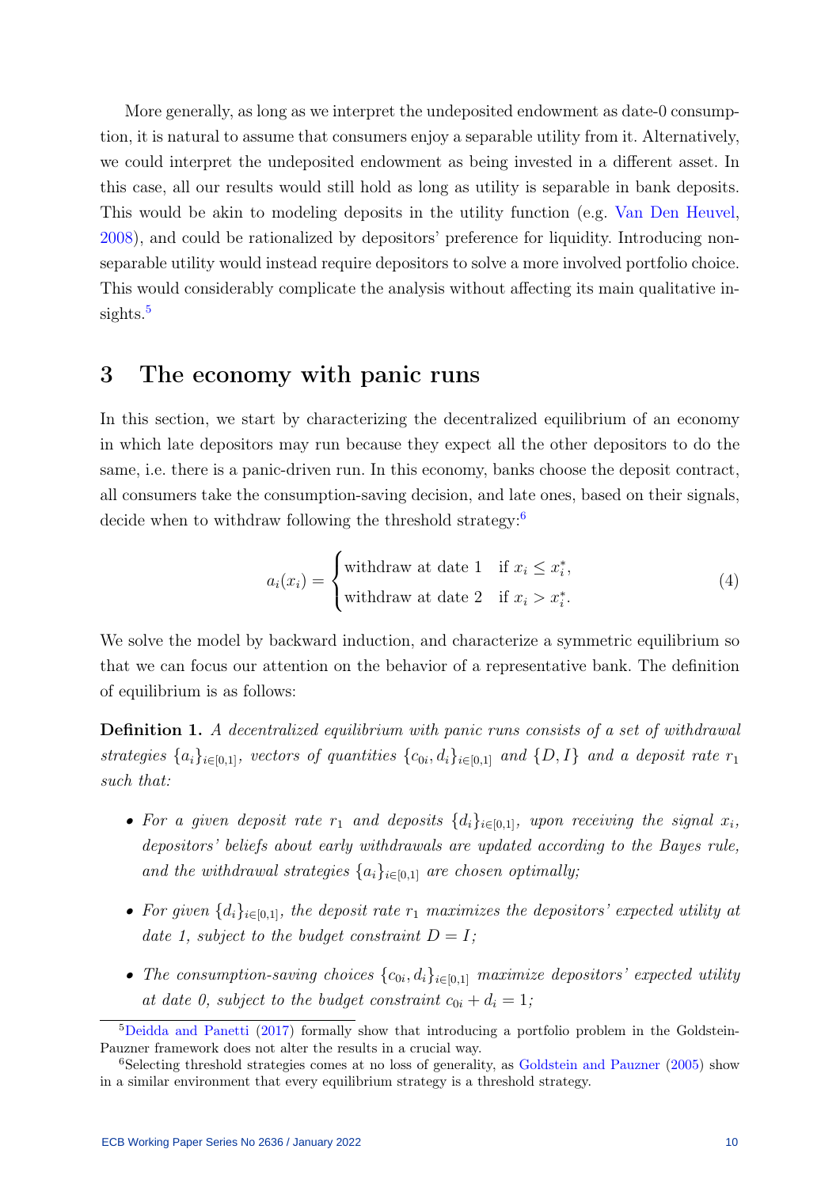More generally, as long as we interpret the undeposited endowment as date-0 consumption, it is natural to assume that consumers enjoy a separable utility from it. Alternatively, we could interpret the undeposited endowment as being invested in a different asset. In this case, all our results would still hold as long as utility is separable in bank deposits. This would be akin to modeling deposits in the utility function (e.g. Van Den Heuvel, 2008), and could be rationalized by depositors' preference for liquidity. Introducing non-separable utility would instead require depositors to solve a more involved portfolio choice. This would considerably complicate the analysis without affecting its main qualitative insights.[5]

# 3 The economy with panic runs

In this section, we start by characterizing the decentralized equilibrium of an economy in which late depositors may run because they expect all the other depositors to do the same, i.e. there is a panic-driven run. In this economy, banks choose the deposit contract, all consumers take the consumption-saving decision, and late ones, based on their signals, decide when to withdraw following the threshold strategy:[6]

$$a_i(x_i) = \begin{cases} \text{withdraw at date 1} & \text{if } x_i \leq x_i^*, \\ \text{withdraw at date 2} & \text{if } x_i > x_i^*. \end{cases} \tag{4}$$

We solve the model by backward induction, and characterize a symmetric equilibrium so that we can focus our attention on the behavior of a representative bank. The definition of equilibrium is as follows:

**Definition 1.** *A decentralized equilibrium with panic runs consists of a set of withdrawal strategies $\{a_i\}_{i\in[0,1]}$, vectors of quantities $\{c_{0i}, d_i\}_{i\in[0,1]}$ and $\{D, I\}$ and a deposit rate $r_1$ such that:*

- *For a given deposit rate $r_1$ and deposits $\{d_i\}_{i\in[0,1]}$, upon receiving the signal $x_i$, depositors' beliefs about early withdrawals are updated according to the Bayes rule, and the withdrawal strategies $\{a_i\}_{i\in[0,1]}$ are chosen optimally;*
- *For given $\{d_i\}_{i\in[0,1]}$, the deposit rate $r_1$ maximizes the depositors' expected utility at date 1, subject to the budget constraint $D = I$;*
- *The consumption-saving choices $\{c_{0i}, d_i\}_{i\in[0,1]}$ maximize depositors' expected utility at date 0, subject to the budget constraint $c_{0i} + d_i = 1$;*

[5] Deidda and Panetti (2017) formally show that introducing a portfolio problem in the Goldstein-Pauzner framework does not alter the results in a crucial way.

[6] Selecting threshold strategies comes at no loss of generality, as Goldstein and Pauzner (2005) show in a similar environment that every equilibrium strategy is a threshold strategy.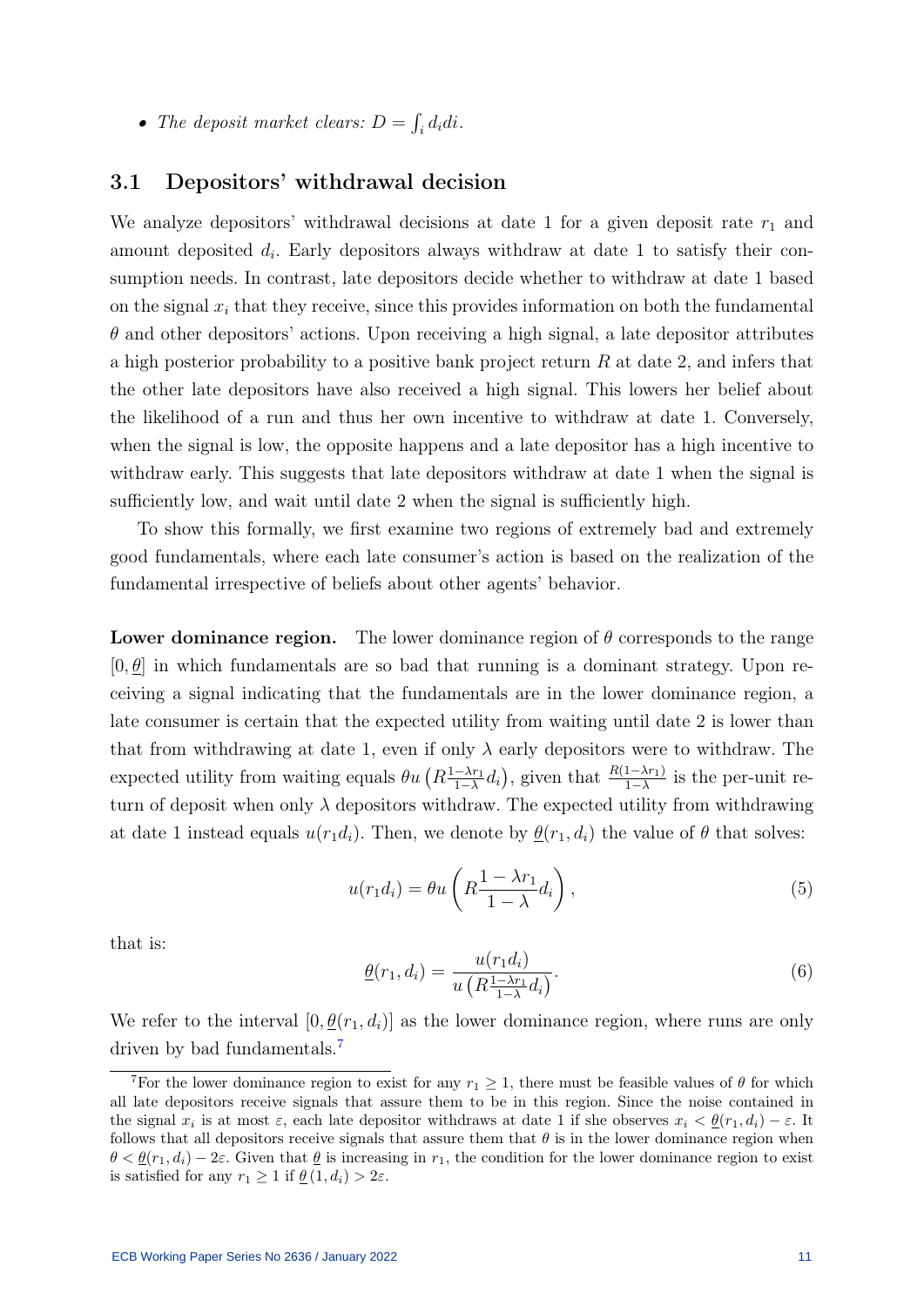- *The deposit market clears:* $D = \int_i d_i di$.

## 3.1 Depositors' withdrawal decision

We analyze depositors' withdrawal decisions at date 1 for a given deposit rate $r_1$ and amount deposited $d_i$. Early depositors always withdraw at date 1 to satisfy their consumption needs. In contrast, late depositors decide whether to withdraw at date 1 based on the signal $x_i$ that they receive, since this provides information on both the fundamental $\theta$ and other depositors' actions. Upon receiving a high signal, a late depositor attributes a high posterior probability to a positive bank project return $R$ at date 2, and infers that the other late depositors have also received a high signal. This lowers her belief about the likelihood of a run and thus her own incentive to withdraw at date 1. Conversely, when the signal is low, the opposite happens and a late depositor has a high incentive to withdraw early. This suggests that late depositors withdraw at date 1 when the signal is sufficiently low, and wait until date 2 when the signal is sufficiently high.

To show this formally, we first examine two regions of extremely bad and extremely good fundamentals, where each late consumer's action is based on the realization of the fundamental irrespective of beliefs about other agents' behavior.

**Lower dominance region.** The lower dominance region of $\theta$ corresponds to the range $[0, \underline{\theta}]$ in which fundamentals are so bad that running is a dominant strategy. Upon receiving a signal indicating that the fundamentals are in the lower dominance region, a late consumer is certain that the expected utility from waiting until date 2 is lower than that from withdrawing at date 1, even if only $\lambda$ early depositors were to withdraw. The expected utility from waiting equals $\theta u\left(R\frac{1-\lambda r_1}{1-\lambda}d_i\right)$, given that $\frac{R(1-\lambda r_1)}{1-\lambda}$ is the per-unit return of deposit when only $\lambda$ depositors withdraw. The expected utility from withdrawing at date 1 instead equals $u(r_1 d_i)$. Then, we denote by $\underline{\theta}(r_1, d_i)$ the value of $\theta$ that solves:

$$u(r_1 d_i) = \theta u\left(R\frac{1-\lambda r_1}{1-\lambda}d_i\right), \tag{5}$$

that is:

$$\underline{\theta}(r_1, d_i) = \frac{u(r_1 d_i)}{u\left(R\frac{1-\lambda r_1}{1-\lambda}d_i\right)}. \tag{6}$$

We refer to the interval $[0, \underline{\theta}(r_1, d_i)]$ as the lower dominance region, where runs are only driven by bad fundamentals.[7]

[7] For the lower dominance region to exist for any $r_1 \geq 1$, there must be feasible values of $\theta$ for which all late depositors receive signals that assure them to be in this region. Since the noise contained in the signal $x_i$ is at most $\varepsilon$, each late depositor withdraws at date 1 if she observes $x_i < \underline{\theta}(r_1, d_i) - \varepsilon$. It follows that all depositors receive signals that assure them that $\theta$ is in the lower dominance region when $\theta < \underline{\theta}(r_1, d_i) - 2\varepsilon$. Given that $\underline{\theta}$ is increasing in $r_1$, the condition for the lower dominance region to exist is satisfied for any $r_1 \geq 1$ if $\underline{\theta}(1, d_i) > 2\varepsilon$.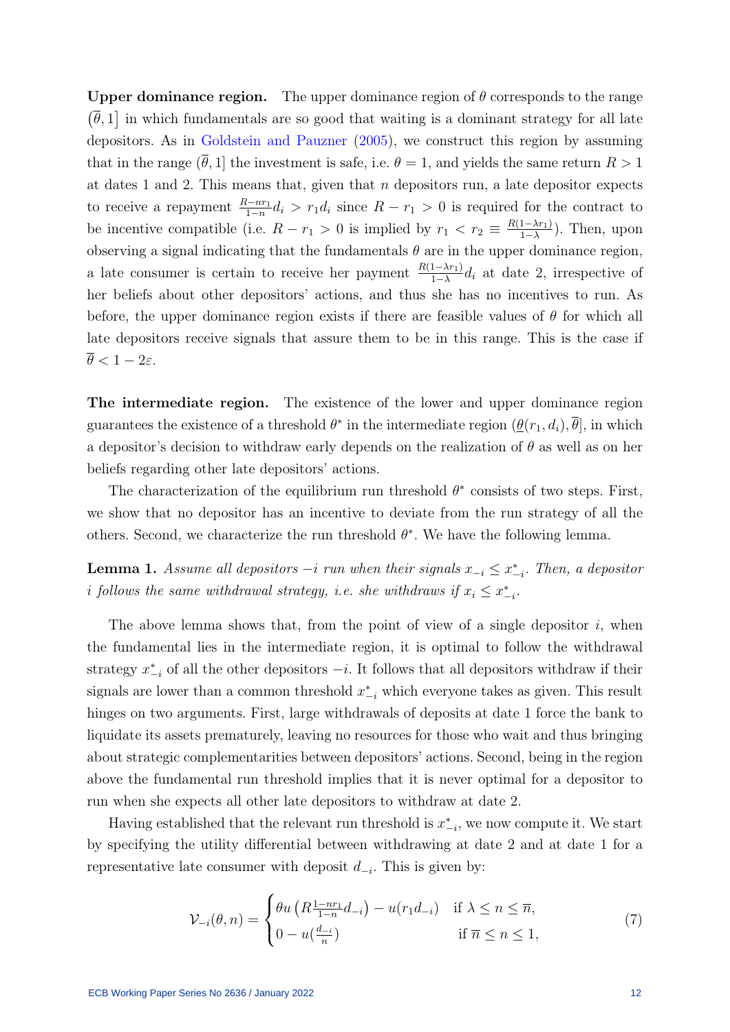**Upper dominance region.** The upper dominance region of $\theta$ corresponds to the range $\left(\overline{\theta}, 1\right]$ in which fundamentals are so good that waiting is a dominant strategy for all late depositors. As in Goldstein and Pauzner (2005), we construct this region by assuming that in the range $(\overline{\theta}, 1]$ the investment is safe, i.e. $\theta = 1$, and yields the same return $R > 1$ at dates 1 and 2. This means that, given that $n$ depositors run, a late depositor expects to receive a repayment $\frac{R - nr_1}{1-n} d_i > r_1 d_i$ since $R - r_1 > 0$ is required for the contract to be incentive compatible (i.e. $R - r_1 > 0$ is implied by $r_1 < r_2 \equiv \frac{R(1-\lambda r_1)}{1-\lambda}$). Then, upon observing a signal indicating that the fundamentals $\theta$ are in the upper dominance region, a late consumer is certain to receive her payment $\frac{R(1-\lambda r_1)}{1-\lambda} d_i$ at date 2, irrespective of her beliefs about other depositors' actions, and thus she has no incentives to run. As before, the upper dominance region exists if there are feasible values of $\theta$ for which all late depositors receive signals that assure them to be in this range. This is the case if $\overline{\theta} < 1 - 2\varepsilon$.

**The intermediate region.** The existence of the lower and upper dominance region guarantees the existence of a threshold $\theta^*$ in the intermediate region $(\underline{\theta}(r_1, d_i), \overline{\theta}]$, in which a depositor's decision to withdraw early depends on the realization of $\theta$ as well as on her beliefs regarding other late depositors' actions.

The characterization of the equilibrium run threshold $\theta^*$ consists of two steps. First, we show that no depositor has an incentive to deviate from the run strategy of all the others. Second, we characterize the run threshold $\theta^*$. We have the following lemma.

**Lemma 1.** *Assume all depositors $-i$ run when their signals $x_{-i} \leq x^*_{-i}$. Then, a depositor $i$ follows the same withdrawal strategy, i.e. she withdraws if $x_i \leq x^*_{-i}$.*

The above lemma shows that, from the point of view of a single depositor $i$, when the fundamental lies in the intermediate region, it is optimal to follow the withdrawal strategy $x^*_{-i}$ of all the other depositors $-i$. It follows that all depositors withdraw if their signals are lower than a common threshold $x^*_{-i}$ which everyone takes as given. This result hinges on two arguments. First, large withdrawals of deposits at date 1 force the bank to liquidate its assets prematurely, leaving no resources for those who wait and thus bringing about strategic complementarities between depositors' actions. Second, being in the region above the fundamental run threshold implies that it is never optimal for a depositor to run when she expects all other late depositors to withdraw at date 2.

Having established that the relevant run threshold is $x^*_{-i}$, we now compute it. We start by specifying the utility differential between withdrawing at date 2 and at date 1 for a representative late consumer with deposit $d_{-i}$. This is given by:

$$
\mathcal{V}_{-i}(\theta, n) = \begin{cases} \theta u\left(R \frac{1-nr_1}{1-n} d_{-i}\right) - u(r_1 d_{-i}) & \text{if } \lambda \leq n \leq \overline{n}, \\ 0 - u\left(\frac{d_{-i}}{n}\right) & \text{if } \overline{n} \leq n \leq 1, \end{cases} \tag{7}
$$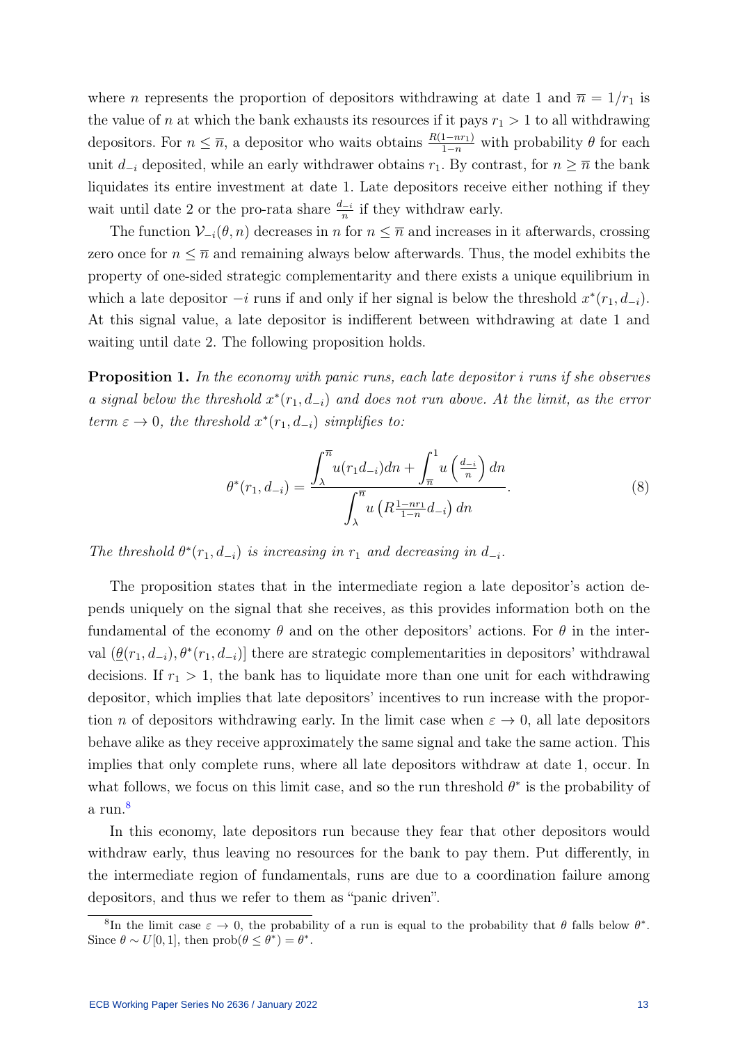where $n$ represents the proportion of depositors withdrawing at date 1 and $\overline{n} = 1/r_1$ is the value of $n$ at which the bank exhausts its resources if it pays $r_1 > 1$ to all withdrawing depositors. For $n \leq \overline{n}$, a depositor who waits obtains $\frac{R(1-nr_1)}{1-n}$ with probability $\theta$ for each unit $d_{-i}$ deposited, while an early withdrawer obtains $r_1$. By contrast, for $n \geq \overline{n}$ the bank liquidates its entire investment at date 1. Late depositors receive either nothing if they wait until date 2 or the pro-rata share $\frac{d_{-i}}{n}$ if they withdraw early.

The function $\mathcal{V}_{-i}(\theta, n)$ decreases in $n$ for $n \leq \overline{n}$ and increases in it afterwards, crossing zero once for $n \leq \overline{n}$ and remaining always below afterwards. Thus, the model exhibits the property of one-sided strategic complementarity and there exists a unique equilibrium in which a late depositor $-i$ runs if and only if her signal is below the threshold $x^*(r_1, d_{-i})$. At this signal value, a late depositor is indifferent between withdrawing at date 1 and waiting until date 2. The following proposition holds.

**Proposition 1.** *In the economy with panic runs, each late depositor $i$ runs if she observes a signal below the threshold $x^*(r_1, d_{-i})$ and does not run above. At the limit, as the error term $\varepsilon \to 0$, the threshold $x^*(r_1, d_{-i})$ simplifies to:*

$$\theta^*(r_1, d_{-i}) = \frac{\displaystyle\int_{\lambda}^{\overline{n}} u(r_1 d_{-i}) dn + \int_{\overline{n}}^{1} u\left(\frac{d_{-i}}{n}\right) dn}{\displaystyle\int_{\lambda}^{\overline{n}} u\left(R\frac{1-nr_1}{1-n} d_{-i}\right) dn}. \tag{8}$$

*The threshold $\theta^*(r_1, d_{-i})$ is increasing in $r_1$ and decreasing in $d_{-i}$.*

The proposition states that in the intermediate region a late depositor's action depends uniquely on the signal that she receives, as this provides information both on the fundamental of the economy $\theta$ and on the other depositors' actions. For $\theta$ in the interval $(\underline{\theta}(r_1, d_{-i}), \theta^*(r_1, d_{-i})]$ there are strategic complementarities in depositors' withdrawal decisions. If $r_1 > 1$, the bank has to liquidate more than one unit for each withdrawing depositor, which implies that late depositors' incentives to run increase with the proportion $n$ of depositors withdrawing early. In the limit case when $\varepsilon \to 0$, all late depositors behave alike as they receive approximately the same signal and take the same action. This implies that only complete runs, where all late depositors withdraw at date 1, occur. In what follows, we focus on this limit case, and so the run threshold $\theta^*$ is the probability of a run.[8]

In this economy, late depositors run because they fear that other depositors would withdraw early, thus leaving no resources for the bank to pay them. Put differently, in the intermediate region of fundamentals, runs are due to a coordination failure among depositors, and thus we refer to them as "panic driven".

[8] In the limit case $\varepsilon \to 0$, the probability of a run is equal to the probability that $\theta$ falls below $\theta^*$. Since $\theta \sim U[0, 1]$, then $\text{prob}(\theta \leq \theta^*) = \theta^*$.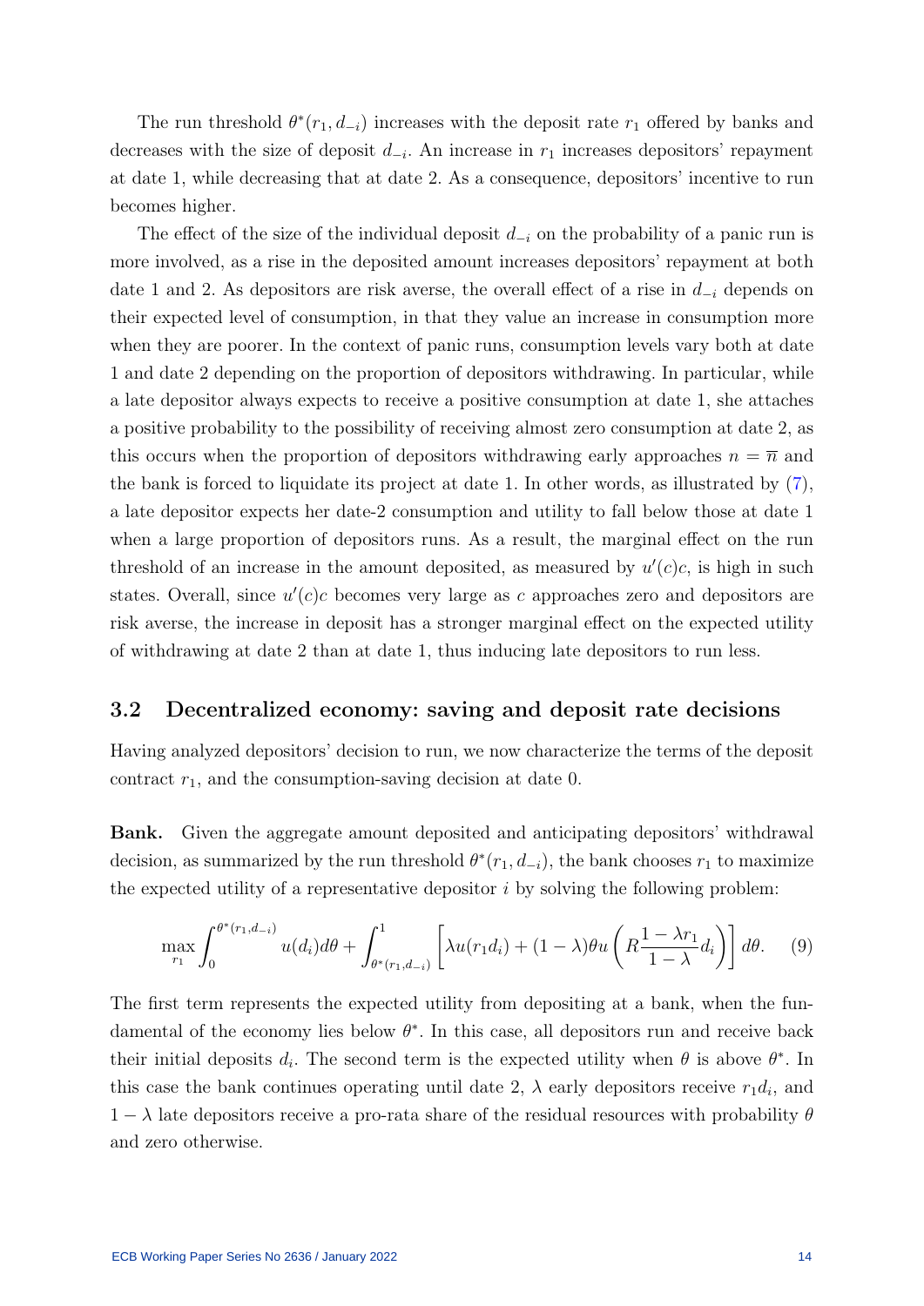The run threshold $\theta^*(r_1, d_{-i})$ increases with the deposit rate $r_1$ offered by banks and decreases with the size of deposit $d_{-i}$. An increase in $r_1$ increases depositors' repayment at date 1, while decreasing that at date 2. As a consequence, depositors' incentive to run becomes higher.

The effect of the size of the individual deposit $d_{-i}$ on the probability of a panic run is more involved, as a rise in the deposited amount increases depositors' repayment at both date 1 and 2. As depositors are risk averse, the overall effect of a rise in $d_{-i}$ depends on their expected level of consumption, in that they value an increase in consumption more when they are poorer. In the context of panic runs, consumption levels vary both at date 1 and date 2 depending on the proportion of depositors withdrawing. In particular, while a late depositor always expects to receive a positive consumption at date 1, she attaches a positive probability to the possibility of receiving almost zero consumption at date 2, as this occurs when the proportion of depositors withdrawing early approaches $n = \overline{n}$ and the bank is forced to liquidate its project at date 1. In other words, as illustrated by (7), a late depositor expects her date-2 consumption and utility to fall below those at date 1 when a large proportion of depositors runs. As a result, the marginal effect on the run threshold of an increase in the amount deposited, as measured by $u'(c)c$, is high in such states. Overall, since $u'(c)c$ becomes very large as $c$ approaches zero and depositors are risk averse, the increase in deposit has a stronger marginal effect on the expected utility of withdrawing at date 2 than at date 1, thus inducing late depositors to run less.

## 3.2 Decentralized economy: saving and deposit rate decisions

Having analyzed depositors' decision to run, we now characterize the terms of the deposit contract $r_1$, and the consumption-saving decision at date 0.

**Bank.** Given the aggregate amount deposited and anticipating depositors' withdrawal decision, as summarized by the run threshold $\theta^*(r_1, d_{-i})$, the bank chooses $r_1$ to maximize the expected utility of a representative depositor $i$ by solving the following problem:

$$\max_{r_1} \int_0^{\theta^*(r_1, d_{-i})} u(d_i) d\theta + \int_{\theta^*(r_1, d_{-i})}^1 \left[ \lambda u(r_1 d_i) + (1-\lambda)\theta u\left( R \frac{1-\lambda r_1}{1-\lambda} d_i \right) \right] d\theta. \quad (9)$$

The first term represents the expected utility from depositing at a bank, when the fundamental of the economy lies below $\theta^*$. In this case, all depositors run and receive back their initial deposits $d_i$. The second term is the expected utility when $\theta$ is above $\theta^*$. In this case the bank continues operating until date 2, $\lambda$ early depositors receive $r_1 d_i$, and $1 - \lambda$ late depositors receive a pro-rata share of the residual resources with probability $\theta$ and zero otherwise.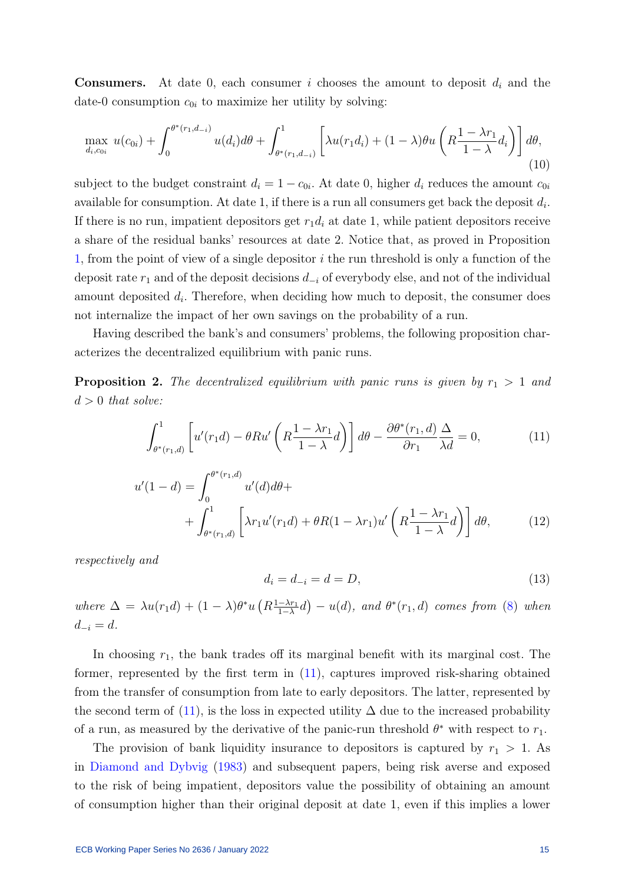**Consumers.** At date 0, each consumer $i$ chooses the amount to deposit $d_i$ and the date-0 consumption $c_{0i}$ to maximize her utility by solving:

$$\max_{d_i, c_{0i}} \; u(c_{0i}) + \int_0^{\theta^*(r_1, d_{-i})} u(d_i) d\theta + \int_{\theta^*(r_1, d_{-i})}^1 \left[ \lambda u(r_1 d_i) + (1-\lambda)\theta u\left(R\frac{1-\lambda r_1}{1-\lambda} d_i\right)\right] d\theta, \tag{10}$$

subject to the budget constraint $d_i = 1 - c_{0i}$. At date 0, higher $d_i$ reduces the amount $c_{0i}$ available for consumption. At date 1, if there is a run all consumers get back the deposit $d_i$. If there is no run, impatient depositors get $r_1 d_i$ at date 1, while patient depositors receive a share of the residual banks' resources at date 2. Notice that, as proved in Proposition 1, from the point of view of a single depositor $i$ the run threshold is only a function of the deposit rate $r_1$ and of the deposit decisions $d_{-i}$ of everybody else, and not of the individual amount deposited $d_i$. Therefore, when deciding how much to deposit, the consumer does not internalize the impact of her own savings on the probability of a run.

Having described the bank's and consumers' problems, the following proposition characterizes the decentralized equilibrium with panic runs.

**Proposition 2.** *The decentralized equilibrium with panic runs is given by $r_1 > 1$ and $d > 0$ that solve:*

$$\int_{\theta^*(r_1,d)}^1 \left[ u'(r_1 d) - \theta R u'\left(R\frac{1-\lambda r_1}{1-\lambda} d\right)\right] d\theta - \frac{\partial \theta^*(r_1, d)}{\partial r_1}\frac{\Delta}{\lambda d} = 0, \tag{11}$$

$$u'(1-d) = \int_0^{\theta^*(r_1,d)} u'(d) d\theta + \\ + \int_{\theta^*(r_1,d)}^1 \left[ \lambda r_1 u'(r_1 d) + \theta R(1-\lambda r_1) u'\left(R\frac{1-\lambda r_1}{1-\lambda} d\right)\right] d\theta, \tag{12}$$

*respectively and*

$$d_i = d_{-i} = d = D, \tag{13}$$

*where* $\Delta = \lambda u(r_1 d) + (1-\lambda)\theta^* u\left(R\frac{1-\lambda r_1}{1-\lambda} d\right) - u(d)$*, and* $\theta^*(r_1, d)$ *comes from* (8) *when* $d_{-i} = d$.

In choosing $r_1$, the bank trades off its marginal benefit with its marginal cost. The former, represented by the first term in (11), captures improved risk-sharing obtained from the transfer of consumption from late to early depositors. The latter, represented by the second term of (11), is the loss in expected utility $\Delta$ due to the increased probability of a run, as measured by the derivative of the panic-run threshold $\theta^*$ with respect to $r_1$.

The provision of bank liquidity insurance to depositors is captured by $r_1 > 1$. As in Diamond and Dybvig (1983) and subsequent papers, being risk averse and exposed to the risk of being impatient, depositors value the possibility of obtaining an amount of consumption higher than their original deposit at date 1, even if this implies a lower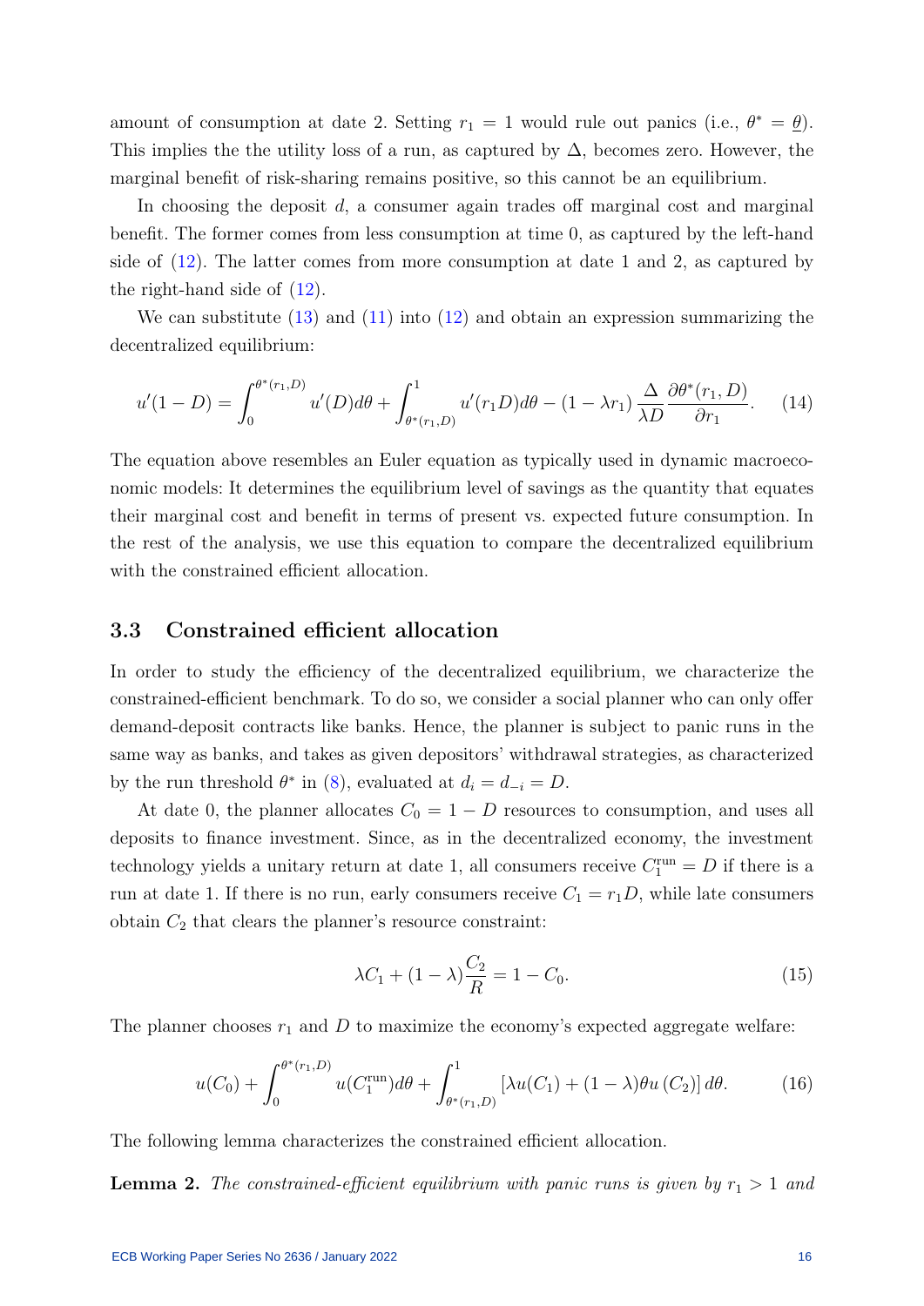amount of consumption at date 2. Setting $r_1 = 1$ would rule out panics (i.e., $\theta^* = \underline{\theta}$). This implies the the utility loss of a run, as captured by $\Delta$, becomes zero. However, the marginal benefit of risk-sharing remains positive, so this cannot be an equilibrium.

In choosing the deposit $d$, a consumer again trades off marginal cost and marginal benefit. The former comes from less consumption at time 0, as captured by the left-hand side of (12). The latter comes from more consumption at date 1 and 2, as captured by the right-hand side of (12).

We can substitute (13) and (11) into (12) and obtain an expression summarizing the decentralized equilibrium:

$$u'(1-D) = \int_0^{\theta^*(r_1,D)} u'(D)d\theta + \int_{\theta^*(r_1,D)}^1 u'(r_1 D)d\theta - (1-\lambda r_1)\frac{\Delta}{\lambda D}\frac{\partial \theta^*(r_1,D)}{\partial r_1}. \quad (14)$$

The equation above resembles an Euler equation as typically used in dynamic macroeconomic models: It determines the equilibrium level of savings as the quantity that equates their marginal cost and benefit in terms of present vs. expected future consumption. In the rest of the analysis, we use this equation to compare the decentralized equilibrium with the constrained efficient allocation.

## 3.3 Constrained efficient allocation

In order to study the efficiency of the decentralized equilibrium, we characterize the constrained-efficient benchmark. To do so, we consider a social planner who can only offer demand-deposit contracts like banks. Hence, the planner is subject to panic runs in the same way as banks, and takes as given depositors' withdrawal strategies, as characterized by the run threshold $\theta^*$ in (8), evaluated at $d_i = d_{-i} = D$.

At date 0, the planner allocates $C_0 = 1 - D$ resources to consumption, and uses all deposits to finance investment. Since, as in the decentralized economy, the investment technology yields a unitary return at date 1, all consumers receive $C_1^{\text{run}} = D$ if there is a run at date 1. If there is no run, early consumers receive $C_1 = r_1 D$, while late consumers obtain $C_2$ that clears the planner's resource constraint:

$$\lambda C_1 + (1-\lambda)\frac{C_2}{R} = 1 - C_0. \quad (15)$$

The planner chooses $r_1$ and $D$ to maximize the economy's expected aggregate welfare:

$$u(C_0) + \int_0^{\theta^*(r_1,D)} u(C_1^{\text{run}})d\theta + \int_{\theta^*(r_1,D)}^1 \left[\lambda u(C_1) + (1-\lambda)\theta u(C_2)\right]d\theta. \quad (16)$$

The following lemma characterizes the constrained efficient allocation.

**Lemma 2.** *The constrained-efficient equilibrium with panic runs is given by $r_1 > 1$ and*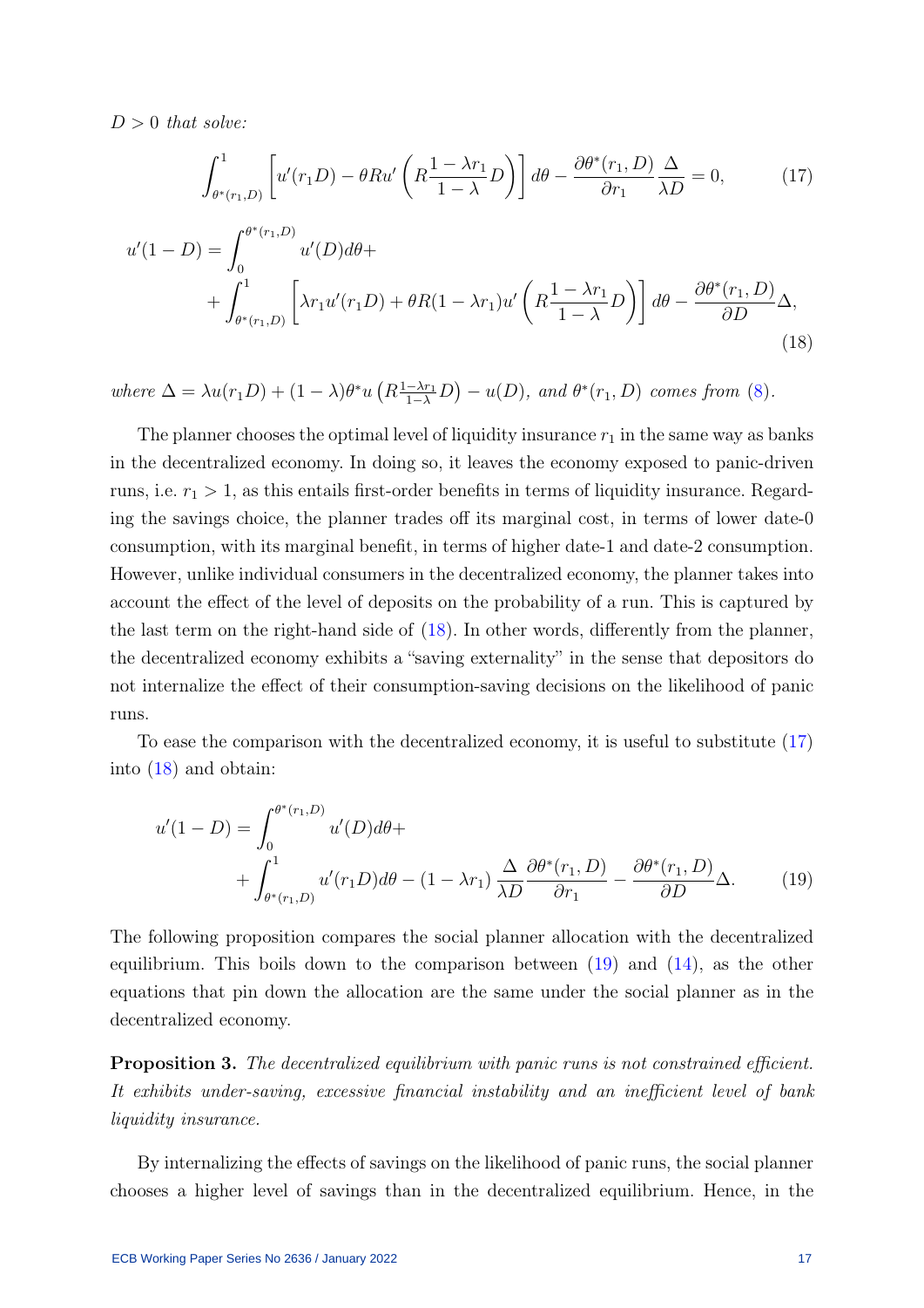$D > 0$ *that solve:*

$$\int_{\theta^*(r_1,D)}^{1} \left[ u'(r_1 D) - \theta R u'\left( R\frac{1-\lambda r_1}{1-\lambda} D \right) \right] d\theta - \frac{\partial \theta^*(r_1, D)}{\partial r_1} \frac{\Delta}{\lambda D} = 0, \tag{17}$$

$$\begin{aligned} u'(1-D) = &\int_0^{\theta^*(r_1,D)} u'(D) d\theta + \\ &+ \int_{\theta^*(r_1,D)}^{1} \left[ \lambda r_1 u'(r_1 D) + \theta R (1-\lambda r_1) u'\left( R\frac{1-\lambda r_1}{1-\lambda} D \right) \right] d\theta - \frac{\partial \theta^*(r_1, D)}{\partial D} \Delta, \end{aligned} \tag{18}$$

*where* $\Delta = \lambda u(r_1 D) + (1-\lambda)\theta^* u\left(R\frac{1-\lambda r_1}{1-\lambda} D\right) - u(D)$, *and* $\theta^*(r_1, D)$ *comes from* (8).

The planner chooses the optimal level of liquidity insurance $r_1$ in the same way as banks in the decentralized economy. In doing so, it leaves the economy exposed to panic-driven runs, i.e. $r_1 > 1$, as this entails first-order benefits in terms of liquidity insurance. Regarding the savings choice, the planner trades off its marginal cost, in terms of lower date-0 consumption, with its marginal benefit, in terms of higher date-1 and date-2 consumption. However, unlike individual consumers in the decentralized economy, the planner takes into account the effect of the level of deposits on the probability of a run. This is captured by the last term on the right-hand side of (18). In other words, differently from the planner, the decentralized economy exhibits a "saving externality" in the sense that depositors do not internalize the effect of their consumption-saving decisions on the likelihood of panic runs.

To ease the comparison with the decentralized economy, it is useful to substitute (17) into (18) and obtain:

$$\begin{aligned} u'(1-D) = &\int_0^{\theta^*(r_1,D)} u'(D) d\theta + \\ &+ \int_{\theta^*(r_1,D)}^{1} u'(r_1 D) d\theta - (1-\lambda r_1) \frac{\Delta}{\lambda D} \frac{\partial \theta^*(r_1, D)}{\partial r_1} - \frac{\partial \theta^*(r_1, D)}{\partial D} \Delta. \end{aligned} \tag{19}$$

The following proposition compares the social planner allocation with the decentralized equilibrium. This boils down to the comparison between (19) and (14), as the other equations that pin down the allocation are the same under the social planner as in the decentralized economy.

**Proposition 3.** *The decentralized equilibrium with panic runs is not constrained efficient. It exhibits under-saving, excessive financial instability and an inefficient level of bank liquidity insurance.*

By internalizing the effects of savings on the likelihood of panic runs, the social planner chooses a higher level of savings than in the decentralized equilibrium. Hence, in the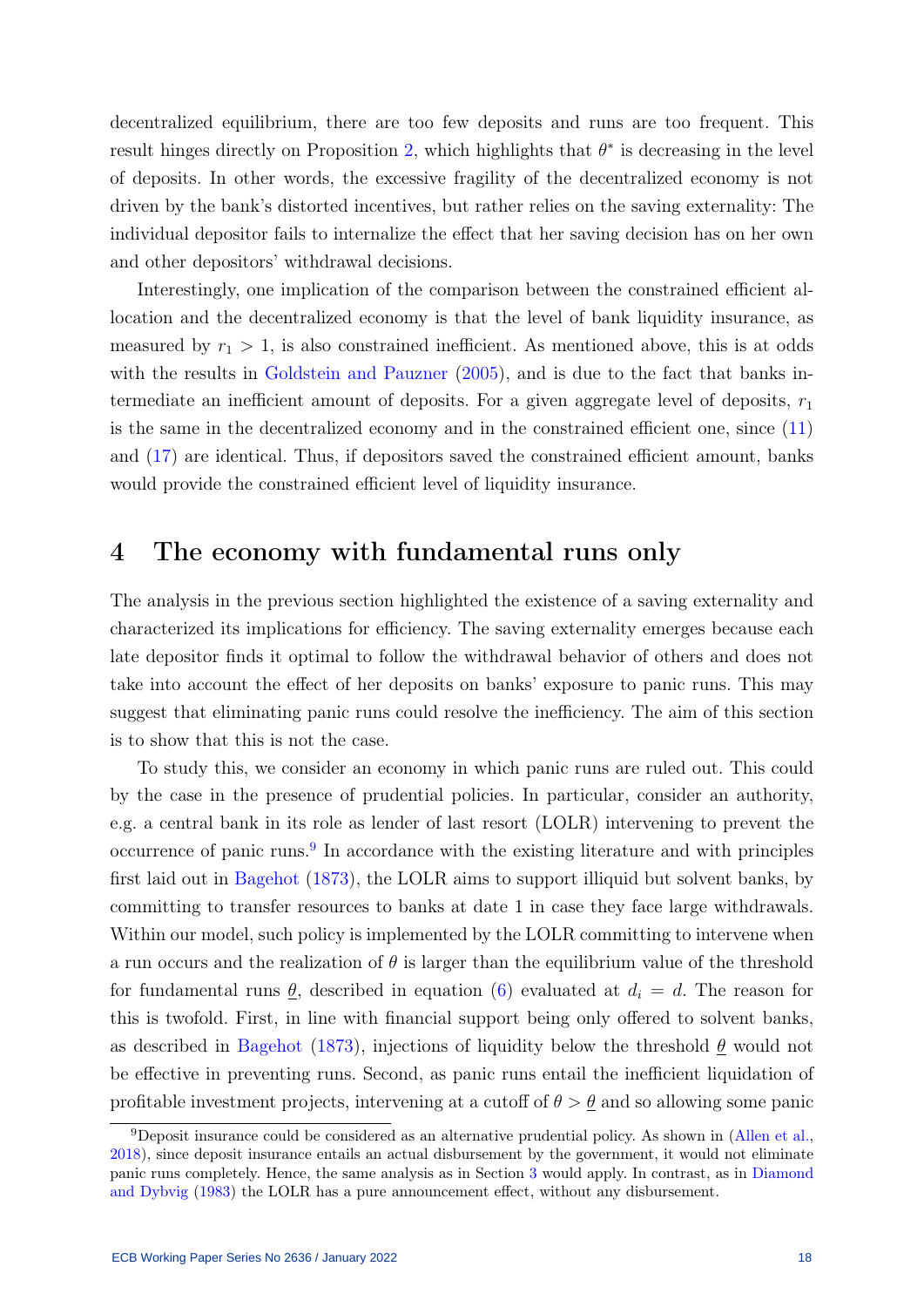decentralized equilibrium, there are too few deposits and runs are too frequent. This result hinges directly on Proposition 2, which highlights that $\theta^*$ is decreasing in the level of deposits. In other words, the excessive fragility of the decentralized economy is not driven by the bank's distorted incentives, but rather relies on the saving externality: The individual depositor fails to internalize the effect that her saving decision has on her own and other depositors' withdrawal decisions.

Interestingly, one implication of the comparison between the constrained efficient allocation and the decentralized economy is that the level of bank liquidity insurance, as measured by $r_1 > 1$, is also constrained inefficient. As mentioned above, this is at odds with the results in Goldstein and Pauzner (2005), and is due to the fact that banks intermediate an inefficient amount of deposits. For a given aggregate level of deposits, $r_1$ is the same in the decentralized economy and in the constrained efficient one, since (11) and (17) are identical. Thus, if depositors saved the constrained efficient amount, banks would provide the constrained efficient level of liquidity insurance.

# 4 The economy with fundamental runs only

The analysis in the previous section highlighted the existence of a saving externality and characterized its implications for efficiency. The saving externality emerges because each late depositor finds it optimal to follow the withdrawal behavior of others and does not take into account the effect of her deposits on banks' exposure to panic runs. This may suggest that eliminating panic runs could resolve the inefficiency. The aim of this section is to show that this is not the case.

To study this, we consider an economy in which panic runs are ruled out. This could by the case in the presence of prudential policies. In particular, consider an authority, e.g. a central bank in its role as lender of last resort (LOLR) intervening to prevent the occurrence of panic runs.[9] In accordance with the existing literature and with principles first laid out in Bagehot (1873), the LOLR aims to support illiquid but solvent banks, by committing to transfer resources to banks at date 1 in case they face large withdrawals. Within our model, such policy is implemented by the LOLR committing to intervene when a run occurs and the realization of $\theta$ is larger than the equilibrium value of the threshold for fundamental runs $\underline{\theta}$, described in equation (6) evaluated at $d_i = d$. The reason for this is twofold. First, in line with financial support being only offered to solvent banks, as described in Bagehot (1873), injections of liquidity below the threshold $\underline{\theta}$ would not be effective in preventing runs. Second, as panic runs entail the inefficient liquidation of profitable investment projects, intervening at a cutoff of $\theta > \underline{\theta}$ and so allowing some panic

[9] Deposit insurance could be considered as an alternative prudential policy. As shown in (Allen et al., 2018), since deposit insurance entails an actual disbursement by the government, it would not eliminate panic runs completely. Hence, the same analysis as in Section 3 would apply. In contrast, as in Diamond and Dybvig (1983) the LOLR has a pure announcement effect, without any disbursement.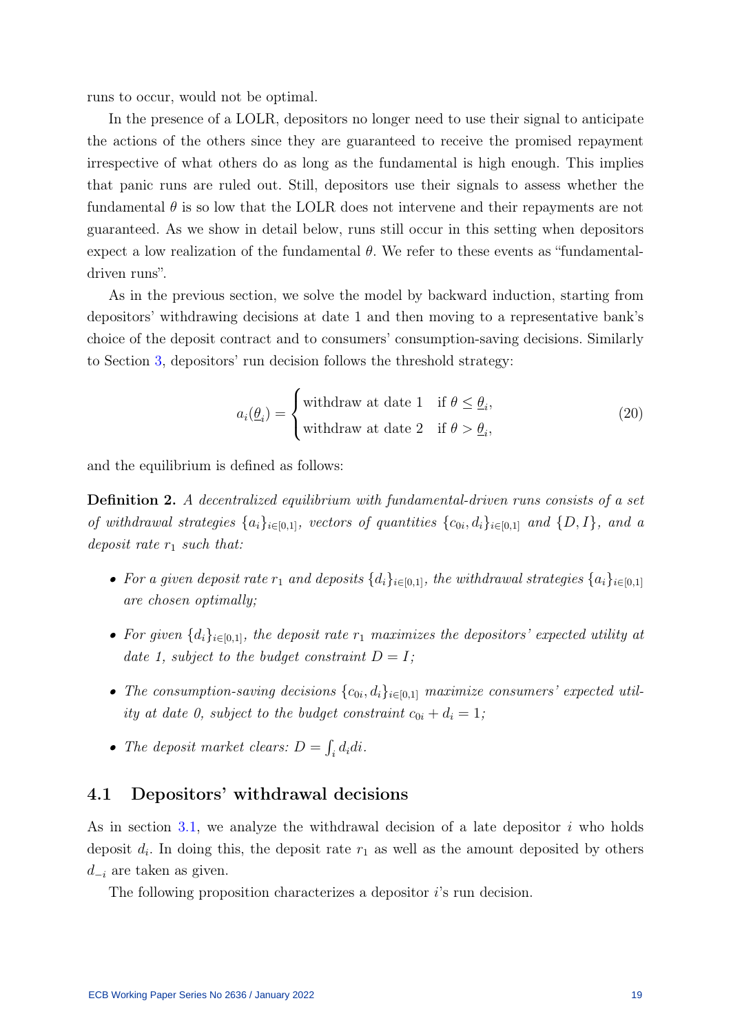runs to occur, would not be optimal.

In the presence of a LOLR, depositors no longer need to use their signal to anticipate the actions of the others since they are guaranteed to receive the promised repayment irrespective of what others do as long as the fundamental is high enough. This implies that panic runs are ruled out. Still, depositors use their signals to assess whether the fundamental $\theta$ is so low that the LOLR does not intervene and their repayments are not guaranteed. As we show in detail below, runs still occur in this setting when depositors expect a low realization of the fundamental $\theta$. We refer to these events as "fundamental-driven runs".

As in the previous section, we solve the model by backward induction, starting from depositors' withdrawing decisions at date 1 and then moving to a representative bank's choice of the deposit contract and to consumers' consumption-saving decisions. Similarly to Section 3, depositors' run decision follows the threshold strategy:

$$a_i(\underline{\theta}_i) = \begin{cases} \text{withdraw at date 1} & \text{if } \theta \leq \underline{\theta}_i, \\ \text{withdraw at date 2} & \text{if } \theta > \underline{\theta}_i, \end{cases} \tag{20}$$

and the equilibrium is defined as follows:

**Definition 2.** *A decentralized equilibrium with fundamental-driven runs consists of a set of withdrawal strategies $\{a_i\}_{i\in[0,1]}$, vectors of quantities $\{c_{0i}, d_i\}_{i\in[0,1]}$ and $\{D, I\}$, and a deposit rate $r_1$ such that:*

- *For a given deposit rate $r_1$ and deposits $\{d_i\}_{i\in[0,1]}$, the withdrawal strategies $\{a_i\}_{i\in[0,1]}$ are chosen optimally;*
- *For given $\{d_i\}_{i\in[0,1]}$, the deposit rate $r_1$ maximizes the depositors' expected utility at date 1, subject to the budget constraint $D = I$;*
- *The consumption-saving decisions $\{c_{0i}, d_i\}_{i\in[0,1]}$ maximize consumers' expected utility at date 0, subject to the budget constraint $c_{0i} + d_i = 1$;*
- *The deposit market clears: $D = \int_i d_i di$.*

## 4.1 Depositors' withdrawal decisions

As in section 3.1, we analyze the withdrawal decision of a late depositor $i$ who holds deposit $d_i$. In doing this, the deposit rate $r_1$ as well as the amount deposited by others $d_{-i}$ are taken as given.

The following proposition characterizes a depositor $i$'s run decision.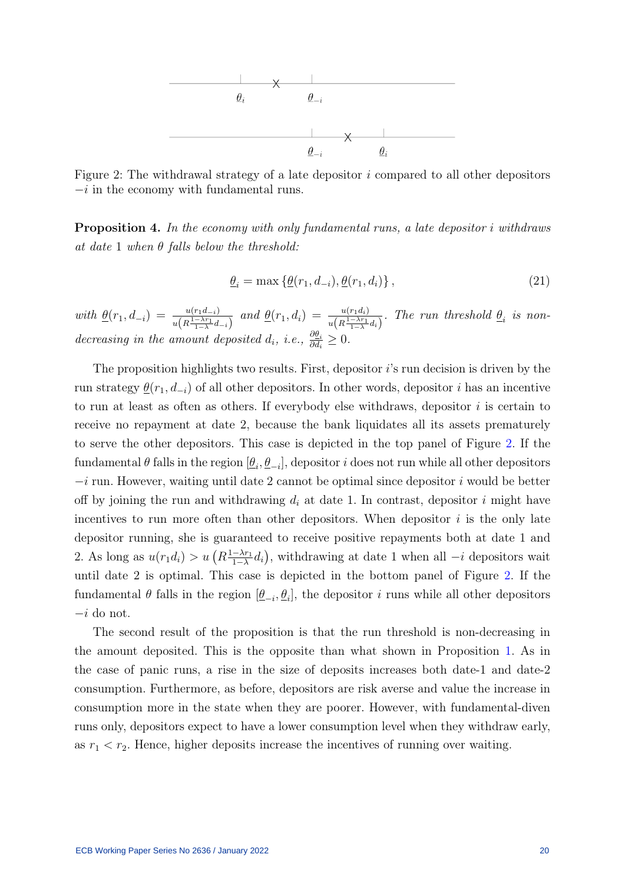Figure 2: The withdrawal strategy of a late depositor $i$ compared to all other depositors $-i$ in the economy with fundamental runs.

**Proposition 4.** *In the economy with only fundamental runs, a late depositor $i$ withdraws at date 1 when $\theta$ falls below the threshold:*

$$\underline{\theta}_i = \max\left\{\underline{\theta}(r_1, d_{-i}), \underline{\theta}(r_1, d_i)\right\}, \tag{21}$$

*with $\underline{\theta}(r_1, d_{-i}) = \frac{u(r_1 d_{-i})}{u\left(R\frac{1-\lambda r_1}{1-\lambda}d_{-i}\right)}$ and $\underline{\theta}(r_1, d_i) = \frac{u(r_1 d_i)}{u\left(R\frac{1-\lambda r_1}{1-\lambda}d_i\right)}$. The run threshold $\underline{\theta}_i$ is non-decreasing in the amount deposited $d_i$, i.e., $\frac{\partial \underline{\theta}_i}{\partial d_i} \geq 0$.*

The proposition highlights two results. First, depositor $i$'s run decision is driven by the run strategy $\underline{\theta}(r_1, d_{-i})$ of all other depositors. In other words, depositor $i$ has an incentive to run at least as often as others. If everybody else withdraws, depositor $i$ is certain to receive no repayment at date 2, because the bank liquidates all its assets prematurely to serve the other depositors. This case is depicted in the top panel of Figure 2. If the fundamental $\theta$ falls in the region $[\underline{\theta}_i, \underline{\theta}_{-i}]$, depositor $i$ does not run while all other depositors $-i$ run. However, waiting until date 2 cannot be optimal since depositor $i$ would be better off by joining the run and withdrawing $d_i$ at date 1. In contrast, depositor $i$ might have incentives to run more often than other depositors. When depositor $i$ is the only late depositor running, she is guaranteed to receive positive repayments both at date 1 and 2. As long as $u(r_1 d_i) > u\left(R\frac{1-\lambda r_1}{1-\lambda}d_i\right)$, withdrawing at date 1 when all $-i$ depositors wait until date 2 is optimal. This case is depicted in the bottom panel of Figure 2. If the fundamental $\theta$ falls in the region $[\underline{\theta}_{-i}, \underline{\theta}_i]$, the depositor $i$ runs while all other depositors $-i$ do not.

The second result of the proposition is that the run threshold is non-decreasing in the amount deposited. This is the opposite than what shown in Proposition 1. As in the case of panic runs, a rise in the size of deposits increases both date-1 and date-2 consumption. Furthermore, as before, depositors are risk averse and value the increase in consumption more in the state when they are poorer. However, with fundamental-diven runs only, depositors expect to have a lower consumption level when they withdraw early, as $r_1 < r_2$. Hence, higher deposits increase the incentives of running over waiting.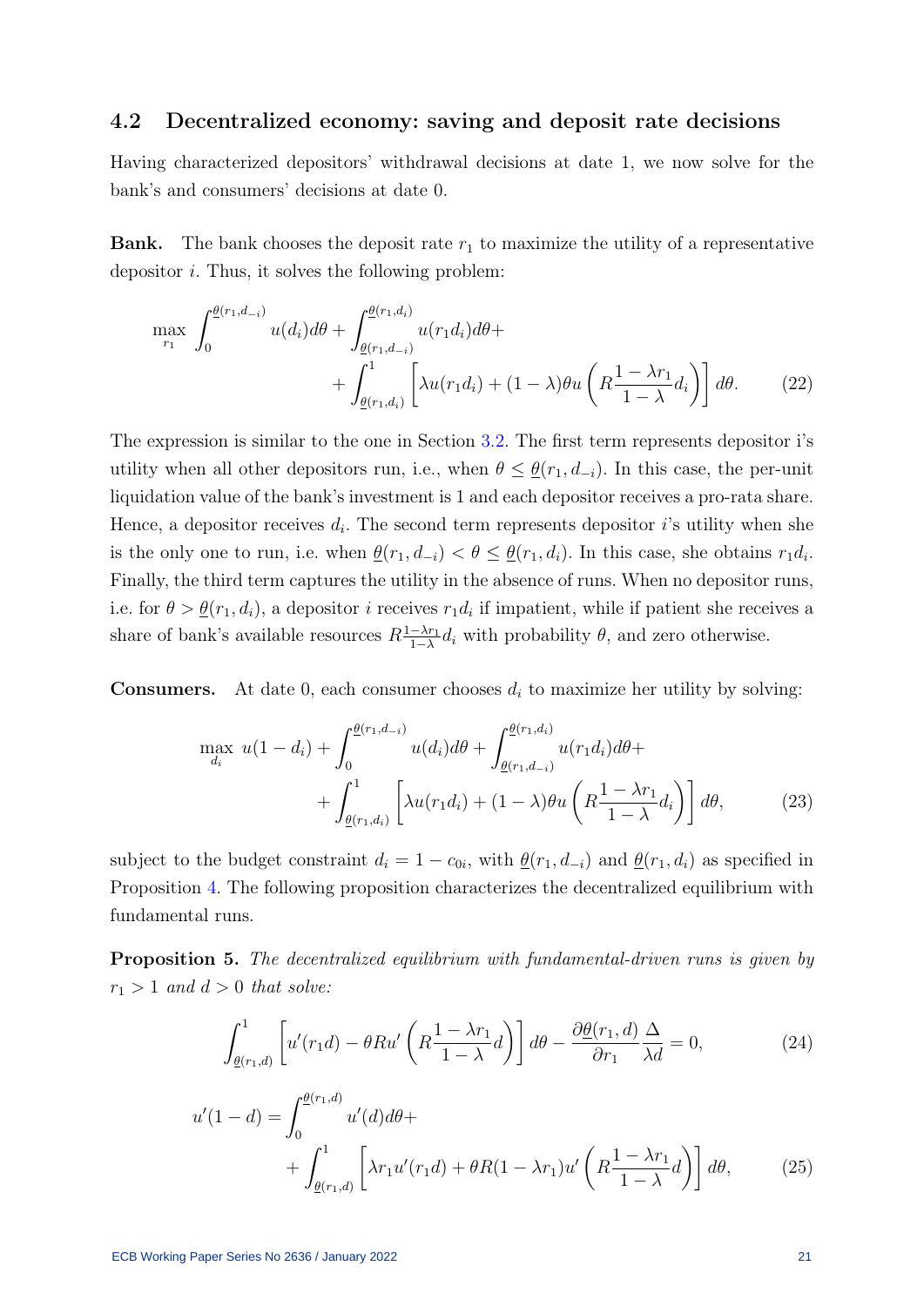## 4.2 Decentralized economy: saving and deposit rate decisions

Having characterized depositors' withdrawal decisions at date 1, we now solve for the bank's and consumers' decisions at date 0.

**Bank.** The bank chooses the deposit rate $r_1$ to maximize the utility of a representative depositor $i$. Thus, it solves the following problem:

$$\max_{r_1} \int_0^{\underline{\theta}(r_1,d_{-i})} u(d_i)d\theta + \int_{\underline{\theta}(r_1,d_{-i})}^{\underline{\theta}(r_1,d_i)} u(r_1 d_i)d\theta + \\ + \int_{\underline{\theta}(r_1,d_i)}^{1} \left[\lambda u(r_1 d_i) + (1-\lambda)\theta u\left(R\frac{1-\lambda r_1}{1-\lambda}d_i\right)\right]d\theta. \tag{22}$$

The expression is similar to the one in Section 3.2. The first term represents depositor i's utility when all other depositors run, i.e., when $\theta \leq \underline{\theta}(r_1, d_{-i})$. In this case, the per-unit liquidation value of the bank's investment is 1 and each depositor receives a pro-rata share. Hence, a depositor receives $d_i$. The second term represents depositor $i$'s utility when she is the only one to run, i.e. when $\underline{\theta}(r_1, d_{-i}) < \theta \leq \underline{\theta}(r_1, d_i)$. In this case, she obtains $r_1 d_i$. Finally, the third term captures the utility in the absence of runs. When no depositor runs, i.e. for $\theta > \underline{\theta}(r_1, d_i)$, a depositor $i$ receives $r_1 d_i$ if impatient, while if patient she receives a share of bank's available resources $R\frac{1-\lambda r_1}{1-\lambda}d_i$ with probability $\theta$, and zero otherwise.

**Consumers.** At date 0, each consumer chooses $d_i$ to maximize her utility by solving:

$$\max_{d_i}\ u(1-d_i) + \int_0^{\underline{\theta}(r_1,d_{-i})} u(d_i)d\theta + \int_{\underline{\theta}(r_1,d_{-i})}^{\underline{\theta}(r_1,d_i)} u(r_1 d_i)d\theta + \\ + \int_{\underline{\theta}(r_1,d_i)}^{1} \left[\lambda u(r_1 d_i) + (1-\lambda)\theta u\left(R\frac{1-\lambda r_1}{1-\lambda}d_i\right)\right]d\theta, \tag{23}$$

subject to the budget constraint $d_i = 1 - c_{0i}$, with $\underline{\theta}(r_1, d_{-i})$ and $\underline{\theta}(r_1, d_i)$ as specified in Proposition 4. The following proposition characterizes the decentralized equilibrium with fundamental runs.

**Proposition 5.** *The decentralized equilibrium with fundamental-driven runs is given by $r_1 > 1$ and $d > 0$ that solve:*

$$\int_{\underline{\theta}(r_1,d)}^{1} \left[u'(r_1 d) - \theta R u'\left(R\frac{1-\lambda r_1}{1-\lambda}d\right)\right]d\theta - \frac{\partial \underline{\theta}(r_1,d)}{\partial r_1}\frac{\Delta}{\lambda d} = 0, \tag{24}$$

$$u'(1-d) = \int_0^{\underline{\theta}(r_1,d)} u'(d)d\theta + \\ + \int_{\underline{\theta}(r_1,d)}^{1} \left[\lambda r_1 u'(r_1 d) + \theta R(1-\lambda r_1)u'\left(R\frac{1-\lambda r_1}{1-\lambda}d\right)\right]d\theta, \tag{25}$$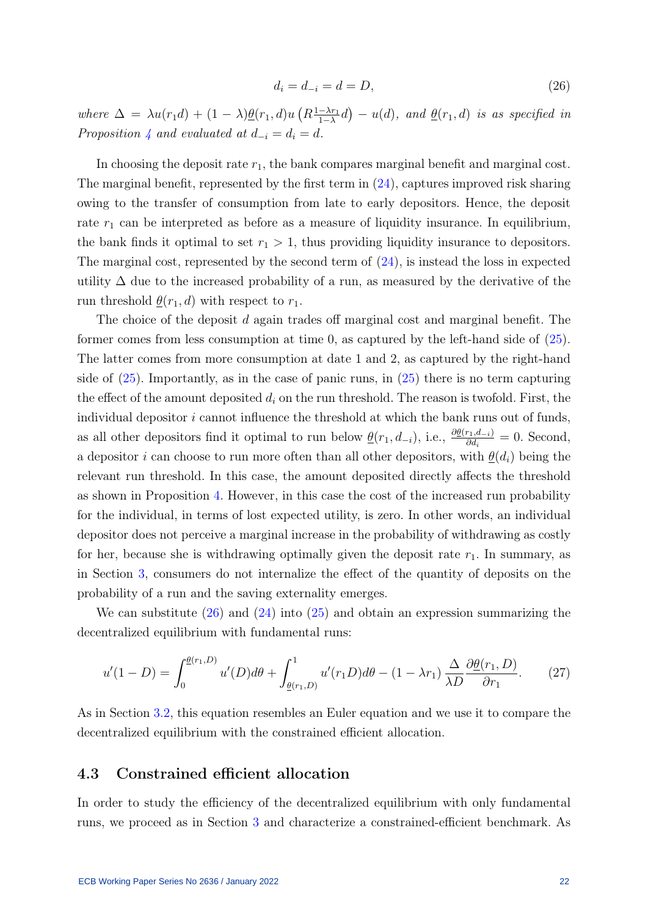$$d_i = d_{-i} = d = D, \tag{26}$$

*where* $\Delta = \lambda u(r_1 d) + (1-\lambda)\underline{\theta}(r_1, d) u\left(R\frac{1-\lambda r_1}{1-\lambda} d\right) - u(d)$*, and* $\underline{\theta}(r_1, d)$ *is as specified in Proposition 4 and evaluated at* $d_{-i} = d_i = d$*.*

In choosing the deposit rate $r_1$, the bank compares marginal benefit and marginal cost. The marginal benefit, represented by the first term in (24), captures improved risk sharing owing to the transfer of consumption from late to early depositors. Hence, the deposit rate $r_1$ can be interpreted as before as a measure of liquidity insurance. In equilibrium, the bank finds it optimal to set $r_1 > 1$, thus providing liquidity insurance to depositors. The marginal cost, represented by the second term of (24), is instead the loss in expected utility $\Delta$ due to the increased probability of a run, as measured by the derivative of the run threshold $\underline{\theta}(r_1, d)$ with respect to $r_1$.

The choice of the deposit $d$ again trades off marginal cost and marginal benefit. The former comes from less consumption at time 0, as captured by the left-hand side of (25). The latter comes from more consumption at date 1 and 2, as captured by the right-hand side of (25). Importantly, as in the case of panic runs, in (25) there is no term capturing the effect of the amount deposited $d_i$ on the run threshold. The reason is twofold. First, the individual depositor $i$ cannot influence the threshold at which the bank runs out of funds, as all other depositors find it optimal to run below $\underline{\theta}(r_1, d_{-i})$, i.e., $\frac{\partial \underline{\theta}(r_1, d_{-i})}{\partial d_i} = 0$. Second, a depositor $i$ can choose to run more often than all other depositors, with $\underline{\theta}(d_i)$ being the relevant run threshold. In this case, the amount deposited directly affects the threshold as shown in Proposition 4. However, in this case the cost of the increased run probability for the individual, in terms of lost expected utility, is zero. In other words, an individual depositor does not perceive a marginal increase in the probability of withdrawing as costly for her, because she is withdrawing optimally given the deposit rate $r_1$. In summary, as in Section 3, consumers do not internalize the effect of the quantity of deposits on the probability of a run and the saving externality emerges.

We can substitute (26) and (24) into (25) and obtain an expression summarizing the decentralized equilibrium with fundamental runs:

$$u'(1-D) = \int_0^{\underline{\theta}(r_1, D)} u'(D) d\theta + \int_{\underline{\theta}(r_1, D)}^1 u'(r_1 D) d\theta - (1 - \lambda r_1) \frac{\Delta}{\lambda D} \frac{\partial \underline{\theta}(r_1, D)}{\partial r_1}. \tag{27}$$

As in Section 3.2, this equation resembles an Euler equation and we use it to compare the decentralized equilibrium with the constrained efficient allocation.

## 4.3 Constrained efficient allocation

In order to study the efficiency of the decentralized equilibrium with only fundamental runs, we proceed as in Section 3 and characterize a constrained-efficient benchmark. As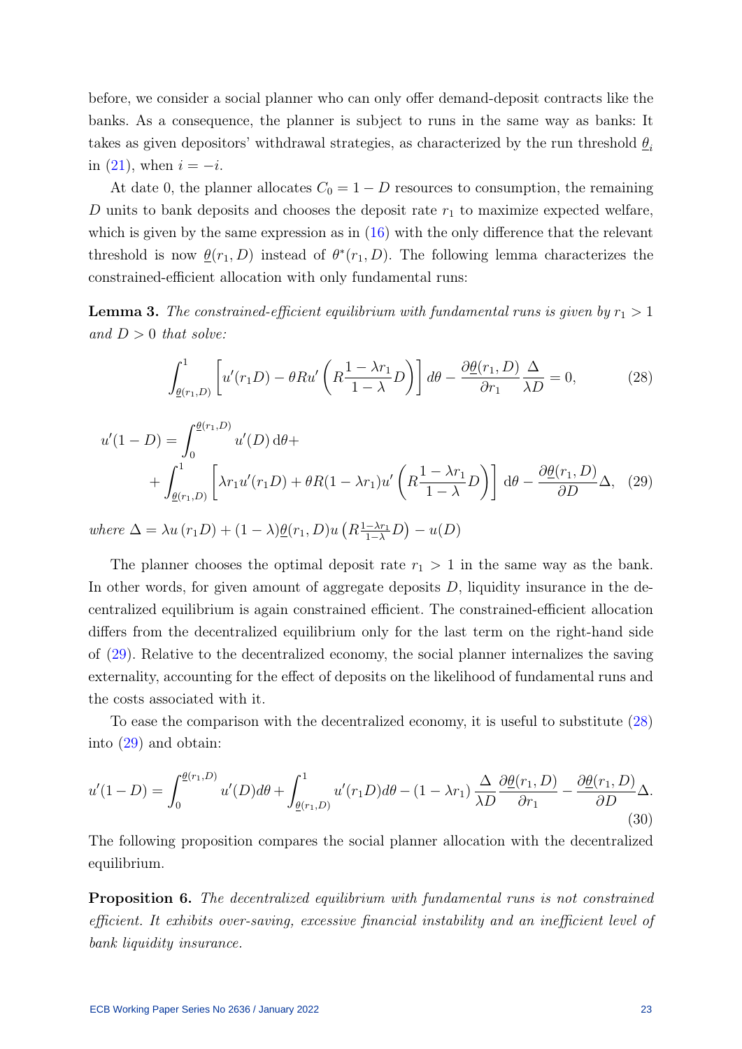before, we consider a social planner who can only offer demand-deposit contracts like the banks. As a consequence, the planner is subject to runs in the same way as banks: It takes as given depositors' withdrawal strategies, as characterized by the run threshold $\underline{\theta}_i$ in (21), when $i = -i$.

At date 0, the planner allocates $C_0 = 1 - D$ resources to consumption, the remaining $D$ units to bank deposits and chooses the deposit rate $r_1$ to maximize expected welfare, which is given by the same expression as in (16) with the only difference that the relevant threshold is now $\underline{\theta}(r_1, D)$ instead of $\theta^*(r_1, D)$. The following lemma characterizes the constrained-efficient allocation with only fundamental runs:

**Lemma 3.** *The constrained-efficient equilibrium with fundamental runs is given by $r_1 > 1$ and $D > 0$ that solve:*

$$\int_{\underline{\theta}(r_1,D)}^{1} \left[ u'(r_1 D) - \theta R u'\left( R \frac{1-\lambda r_1}{1-\lambda} D \right) \right] d\theta - \frac{\partial \underline{\theta}(r_1, D)}{\partial r_1} \frac{\Delta}{\lambda D} = 0, \tag{28}$$

$$u'(1-D) = \int_0^{\underline{\theta}(r_1,D)} u'(D)\, \mathrm{d}\theta + \\ + \int_{\underline{\theta}(r_1,D)}^{1} \left[ \lambda r_1 u'(r_1 D) + \theta R (1-\lambda r_1) u'\left( R \frac{1-\lambda r_1}{1-\lambda} D \right) \right] \mathrm{d}\theta - \frac{\partial \underline{\theta}(r_1, D)}{\partial D} \Delta, \tag{29}$$

*where* $\Delta = \lambda u(r_1 D) + (1-\lambda)\underline{\theta}(r_1, D) u\left( R \frac{1-\lambda r_1}{1-\lambda} D \right) - u(D)$

The planner chooses the optimal deposit rate $r_1 > 1$ in the same way as the bank. In other words, for given amount of aggregate deposits $D$, liquidity insurance in the decentralized equilibrium is again constrained efficient. The constrained-efficient allocation differs from the decentralized equilibrium only for the last term on the right-hand side of (29). Relative to the decentralized economy, the social planner internalizes the saving externality, accounting for the effect of deposits on the likelihood of fundamental runs and the costs associated with it.

To ease the comparison with the decentralized economy, it is useful to substitute (28) into (29) and obtain:

$$u'(1-D) = \int_0^{\underline{\theta}(r_1,D)} u'(D) d\theta + \int_{\underline{\theta}(r_1,D)}^{1} u'(r_1 D) d\theta - (1-\lambda r_1) \frac{\Delta}{\lambda D} \frac{\partial \underline{\theta}(r_1, D)}{\partial r_1} - \frac{\partial \underline{\theta}(r_1, D)}{\partial D} \Delta. \tag{30}$$

The following proposition compares the social planner allocation with the decentralized equilibrium.

**Proposition 6.** *The decentralized equilibrium with fundamental runs is not constrained efficient. It exhibits over-saving, excessive financial instability and an inefficient level of bank liquidity insurance.*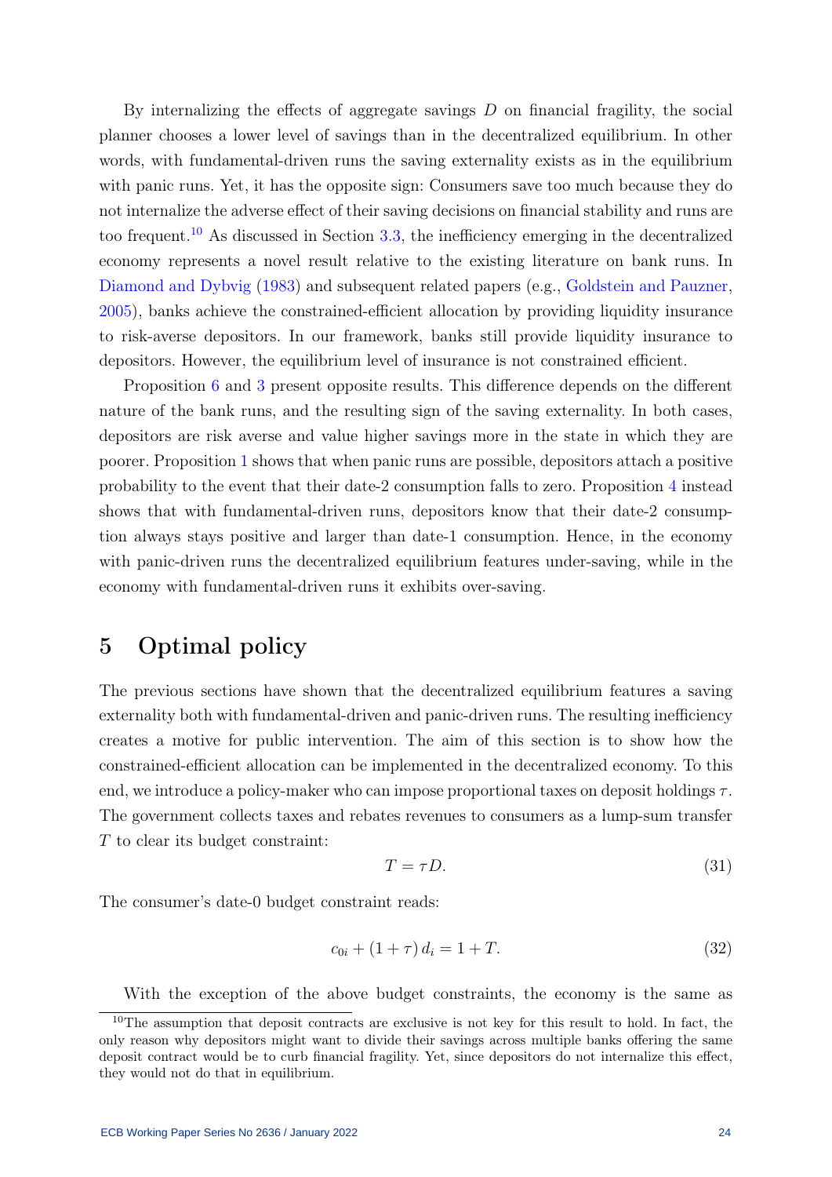By internalizing the effects of aggregate savings $D$ on financial fragility, the social planner chooses a lower level of savings than in the decentralized equilibrium. In other words, with fundamental-driven runs the saving externality exists as in the equilibrium with panic runs. Yet, it has the opposite sign: Consumers save too much because they do not internalize the adverse effect of their saving decisions on financial stability and runs are too frequent.[10] As discussed in Section 3.3, the inefficiency emerging in the decentralized economy represents a novel result relative to the existing literature on bank runs. In Diamond and Dybvig (1983) and subsequent related papers (e.g., Goldstein and Pauzner, 2005), banks achieve the constrained-efficient allocation by providing liquidity insurance to risk-averse depositors. In our framework, banks still provide liquidity insurance to depositors. However, the equilibrium level of insurance is not constrained efficient.

Proposition 6 and 3 present opposite results. This difference depends on the different nature of the bank runs, and the resulting sign of the saving externality. In both cases, depositors are risk averse and value higher savings more in the state in which they are poorer. Proposition 1 shows that when panic runs are possible, depositors attach a positive probability to the event that their date-2 consumption falls to zero. Proposition 4 instead shows that with fundamental-driven runs, depositors know that their date-2 consumption always stays positive and larger than date-1 consumption. Hence, in the economy with panic-driven runs the decentralized equilibrium features under-saving, while in the economy with fundamental-driven runs it exhibits over-saving.

# 5 Optimal policy

The previous sections have shown that the decentralized equilibrium features a saving externality both with fundamental-driven and panic-driven runs. The resulting inefficiency creates a motive for public intervention. The aim of this section is to show how the constrained-efficient allocation can be implemented in the decentralized economy. To this end, we introduce a policy-maker who can impose proportional taxes on deposit holdings $\tau$. The government collects taxes and rebates revenues to consumers as a lump-sum transfer $T$ to clear its budget constraint:

$$T = \tau D. \tag{31}$$

The consumer's date-0 budget constraint reads:

$$c_{0i} + (1 + \tau)\, d_i = 1 + T. \tag{32}$$

With the exception of the above budget constraints, the economy is the same as

[10] The assumption that deposit contracts are exclusive is not key for this result to hold. In fact, the only reason why depositors might want to divide their savings across multiple banks offering the same deposit contract would be to curb financial fragility. Yet, since depositors do not internalize this effect, they would not do that in equilibrium.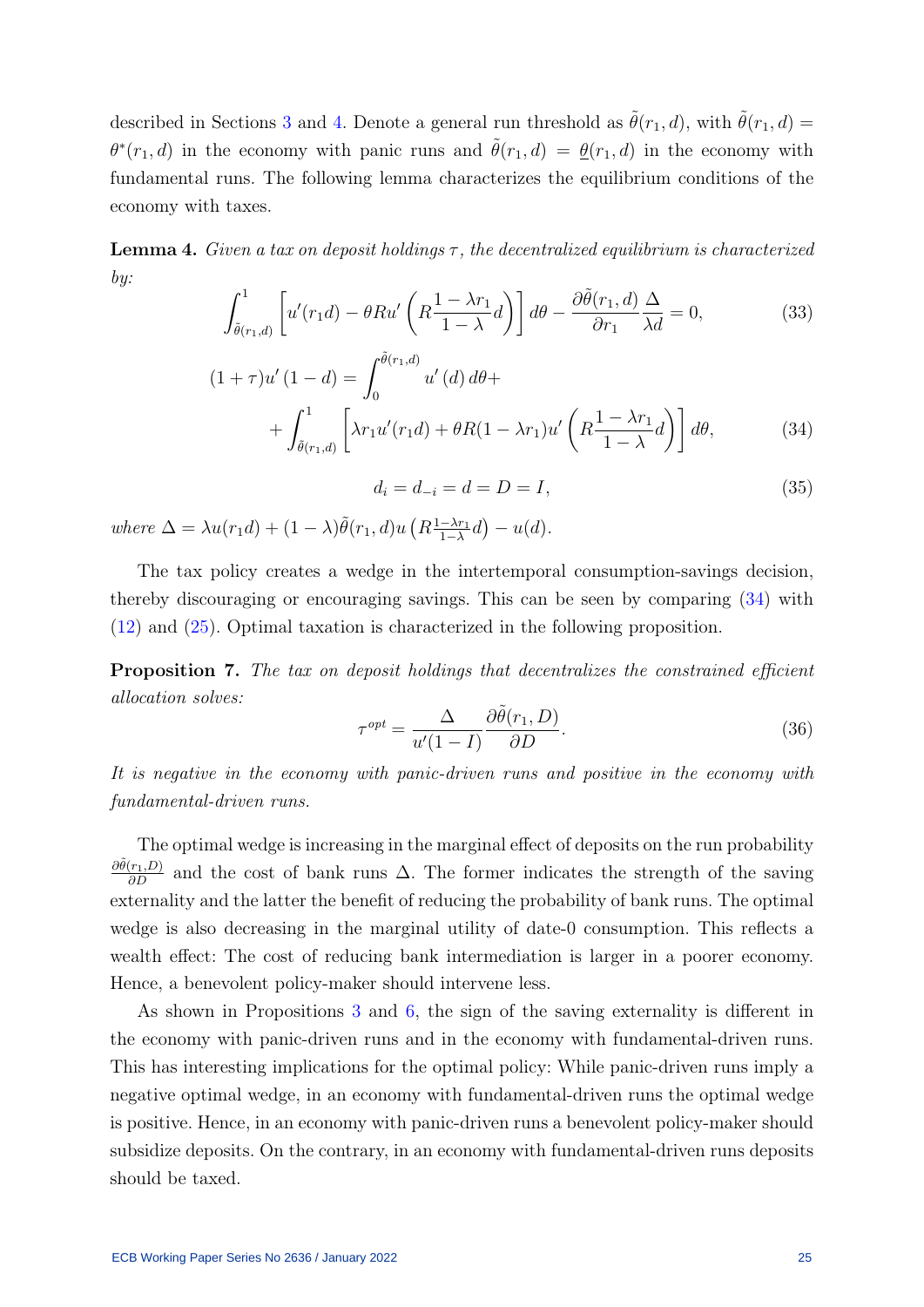described in Sections 3 and 4. Denote a general run threshold as $\tilde{\theta}(r_1, d)$, with $\tilde{\theta}(r_1, d) = \theta^*(r_1, d)$ in the economy with panic runs and $\tilde{\theta}(r_1, d) = \underline{\theta}(r_1, d)$ in the economy with fundamental runs. The following lemma characterizes the equilibrium conditions of the economy with taxes.

**Lemma 4.** *Given a tax on deposit holdings $\tau$, the decentralized equilibrium is characterized by:*

$$\int_{\tilde{\theta}(r_1,d)}^{1} \left[ u'(r_1 d) - \theta R u'\left( R \frac{1-\lambda r_1}{1-\lambda} d \right) \right] d\theta - \frac{\partial \tilde{\theta}(r_1, d)}{\partial r_1} \frac{\Delta}{\lambda d} = 0, \tag{33}$$

$$\begin{aligned}(1+\tau) u'(1-d) = & \int_0^{\tilde{\theta}(r_1,d)} u'(d)\, d\theta + \\ & + \int_{\tilde{\theta}(r_1,d)}^{1} \left[ \lambda r_1 u'(r_1 d) + \theta R (1-\lambda r_1) u'\left( R \frac{1-\lambda r_1}{1-\lambda} d \right) \right] d\theta, \end{aligned} \tag{34}$$

$$d_i = d_{-i} = d = D = I, \tag{35}$$

*where* $\Delta = \lambda u(r_1 d) + (1-\lambda)\tilde{\theta}(r_1, d) u\left( R \frac{1-\lambda r_1}{1-\lambda} d \right) - u(d)$.

The tax policy creates a wedge in the intertemporal consumption-savings decision, thereby discouraging or encouraging savings. This can be seen by comparing (34) with (12) and (25). Optimal taxation is characterized in the following proposition.

**Proposition 7.** *The tax on deposit holdings that decentralizes the constrained efficient allocation solves:*

$$\tau^{opt} = \frac{\Delta}{u'(1-I)} \frac{\partial \tilde{\theta}(r_1, D)}{\partial D}. \tag{36}$$

*It is negative in the economy with panic-driven runs and positive in the economy with fundamental-driven runs.*

The optimal wedge is increasing in the marginal effect of deposits on the run probability $\frac{\partial \tilde{\theta}(r_1, D)}{\partial D}$ and the cost of bank runs $\Delta$. The former indicates the strength of the saving externality and the latter the benefit of reducing the probability of bank runs. The optimal wedge is also decreasing in the marginal utility of date-0 consumption. This reflects a wealth effect: The cost of reducing bank intermediation is larger in a poorer economy. Hence, a benevolent policy-maker should intervene less.

As shown in Propositions 3 and 6, the sign of the saving externality is different in the economy with panic-driven runs and in the economy with fundamental-driven runs. This has interesting implications for the optimal policy: While panic-driven runs imply a negative optimal wedge, in an economy with fundamental-driven runs the optimal wedge is positive. Hence, in an economy with panic-driven runs a benevolent policy-maker should subsidize deposits. On the contrary, in an economy with fundamental-driven runs deposits should be taxed.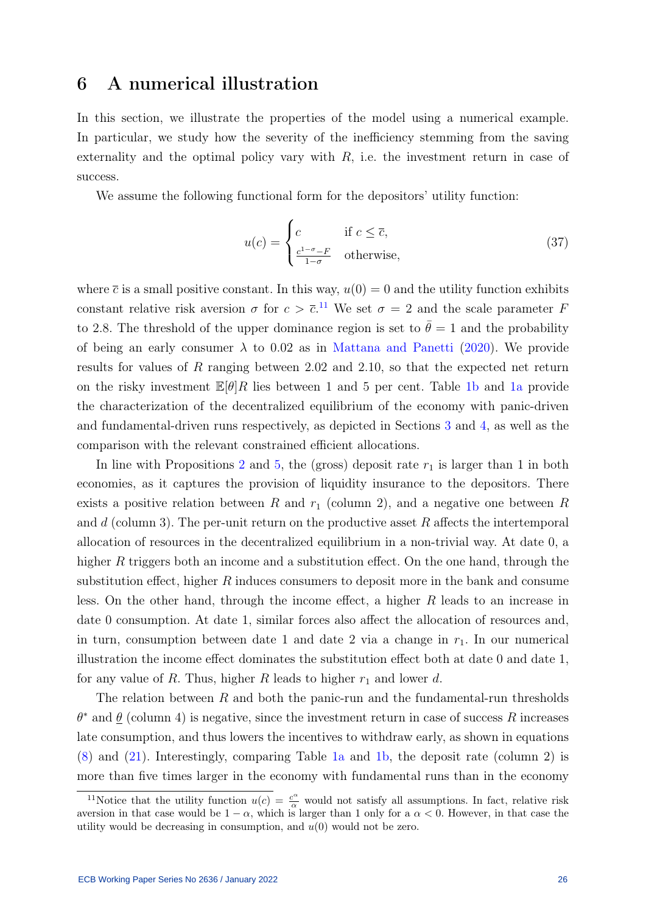# 6 A numerical illustration

In this section, we illustrate the properties of the model using a numerical example. In particular, we study how the severity of the inefficiency stemming from the saving externality and the optimal policy vary with $R$, i.e. the investment return in case of success.

We assume the following functional form for the depositors' utility function:

$$u(c) = \begin{cases} c & \text{if } c \leq \overline{c}, \\ \frac{c^{1-\sigma}-F}{1-\sigma} & \text{otherwise,} \end{cases} \tag{37}$$

where $\overline{c}$ is a small positive constant. In this way, $u(0) = 0$ and the utility function exhibits constant relative risk aversion $\sigma$ for $c > \overline{c}$.[11] We set $\sigma = 2$ and the scale parameter $F$ to 2.8. The threshold of the upper dominance region is set to $\bar{\theta} = 1$ and the probability of being an early consumer $\lambda$ to 0.02 as in Mattana and Panetti (2020). We provide results for values of $R$ ranging between 2.02 and 2.10, so that the expected net return on the risky investment $\mathbb{E}[\theta]R$ lies between 1 and 5 per cent. Table 1b and 1a provide the characterization of the decentralized equilibrium of the economy with panic-driven and fundamental-driven runs respectively, as depicted in Sections 3 and 4, as well as the comparison with the relevant constrained efficient allocations.

In line with Propositions 2 and 5, the (gross) deposit rate $r_1$ is larger than 1 in both economies, as it captures the provision of liquidity insurance to the depositors. There exists a positive relation between $R$ and $r_1$ (column 2), and a negative one between $R$ and $d$ (column 3). The per-unit return on the productive asset $R$ affects the intertemporal allocation of resources in the decentralized equilibrium in a non-trivial way. At date 0, a higher $R$ triggers both an income and a substitution effect. On the one hand, through the substitution effect, higher $R$ induces consumers to deposit more in the bank and consume less. On the other hand, through the income effect, a higher $R$ leads to an increase in date 0 consumption. At date 1, similar forces also affect the allocation of resources and, in turn, consumption between date 1 and date 2 via a change in $r_1$. In our numerical illustration the income effect dominates the substitution effect both at date 0 and date 1, for any value of $R$. Thus, higher $R$ leads to higher $r_1$ and lower $d$.

The relation between $R$ and both the panic-run and the fundamental-run thresholds $\theta^*$ and $\underline{\theta}$ (column 4) is negative, since the investment return in case of success $R$ increases late consumption, and thus lowers the incentives to withdraw early, as shown in equations (8) and (21). Interestingly, comparing Table 1a and 1b, the deposit rate (column 2) is more than five times larger in the economy with fundamental runs than in the economy

[11] Notice that the utility function $u(c) = \frac{c^{\alpha}}{\alpha}$ would not satisfy all assumptions. In fact, relative risk aversion in that case would be $1 - \alpha$, which is larger than 1 only for a $\alpha < 0$. However, in that case the utility would be decreasing in consumption, and $u(0)$ would not be zero.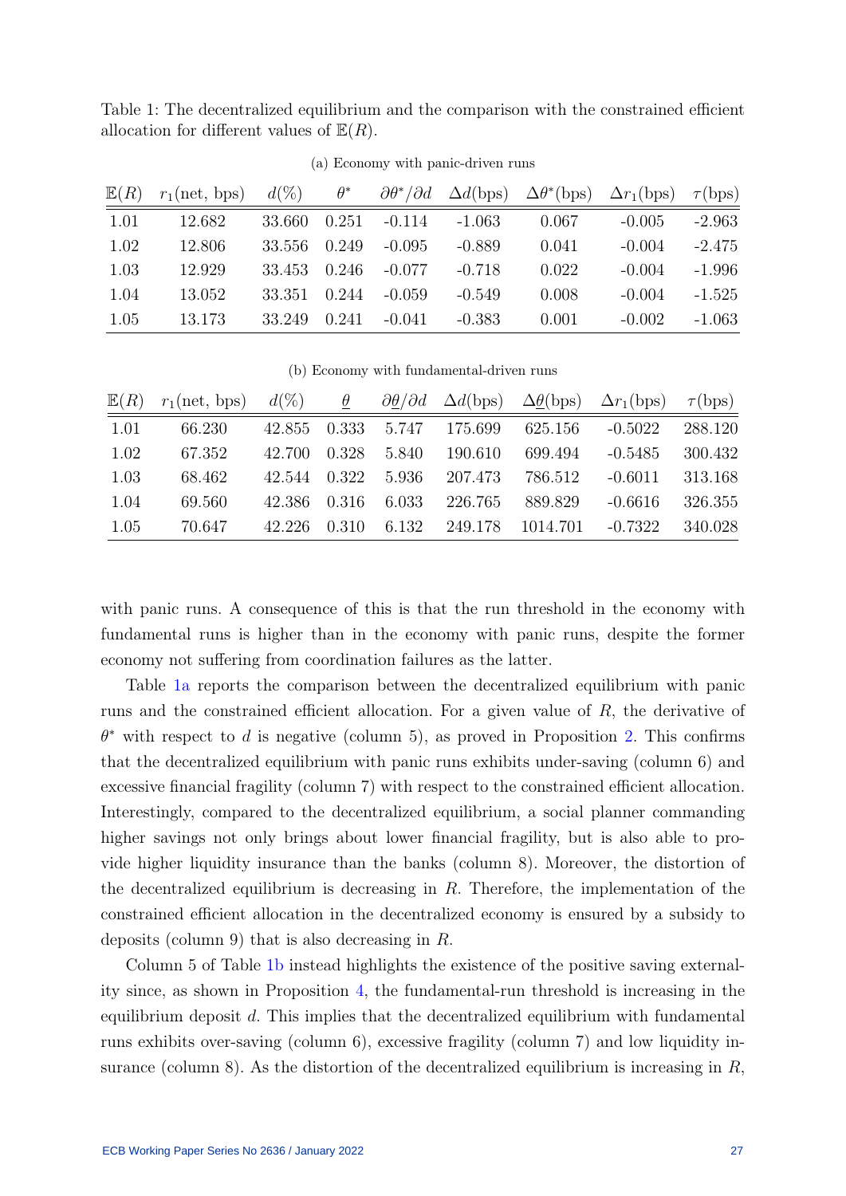Table 1: The decentralized equilibrium and the comparison with the constrained efficient allocation for different values of $\mathbb{E}(R)$.

(a) Economy with panic-driven runs

| $\mathbb{E}(R)$ | $r_1$(net, bps) | $d$(%) | $\theta^*$ | $\partial\theta^*/\partial d$ | $\Delta d$(bps) | $\Delta\theta^*$(bps) | $\Delta r_1$(bps) | $\tau$(bps) |
|---|---|---|---|---|---|---|---|---|
| 1.01 | 12.682 | 33.660 | 0.251 | -0.114 | -1.063 | 0.067 | -0.005 | -2.963 |
| 1.02 | 12.806 | 33.556 | 0.249 | -0.095 | -0.889 | 0.041 | -0.004 | -2.475 |
| 1.03 | 12.929 | 33.453 | 0.246 | -0.077 | -0.718 | 0.022 | -0.004 | -1.996 |
| 1.04 | 13.052 | 33.351 | 0.244 | -0.059 | -0.549 | 0.008 | -0.004 | -1.525 |
| 1.05 | 13.173 | 33.249 | 0.241 | -0.041 | -0.383 | 0.001 | -0.002 | -1.063 |

(b) Economy with fundamental-driven runs

| $\mathbb{E}(R)$ | $r_1$(net, bps) | $d$(%) | $\underline{\theta}$ | $\partial\underline{\theta}/\partial d$ | $\Delta d$(bps) | $\Delta\underline{\theta}$(bps) | $\Delta r_1$(bps) | $\tau$(bps) |
|---|---|---|---|---|---|---|---|---|
| 1.01 | 66.230 | 42.855 | 0.333 | 5.747 | 175.699 | 625.156 | -0.5022 | 288.120 |
| 1.02 | 67.352 | 42.700 | 0.328 | 5.840 | 190.610 | 699.494 | -0.5485 | 300.432 |
| 1.03 | 68.462 | 42.544 | 0.322 | 5.936 | 207.473 | 786.512 | -0.6011 | 313.168 |
| 1.04 | 69.560 | 42.386 | 0.316 | 6.033 | 226.765 | 889.829 | -0.6616 | 326.355 |
| 1.05 | 70.647 | 42.226 | 0.310 | 6.132 | 249.178 | 1014.701 | -0.7322 | 340.028 |

with panic runs. A consequence of this is that the run threshold in the economy with fundamental runs is higher than in the economy with panic runs, despite the former economy not suffering from coordination failures as the latter.

Table 1a reports the comparison between the decentralized equilibrium with panic runs and the constrained efficient allocation. For a given value of $R$, the derivative of $\theta^*$ with respect to $d$ is negative (column 5), as proved in Proposition 2. This confirms that the decentralized equilibrium with panic runs exhibits under-saving (column 6) and excessive financial fragility (column 7) with respect to the constrained efficient allocation. Interestingly, compared to the decentralized equilibrium, a social planner commanding higher savings not only brings about lower financial fragility, but is also able to provide higher liquidity insurance than the banks (column 8). Moreover, the distortion of the decentralized equilibrium is decreasing in $R$. Therefore, the implementation of the constrained efficient allocation in the decentralized economy is ensured by a subsidy to deposits (column 9) that is also decreasing in $R$.

Column 5 of Table 1b instead highlights the existence of the positive saving externality since, as shown in Proposition 4, the fundamental-run threshold is increasing in the equilibrium deposit $d$. This implies that the decentralized equilibrium with fundamental runs exhibits over-saving (column 6), excessive fragility (column 7) and low liquidity insurance (column 8). As the distortion of the decentralized equilibrium is increasing in $R$,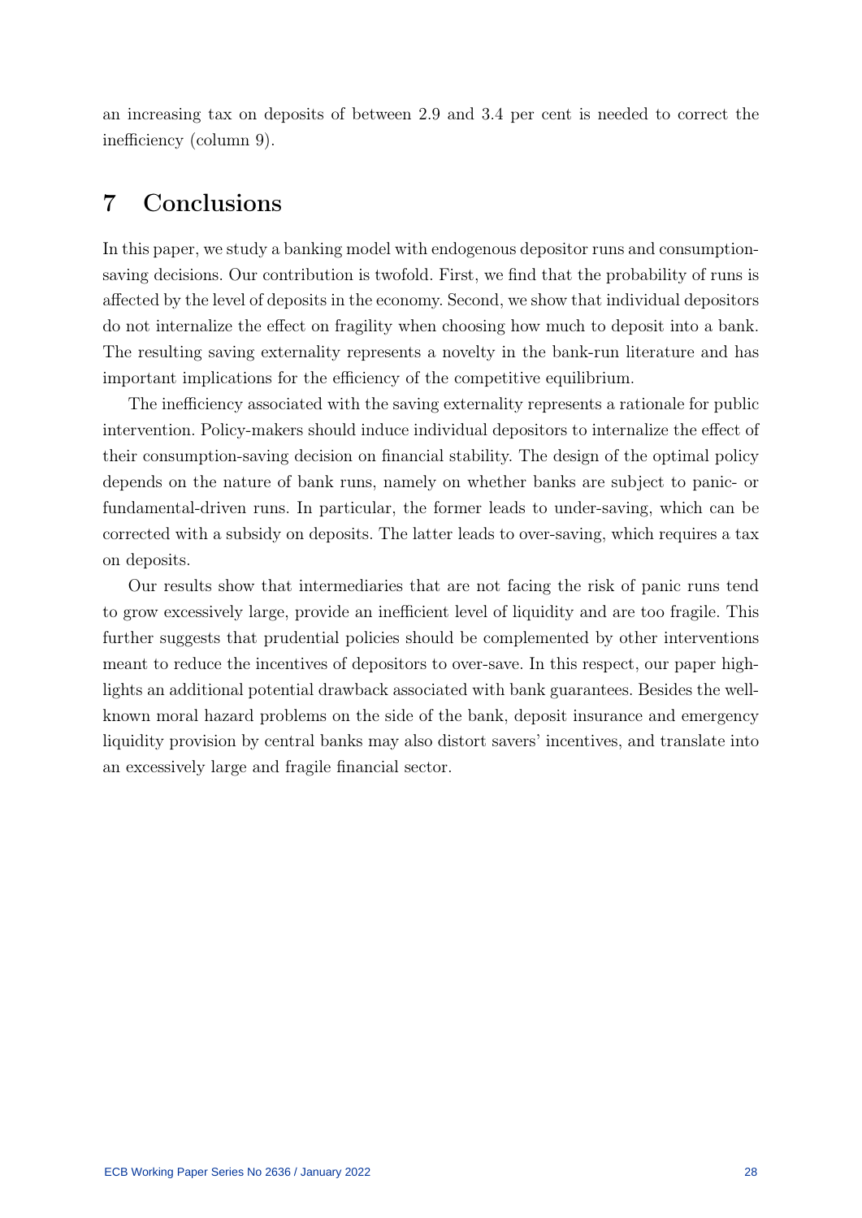an increasing tax on deposits of between 2.9 and 3.4 per cent is needed to correct the inefficiency (column 9).

# 7 Conclusions

In this paper, we study a banking model with endogenous depositor runs and consumption-saving decisions. Our contribution is twofold. First, we find that the probability of runs is affected by the level of deposits in the economy. Second, we show that individual depositors do not internalize the effect on fragility when choosing how much to deposit into a bank. The resulting saving externality represents a novelty in the bank-run literature and has important implications for the efficiency of the competitive equilibrium.

The inefficiency associated with the saving externality represents a rationale for public intervention. Policy-makers should induce individual depositors to internalize the effect of their consumption-saving decision on financial stability. The design of the optimal policy depends on the nature of bank runs, namely on whether banks are subject to panic- or fundamental-driven runs. In particular, the former leads to under-saving, which can be corrected with a subsidy on deposits. The latter leads to over-saving, which requires a tax on deposits.

Our results show that intermediaries that are not facing the risk of panic runs tend to grow excessively large, provide an inefficient level of liquidity and are too fragile. This further suggests that prudential policies should be complemented by other interventions meant to reduce the incentives of depositors to over-save. In this respect, our paper highlights an additional potential drawback associated with bank guarantees. Besides the well-known moral hazard problems on the side of the bank, deposit insurance and emergency liquidity provision by central banks may also distort savers' incentives, and translate into an excessively large and fragile financial sector.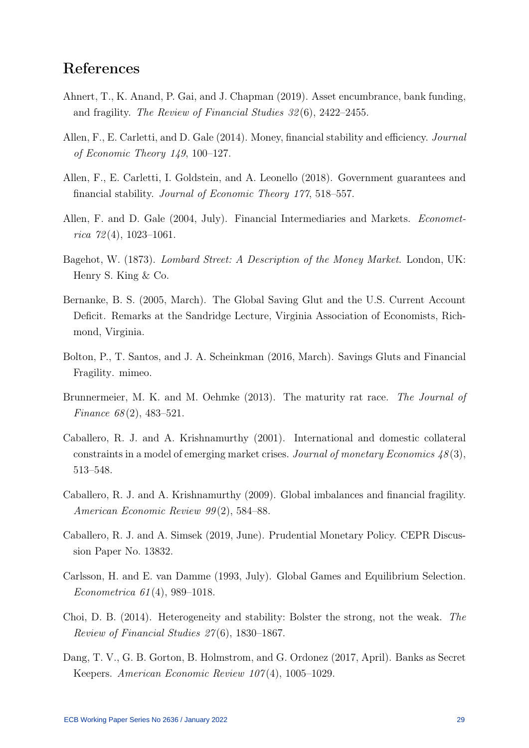# References

Ahnert, T., K. Anand, P. Gai, and J. Chapman (2019). Asset encumbrance, bank funding, and fragility. *The Review of Financial Studies 32*(6), 2422–2455.

Allen, F., E. Carletti, and D. Gale (2014). Money, financial stability and efficiency. *Journal of Economic Theory 149*, 100–127.

Allen, F., E. Carletti, I. Goldstein, and A. Leonello (2018). Government guarantees and financial stability. *Journal of Economic Theory 177*, 518–557.

Allen, F. and D. Gale (2004, July). Financial Intermediaries and Markets. *Econometrica 72*(4), 1023–1061.

Bagehot, W. (1873). *Lombard Street: A Description of the Money Market*. London, UK: Henry S. King & Co.

Bernanke, B. S. (2005, March). The Global Saving Glut and the U.S. Current Account Deficit. Remarks at the Sandridge Lecture, Virginia Association of Economists, Richmond, Virginia.

Bolton, P., T. Santos, and J. A. Scheinkman (2016, March). Savings Gluts and Financial Fragility. mimeo.

Brunnermeier, M. K. and M. Oehmke (2013). The maturity rat race. *The Journal of Finance 68*(2), 483–521.

Caballero, R. J. and A. Krishnamurthy (2001). International and domestic collateral constraints in a model of emerging market crises. *Journal of monetary Economics 48*(3), 513–548.

Caballero, R. J. and A. Krishnamurthy (2009). Global imbalances and financial fragility. *American Economic Review 99*(2), 584–88.

Caballero, R. J. and A. Simsek (2019, June). Prudential Monetary Policy. CEPR Discussion Paper No. 13832.

Carlsson, H. and E. van Damme (1993, July). Global Games and Equilibrium Selection. *Econometrica 61*(4), 989–1018.

Choi, D. B. (2014). Heterogeneity and stability: Bolster the strong, not the weak. *The Review of Financial Studies 27*(6), 1830–1867.

Dang, T. V., G. B. Gorton, B. Holmstrom, and G. Ordonez (2017, April). Banks as Secret Keepers. *American Economic Review 107*(4), 1005–1029.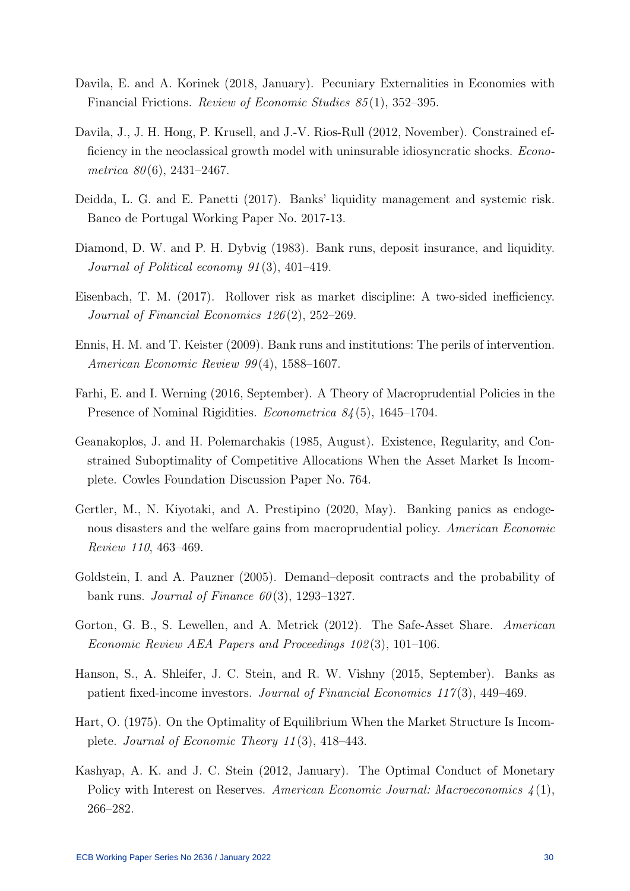Davila, E. and A. Korinek (2018, January). Pecuniary Externalities in Economies with Financial Frictions. *Review of Economic Studies 85*(1), 352–395.

Davila, J., J. H. Hong, P. Krusell, and J.-V. Rios-Rull (2012, November). Constrained efficiency in the neoclassical growth model with uninsurable idiosyncratic shocks. *Econometrica 80*(6), 2431–2467.

Deidda, L. G. and E. Panetti (2017). Banks' liquidity management and systemic risk. Banco de Portugal Working Paper No. 2017-13.

Diamond, D. W. and P. H. Dybvig (1983). Bank runs, deposit insurance, and liquidity. *Journal of Political economy 91*(3), 401–419.

Eisenbach, T. M. (2017). Rollover risk as market discipline: A two-sided inefficiency. *Journal of Financial Economics 126*(2), 252–269.

Ennis, H. M. and T. Keister (2009). Bank runs and institutions: The perils of intervention. *American Economic Review 99*(4), 1588–1607.

Farhi, E. and I. Werning (2016, September). A Theory of Macroprudential Policies in the Presence of Nominal Rigidities. *Econometrica 84*(5), 1645–1704.

Geanakoplos, J. and H. Polemarchakis (1985, August). Existence, Regularity, and Constrained Suboptimality of Competitive Allocations When the Asset Market Is Incomplete. Cowles Foundation Discussion Paper No. 764.

Gertler, M., N. Kiyotaki, and A. Prestipino (2020, May). Banking panics as endogenous disasters and the welfare gains from macroprudential policy. *American Economic Review 110*, 463–469.

Goldstein, I. and A. Pauzner (2005). Demand–deposit contracts and the probability of bank runs. *Journal of Finance 60*(3), 1293–1327.

Gorton, G. B., S. Lewellen, and A. Metrick (2012). The Safe-Asset Share. *American Economic Review AEA Papers and Proceedings 102*(3), 101–106.

Hanson, S., A. Shleifer, J. C. Stein, and R. W. Vishny (2015, September). Banks as patient fixed-income investors. *Journal of Financial Economics 117*(3), 449–469.

Hart, O. (1975). On the Optimality of Equilibrium When the Market Structure Is Incomplete. *Journal of Economic Theory 11*(3), 418–443.

Kashyap, A. K. and J. C. Stein (2012, January). The Optimal Conduct of Monetary Policy with Interest on Reserves. *American Economic Journal: Macroeconomics 4*(1), 266–282.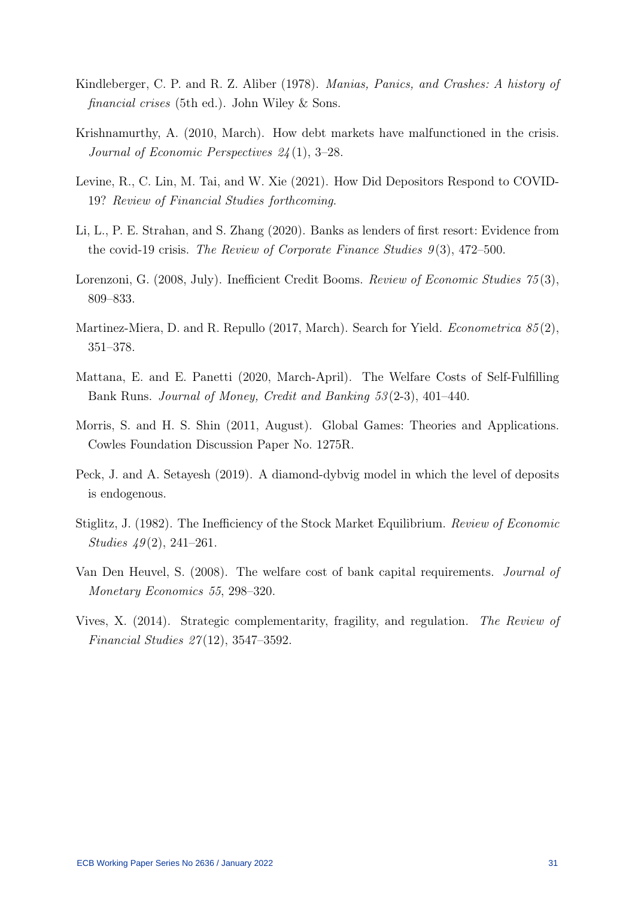Kindleberger, C. P. and R. Z. Aliber (1978). *Manias, Panics, and Crashes: A history of financial crises* (5th ed.). John Wiley & Sons.

Krishnamurthy, A. (2010, March). How debt markets have malfunctioned in the crisis. *Journal of Economic Perspectives 24*(1), 3–28.

Levine, R., C. Lin, M. Tai, and W. Xie (2021). How Did Depositors Respond to COVID-19? *Review of Financial Studies forthcoming*.

Li, L., P. E. Strahan, and S. Zhang (2020). Banks as lenders of first resort: Evidence from the covid-19 crisis. *The Review of Corporate Finance Studies 9*(3), 472–500.

Lorenzoni, G. (2008, July). Inefficient Credit Booms. *Review of Economic Studies 75*(3), 809–833.

Martinez-Miera, D. and R. Repullo (2017, March). Search for Yield. *Econometrica 85*(2), 351–378.

Mattana, E. and E. Panetti (2020, March-April). The Welfare Costs of Self-Fulfilling Bank Runs. *Journal of Money, Credit and Banking 53*(2-3), 401–440.

Morris, S. and H. S. Shin (2011, August). Global Games: Theories and Applications. Cowles Foundation Discussion Paper No. 1275R.

Peck, J. and A. Setayesh (2019). A diamond-dybvig model in which the level of deposits is endogenous.

Stiglitz, J. (1982). The Inefficiency of the Stock Market Equilibrium. *Review of Economic Studies 49*(2), 241–261.

Van Den Heuvel, S. (2008). The welfare cost of bank capital requirements. *Journal of Monetary Economics 55*, 298–320.

Vives, X. (2014). Strategic complementarity, fragility, and regulation. *The Review of Financial Studies 27*(12), 3547–3592.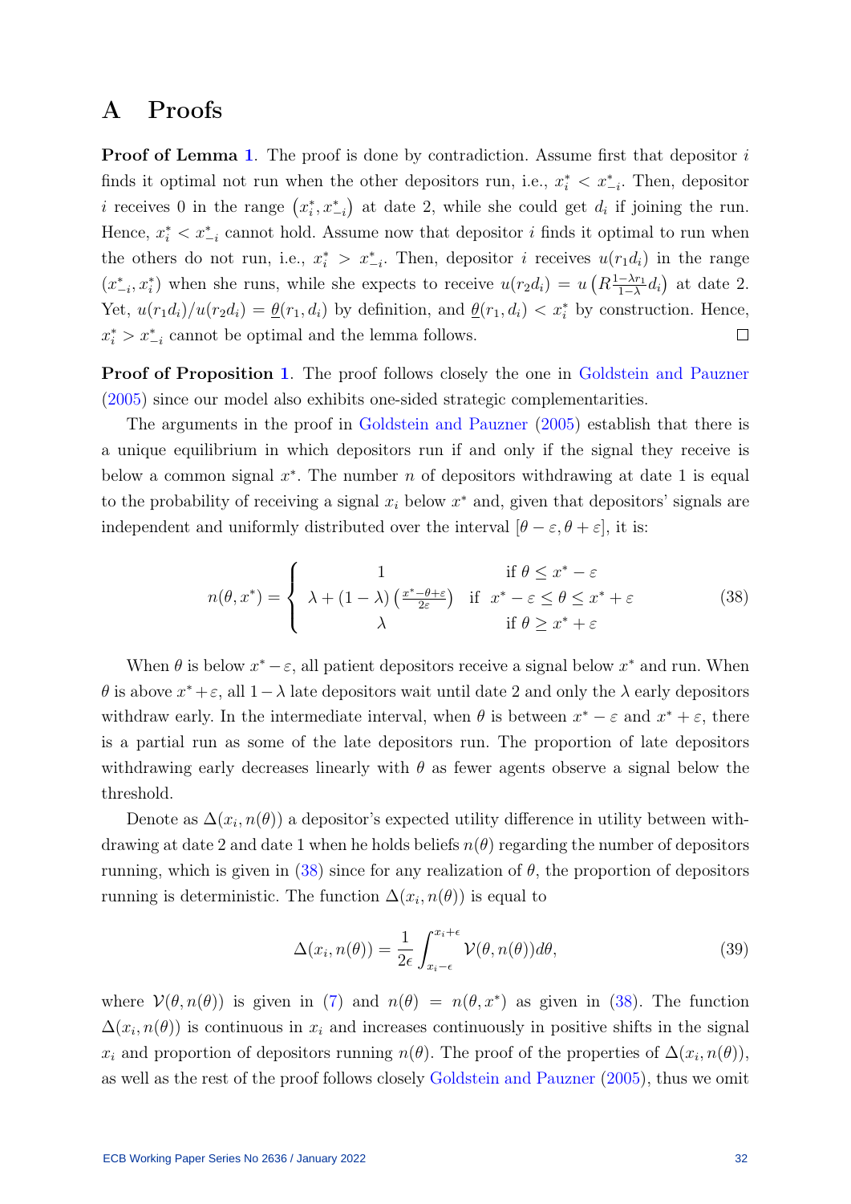# A Proofs

**Proof of Lemma 1**. The proof is done by contradiction. Assume first that depositor $i$ finds it optimal not run when the other depositors run, i.e., $x_i^* < x_{-i}^*$. Then, depositor $i$ receives 0 in the range $\left(x_i^*, x_{-i}^*\right)$ at date 2, while she could get $d_i$ if joining the run. Hence, $x_i^* < x_{-i}^*$ cannot hold. Assume now that depositor $i$ finds it optimal to run when the others do not run, i.e., $x_i^* > x_{-i}^*$. Then, depositor $i$ receives $u(r_1 d_i)$ in the range $(x_{-i}^*, x_i^*)$ when she runs, while she expects to receive $u(r_2 d_i) = u\left(R\frac{1-\lambda r_1}{1-\lambda} d_i\right)$ at date 2. Yet, $u(r_1 d_i)/u(r_2 d_i) = \underline{\theta}(r_1, d_i)$ by definition, and $\underline{\theta}(r_1, d_i) < x_i^*$ by construction. Hence, $x_i^* > x_{-i}^*$ cannot be optimal and the lemma follows. $\square$

**Proof of Proposition 1**. The proof follows closely the one in Goldstein and Pauzner (2005) since our model also exhibits one-sided strategic complementarities.

The arguments in the proof in Goldstein and Pauzner (2005) establish that there is a unique equilibrium in which depositors run if and only if the signal they receive is below a common signal $x^*$. The number $n$ of depositors withdrawing at date 1 is equal to the probability of receiving a signal $x_i$ below $x^*$ and, given that depositors' signals are independent and uniformly distributed over the interval $[\theta - \varepsilon, \theta + \varepsilon]$, it is:

$$n(\theta, x^*) = \begin{cases} 1 & \text{if } \theta \leq x^* - \varepsilon \\ \lambda + (1-\lambda)\left(\frac{x^* - \theta + \varepsilon}{2\varepsilon}\right) & \text{if } x^* - \varepsilon \leq \theta \leq x^* + \varepsilon \\ \lambda & \text{if } \theta \geq x^* + \varepsilon \end{cases} \tag{38}$$

When $\theta$ is below $x^* - \varepsilon$, all patient depositors receive a signal below $x^*$ and run. When $\theta$ is above $x^* + \varepsilon$, all $1-\lambda$ late depositors wait until date 2 and only the $\lambda$ early depositors withdraw early. In the intermediate interval, when $\theta$ is between $x^* - \varepsilon$ and $x^* + \varepsilon$, there is a partial run as some of the late depositors run. The proportion of late depositors withdrawing early decreases linearly with $\theta$ as fewer agents observe a signal below the threshold.

Denote as $\Delta(x_i, n(\theta))$ a depositor's expected utility difference in utility between withdrawing at date 2 and date 1 when he holds beliefs $n(\theta)$ regarding the number of depositors running, which is given in (38) since for any realization of $\theta$, the proportion of depositors running is deterministic. The function $\Delta(x_i, n(\theta))$ is equal to

$$\Delta(x_i, n(\theta)) = \frac{1}{2\epsilon}\int_{x_i - \epsilon}^{x_i + \epsilon} \mathcal{V}(\theta, n(\theta)) d\theta, \tag{39}$$

where $\mathcal{V}(\theta, n(\theta))$ is given in (7) and $n(\theta) = n(\theta, x^*)$ as given in (38). The function $\Delta(x_i, n(\theta))$ is continuous in $x_i$ and increases continuously in positive shifts in the signal $x_i$ and proportion of depositors running $n(\theta)$. The proof of the properties of $\Delta(x_i, n(\theta))$, as well as the rest of the proof follows closely Goldstein and Pauzner (2005), thus we omit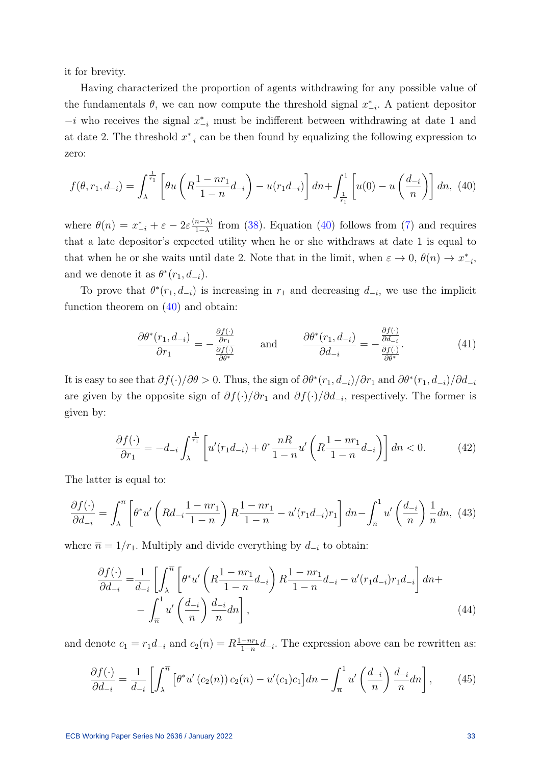it for brevity.

Having characterized the proportion of agents withdrawing for any possible value of the fundamentals $\theta$, we can now compute the threshold signal $x^*_{-i}$. A patient depositor $-i$ who receives the signal $x^*_{-i}$ must be indifferent between withdrawing at date 1 and at date 2. The threshold $x^*_{-i}$ can be then found by equalizing the following expression to zero:

$$f(\theta, r_1, d_{-i}) = \int_{\lambda}^{\frac{1}{r_1}} \left[ \theta u \left( R \frac{1 - n r_1}{1 - n} d_{-i} \right) - u(r_1 d_{-i}) \right] dn + \int_{\frac{1}{r_1}}^{1} \left[ u(0) - u \left( \frac{d_{-i}}{n} \right) \right] dn, \quad (40)$$

where $\theta(n) = x^*_{-i} + \varepsilon - 2\varepsilon \frac{(n-\lambda)}{1-\lambda}$ from (38). Equation (40) follows from (7) and requires that a late depositor's expected utility when he or she withdraws at date 1 is equal to that when he or she waits until date 2. Note that in the limit, when $\varepsilon \to 0$, $\theta(n) \to x^*_{-i}$, and we denote it as $\theta^*(r_1, d_{-i})$.

To prove that $\theta^*(r_1, d_{-i})$ is increasing in $r_1$ and decreasing $d_{-i}$, we use the implicit function theorem on (40) and obtain:

$$\frac{\partial \theta^*(r_1, d_{-i})}{\partial r_1} = -\frac{\frac{\partial f(\cdot)}{\partial r_1}}{\frac{\partial f(\cdot)}{\partial \theta^*}} \qquad \text{and} \qquad \frac{\partial \theta^*(r_1, d_{-i})}{\partial d_{-i}} = -\frac{\frac{\partial f(\cdot)}{\partial d_{-i}}}{\frac{\partial f(\cdot)}{\partial \theta^*}}. \quad (41)$$

It is easy to see that $\partial f(\cdot)/\partial \theta > 0$. Thus, the sign of $\partial \theta^*(r_1, d_{-i})/\partial r_1$ and $\partial \theta^*(r_1, d_{-i})/\partial d_{-i}$ are given by the opposite sign of $\partial f(\cdot)/\partial r_1$ and $\partial f(\cdot)/\partial d_{-i}$, respectively. The former is given by:

$$\frac{\partial f(\cdot)}{\partial r_1} = -d_{-i} \int_{\lambda}^{\frac{1}{r_1}} \left[ u'(r_1 d_{-i}) + \theta^* \frac{nR}{1-n} u' \left( R \frac{1 - n r_1}{1 - n} d_{-i} \right) \right] dn < 0. \quad (42)$$

The latter is equal to:

$$\frac{\partial f(\cdot)}{\partial d_{-i}} = \int_{\lambda}^{\overline{n}} \left[ \theta^* u' \left( R d_{-i} \frac{1 - n r_1}{1 - n} \right) R \frac{1 - n r_1}{1 - n} - u'(r_1 d_{-i}) r_1 \right] dn - \int_{\overline{n}}^{1} u' \left( \frac{d_{-i}}{n} \right) \frac{1}{n} dn, \quad (43)$$

where $\overline{n} = 1/r_1$. Multiply and divide everything by $d_{-i}$ to obtain:

$$\begin{aligned}\frac{\partial f(\cdot)}{\partial d_{-i}} =& \frac{1}{d_{-i}} \left[ \int_{\lambda}^{\overline{n}} \left[ \theta^* u' \left( R \frac{1 - n r_1}{1 - n} d_{-i} \right) R \frac{1 - n r_1}{1 - n} d_{-i} - u'(r_1 d_{-i}) r_1 d_{-i} \right] dn + \right. \\ & \left. - \int_{\overline{n}}^{1} u' \left( \frac{d_{-i}}{n} \right) \frac{d_{-i}}{n} dn \right], \end{aligned} \quad (44)$$

and denote $c_1 = r_1 d_{-i}$ and $c_2(n) = R \frac{1 - n r_1}{1 - n} d_{-i}$. The expression above can be rewritten as:

$$\frac{\partial f(\cdot)}{\partial d_{-i}} = \frac{1}{d_{-i}} \left[ \int_{\lambda}^{\overline{n}} \left[ \theta^* u' \left( c_2(n) \right) c_2(n) - u'(c_1) c_1 \right] dn - \int_{\overline{n}}^{1} u' \left( \frac{d_{-i}}{n} \right) \frac{d_{-i}}{n} dn \right], \quad (45)$$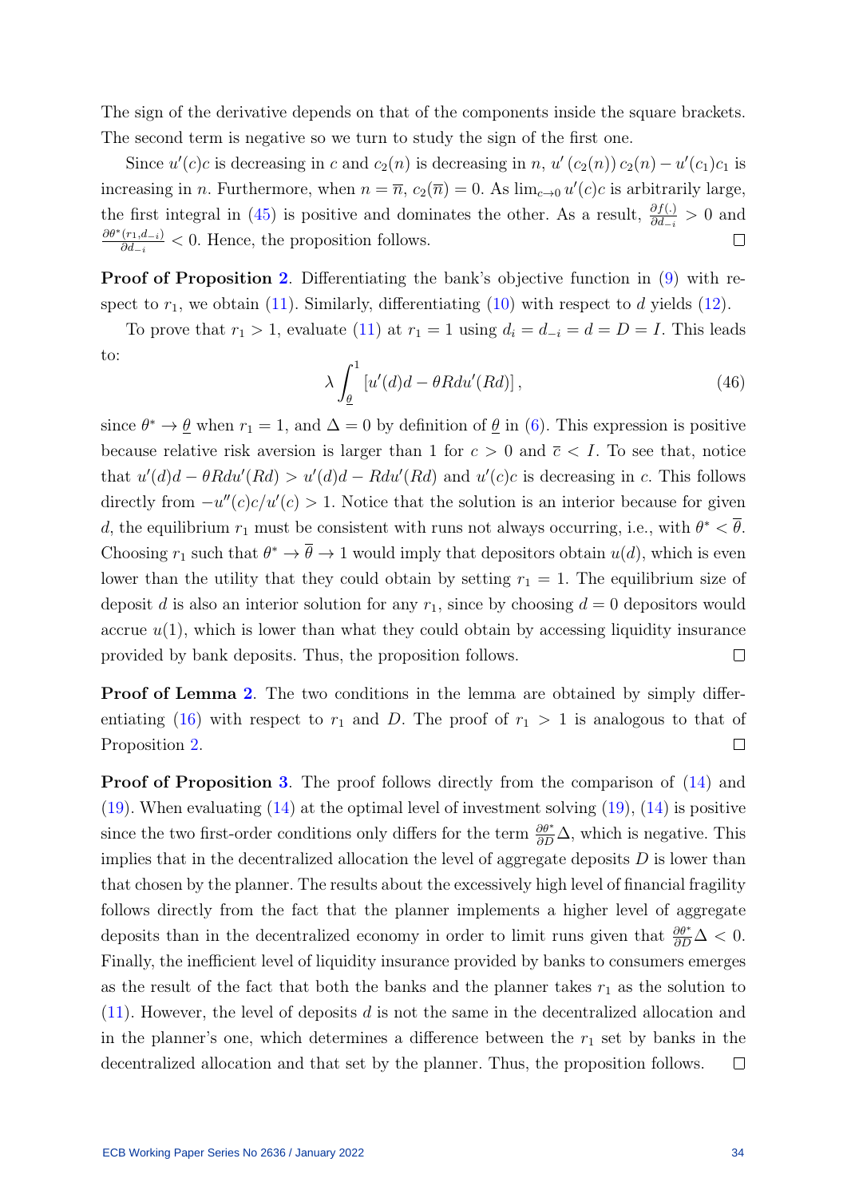The sign of the derivative depends on that of the components inside the square brackets. The second term is negative so we turn to study the sign of the first one.

Since $u'(c)c$ is decreasing in $c$ and $c_2(n)$ is decreasing in $n$, $u'(c_2(n))\, c_2(n) - u'(c_1)c_1$ is increasing in $n$. Furthermore, when $n = \overline{n}$, $c_2(\overline{n}) = 0$. As $\lim_{c \to 0} u'(c)c$ is arbitrarily large, the first integral in (45) is positive and dominates the other. As a result, $\frac{\partial f(.)}{\partial d_{-i}} > 0$ and $\frac{\partial \theta^*(r_1, d_{-i})}{\partial d_{-i}} < 0$. Hence, the proposition follows. □

**Proof of Proposition 2**. Differentiating the bank's objective function in (9) with respect to $r_1$, we obtain (11). Similarly, differentiating (10) with respect to $d$ yields (12).

To prove that $r_1 > 1$, evaluate (11) at $r_1 = 1$ using $d_i = d_{-i} = d = D = I$. This leads to:

$$\lambda \int_{\underline{\theta}}^{1} \left[ u'(d)d - \theta R d u'(Rd) \right], \tag{46}$$

since $\theta^* \to \underline{\theta}$ when $r_1 = 1$, and $\Delta = 0$ by definition of $\underline{\theta}$ in (6). This expression is positive because relative risk aversion is larger than 1 for $c > 0$ and $\overline{c} < I$. To see that, notice that $u'(d)d - \theta R d u'(Rd) > u'(d)d - R d u'(Rd)$ and $u'(c)c$ is decreasing in $c$. This follows directly from $-u''(c)c/u'(c) > 1$. Notice that the solution is an interior because for given $d$, the equilibrium $r_1$ must be consistent with runs not always occurring, i.e., with $\theta^* < \overline{\theta}$. Choosing $r_1$ such that $\theta^* \to \overline{\theta} \to 1$ would imply that depositors obtain $u(d)$, which is even lower than the utility that they could obtain by setting $r_1 = 1$. The equilibrium size of deposit $d$ is also an interior solution for any $r_1$, since by choosing $d = 0$ depositors would accrue $u(1)$, which is lower than what they could obtain by accessing liquidity insurance provided by bank deposits. Thus, the proposition follows. □

**Proof of Lemma 2**. The two conditions in the lemma are obtained by simply differentiating (16) with respect to $r_1$ and $D$. The proof of $r_1 > 1$ is analogous to that of Proposition 2. □

**Proof of Proposition 3**. The proof follows directly from the comparison of (14) and (19). When evaluating (14) at the optimal level of investment solving (19), (14) is positive since the two first-order conditions only differs for the term $\frac{\partial \theta^*}{\partial D}\Delta$, which is negative. This implies that in the decentralized allocation the level of aggregate deposits $D$ is lower than that chosen by the planner. The results about the excessively high level of financial fragility follows directly from the fact that the planner implements a higher level of aggregate deposits than in the decentralized economy in order to limit runs given that $\frac{\partial \theta^*}{\partial D}\Delta < 0$. Finally, the inefficient level of liquidity insurance provided by banks to consumers emerges as the result of the fact that both the banks and the planner takes $r_1$ as the solution to (11). However, the level of deposits $d$ is not the same in the decentralized allocation and in the planner's one, which determines a difference between the $r_1$ set by banks in the decentralized allocation and that set by the planner. Thus, the proposition follows. □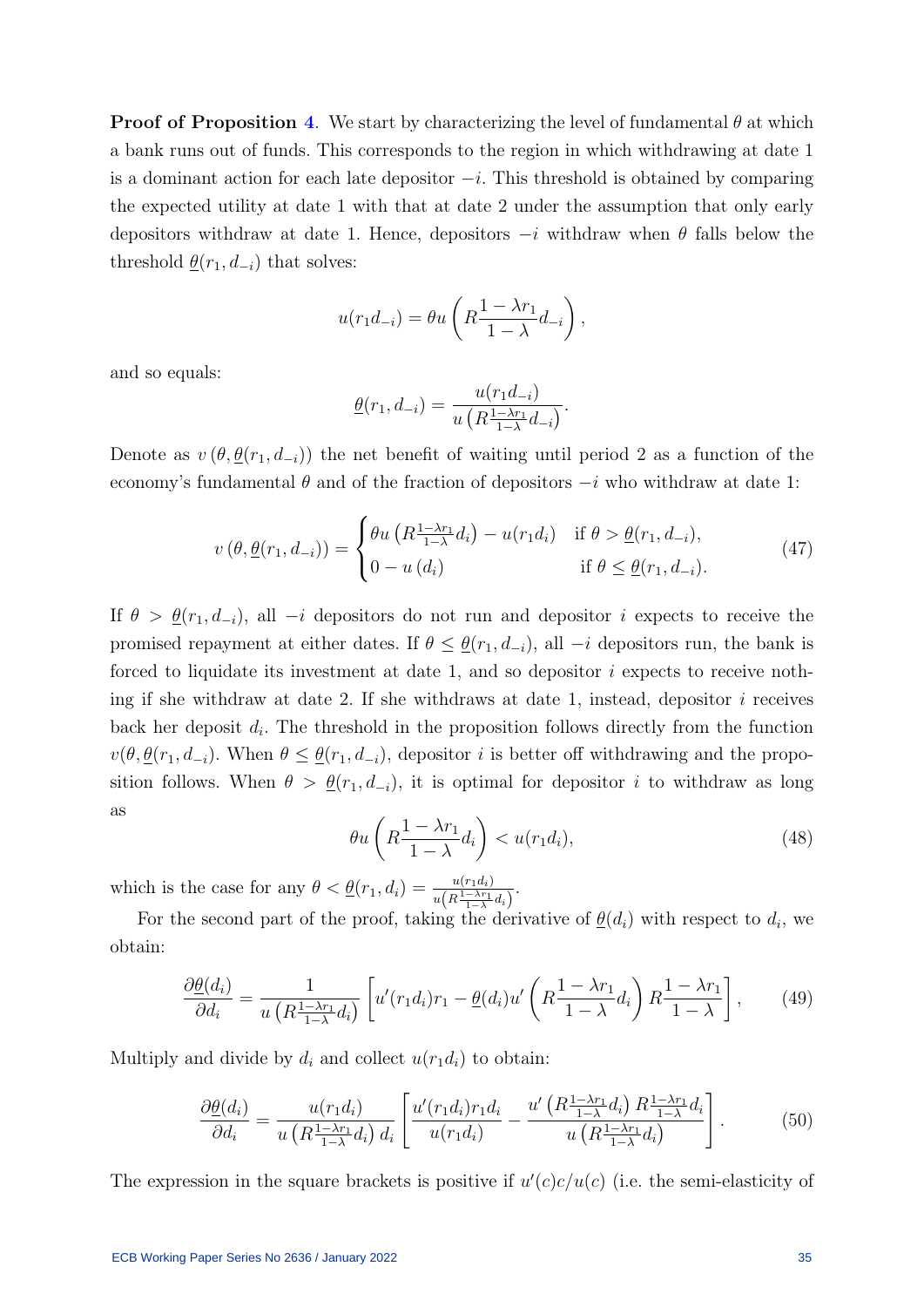**Proof of Proposition 4**. We start by characterizing the level of fundamental $\theta$ at which a bank runs out of funds. This corresponds to the region in which withdrawing at date 1 is a dominant action for each late depositor $-i$. This threshold is obtained by comparing the expected utility at date 1 with that at date 2 under the assumption that only early depositors withdraw at date 1. Hence, depositors $-i$ withdraw when $\theta$ falls below the threshold $\underline{\theta}(r_1, d_{-i})$ that solves:

$$u(r_1 d_{-i}) = \theta u \left( R \frac{1 - \lambda r_1}{1 - \lambda} d_{-i} \right),$$

and so equals:

$$\underline{\theta}(r_1, d_{-i}) = \frac{u(r_1 d_{-i})}{u\left(R \frac{1-\lambda r_1}{1-\lambda} d_{-i}\right)}.$$

Denote as $v\left(\theta, \underline{\theta}(r_1, d_{-i})\right)$ the net benefit of waiting until period 2 as a function of the economy's fundamental $\theta$ and of the fraction of depositors $-i$ who withdraw at date 1:

$$v\left(\theta, \underline{\theta}(r_1, d_{-i})\right) = \begin{cases} \theta u\left(R \frac{1-\lambda r_1}{1-\lambda} d_i\right) - u(r_1 d_i) & \text{if } \theta > \underline{\theta}(r_1, d_{-i}), \\ 0 - u\left(d_i\right) & \text{if } \theta \leq \underline{\theta}(r_1, d_{-i}). \end{cases} \tag{47}$$

If $\theta > \underline{\theta}(r_1, d_{-i})$, all $-i$ depositors do not run and depositor $i$ expects to receive the promised repayment at either dates. If $\theta \leq \underline{\theta}(r_1, d_{-i})$, all $-i$ depositors run, the bank is forced to liquidate its investment at date 1, and so depositor $i$ expects to receive nothing if she withdraw at date 2. If she withdraws at date 1, instead, depositor $i$ receives back her deposit $d_i$. The threshold in the proposition follows directly from the function $v(\theta, \underline{\theta}(r_1, d_{-i}))$. When $\theta \leq \underline{\theta}(r_1, d_{-i})$, depositor $i$ is better off withdrawing and the proposition follows. When $\theta > \underline{\theta}(r_1, d_{-i})$, it is optimal for depositor $i$ to withdraw as long as

$$\theta u \left( R \frac{1 - \lambda r_1}{1 - \lambda} d_i \right) < u(r_1 d_i), \tag{48}$$

which is the case for any $\theta < \underline{\theta}(r_1, d_i) = \frac{u(r_1 d_i)}{u\left(R \frac{1-\lambda r_1}{1-\lambda} d_i\right)}$.

For the second part of the proof, taking the derivative of $\underline{\theta}(d_i)$ with respect to $d_i$, we obtain:

$$\frac{\partial \underline{\theta}(d_i)}{\partial d_i} = \frac{1}{u\left(R \frac{1-\lambda r_1}{1-\lambda} d_i\right)} \left[ u'(r_1 d_i) r_1 - \underline{\theta}(d_i) u' \left( R \frac{1-\lambda r_1}{1-\lambda} d_i \right) R \frac{1-\lambda r_1}{1-\lambda} \right], \tag{49}$$

Multiply and divide by $d_i$ and collect $u(r_1 d_i)$ to obtain:

$$\frac{\partial \underline{\theta}(d_i)}{\partial d_i} = \frac{u(r_1 d_i)}{u\left(R \frac{1-\lambda r_1}{1-\lambda} d_i\right) d_i} \left[ \frac{u'(r_1 d_i) r_1 d_i}{u(r_1 d_i)} - \frac{u'\left(R \frac{1-\lambda r_1}{1-\lambda} d_i\right) R \frac{1-\lambda r_1}{1-\lambda} d_i}{u\left(R \frac{1-\lambda r_1}{1-\lambda} d_i\right)} \right]. \tag{50}$$

The expression in the square brackets is positive if $u'(c)c/u(c)$ (i.e. the semi-elasticity of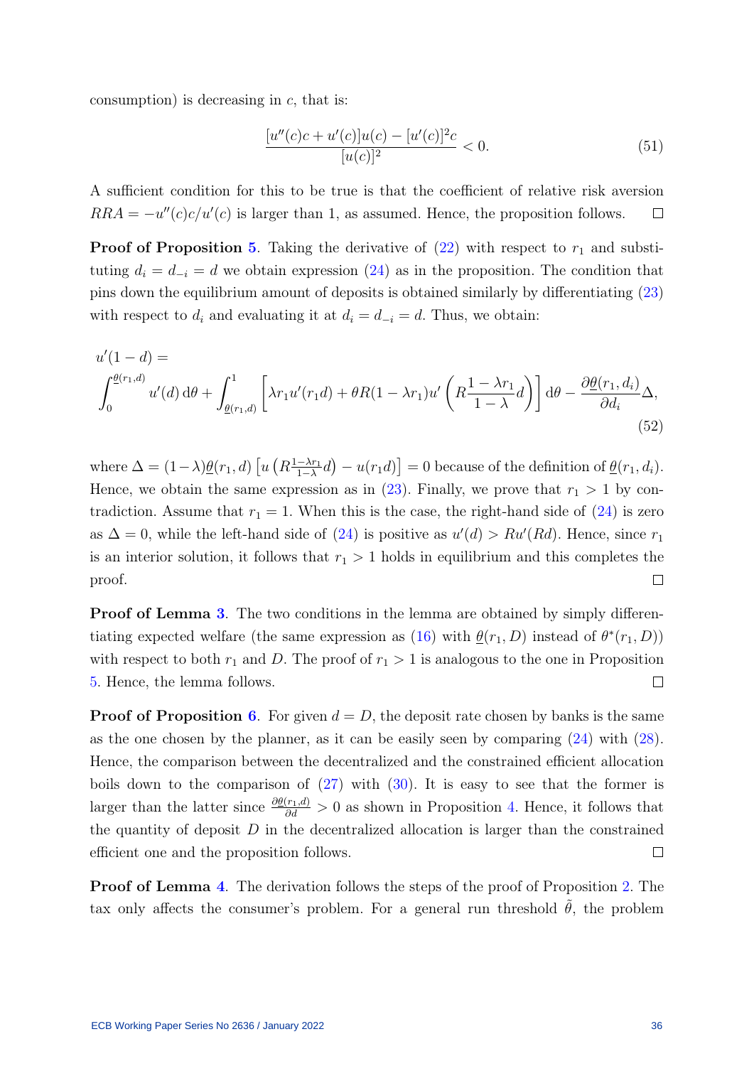consumption) is decreasing in $c$, that is:

$$\frac{[u''(c)c + u'(c)]u(c) - [u'(c)]^2 c}{[u(c)]^2} < 0. \tag{51}$$

A sufficient condition for this to be true is that the coefficient of relative risk aversion $RRA = -u''(c)c/u'(c)$ is larger than 1, as assumed. Hence, the proposition follows. □

**Proof of Proposition 5**. Taking the derivative of (22) with respect to $r_1$ and substituting $d_i = d_{-i} = d$ we obtain expression (24) as in the proposition. The condition that pins down the equilibrium amount of deposits is obtained similarly by differentiating (23) with respect to $d_i$ and evaluating it at $d_i = d_{-i} = d$. Thus, we obtain:

$$u'(1-d) = \int_0^{\underline{\theta}(r_1,d)} u'(d)\,\mathrm{d}\theta + \int_{\underline{\theta}(r_1,d)}^1 \left[\lambda r_1 u'(r_1 d) + \theta R(1-\lambda r_1) u'\left(R\frac{1-\lambda r_1}{1-\lambda}d\right)\right]\mathrm{d}\theta - \frac{\partial \underline{\theta}(r_1, d_i)}{\partial d_i}\Delta, \tag{52}$$

where $\Delta = (1-\lambda)\underline{\theta}(r_1,d)\left[u\left(R\frac{1-\lambda r_1}{1-\lambda}d\right) - u(r_1 d)\right] = 0$ because of the definition of $\underline{\theta}(r_1, d_i)$. Hence, we obtain the same expression as in (23). Finally, we prove that $r_1 > 1$ by contradiction. Assume that $r_1 = 1$. When this is the case, the right-hand side of (24) is zero as $\Delta = 0$, while the left-hand side of (24) is positive as $u'(d) > Ru'(Rd)$. Hence, since $r_1$ is an interior solution, it follows that $r_1 > 1$ holds in equilibrium and this completes the proof. □

**Proof of Lemma 3**. The two conditions in the lemma are obtained by simply differentiating expected welfare (the same expression as (16) with $\underline{\theta}(r_1, D)$ instead of $\theta^*(r_1, D)$) with respect to both $r_1$ and $D$. The proof of $r_1 > 1$ is analogous to the one in Proposition 5. Hence, the lemma follows. □

**Proof of Proposition 6**. For given $d = D$, the deposit rate chosen by banks is the same as the one chosen by the planner, as it can be easily seen by comparing (24) with (28). Hence, the comparison between the decentralized and the constrained efficient allocation boils down to the comparison of (27) with (30). It is easy to see that the former is larger than the latter since $\frac{\partial \theta(r_1,d)}{\partial d} > 0$ as shown in Proposition 4. Hence, it follows that the quantity of deposit $D$ in the decentralized allocation is larger than the constrained efficient one and the proposition follows. □

**Proof of Lemma 4**. The derivation follows the steps of the proof of Proposition 2. The tax only affects the consumer's problem. For a general run threshold $\tilde{\theta}$, the problem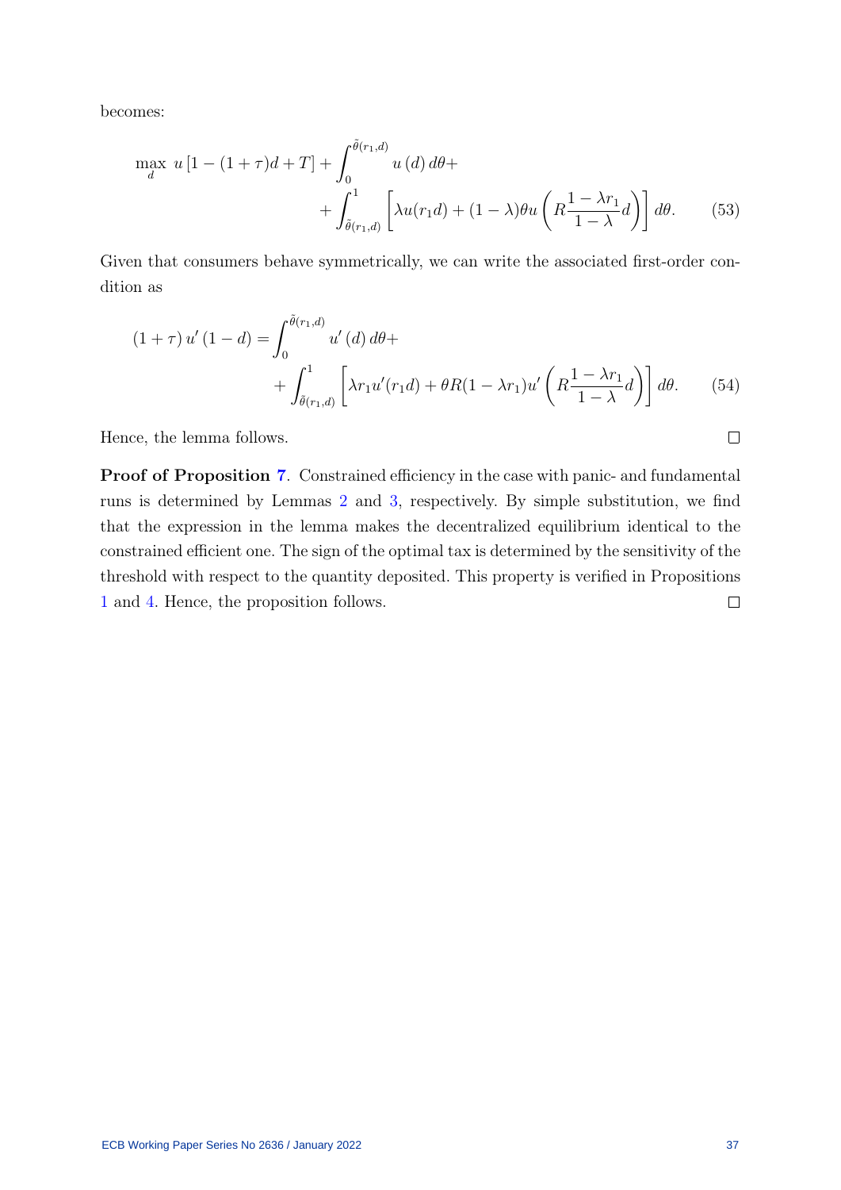becomes:

$$\max_{d} \; u\left[1-(1+\tau)d+T\right]+\int_{0}^{\tilde{\theta}(r_1,d)} u\left(d\right)d\theta + \\ +\int_{\tilde{\theta}(r_1,d)}^{1}\left[\lambda u(r_1 d)+(1-\lambda)\theta u\left(R\frac{1-\lambda r_1}{1-\lambda}d\right)\right]d\theta. \qquad (53)$$

Given that consumers behave symmetrically, we can write the associated first-order condition as

$$(1+\tau)\,u'\left(1-d\right)=\int_{0}^{\tilde{\theta}(r_1,d)} u'\left(d\right)d\theta + \\ +\int_{\tilde{\theta}(r_1,d)}^{1}\left[\lambda r_1 u'(r_1 d)+\theta R(1-\lambda r_1)u'\left(R\frac{1-\lambda r_1}{1-\lambda}d\right)\right]d\theta. \qquad (54)$$

Hence, the lemma follows. □

**Proof of Proposition 7**. Constrained efficiency in the case with panic- and fundamental runs is determined by Lemmas 2 and 3, respectively. By simple substitution, we find that the expression in the lemma makes the decentralized equilibrium identical to the constrained efficient one. The sign of the optimal tax is determined by the sensitivity of the threshold with respect to the quantity deposited. This property is verified in Propositions 1 and 4. Hence, the proposition follows. □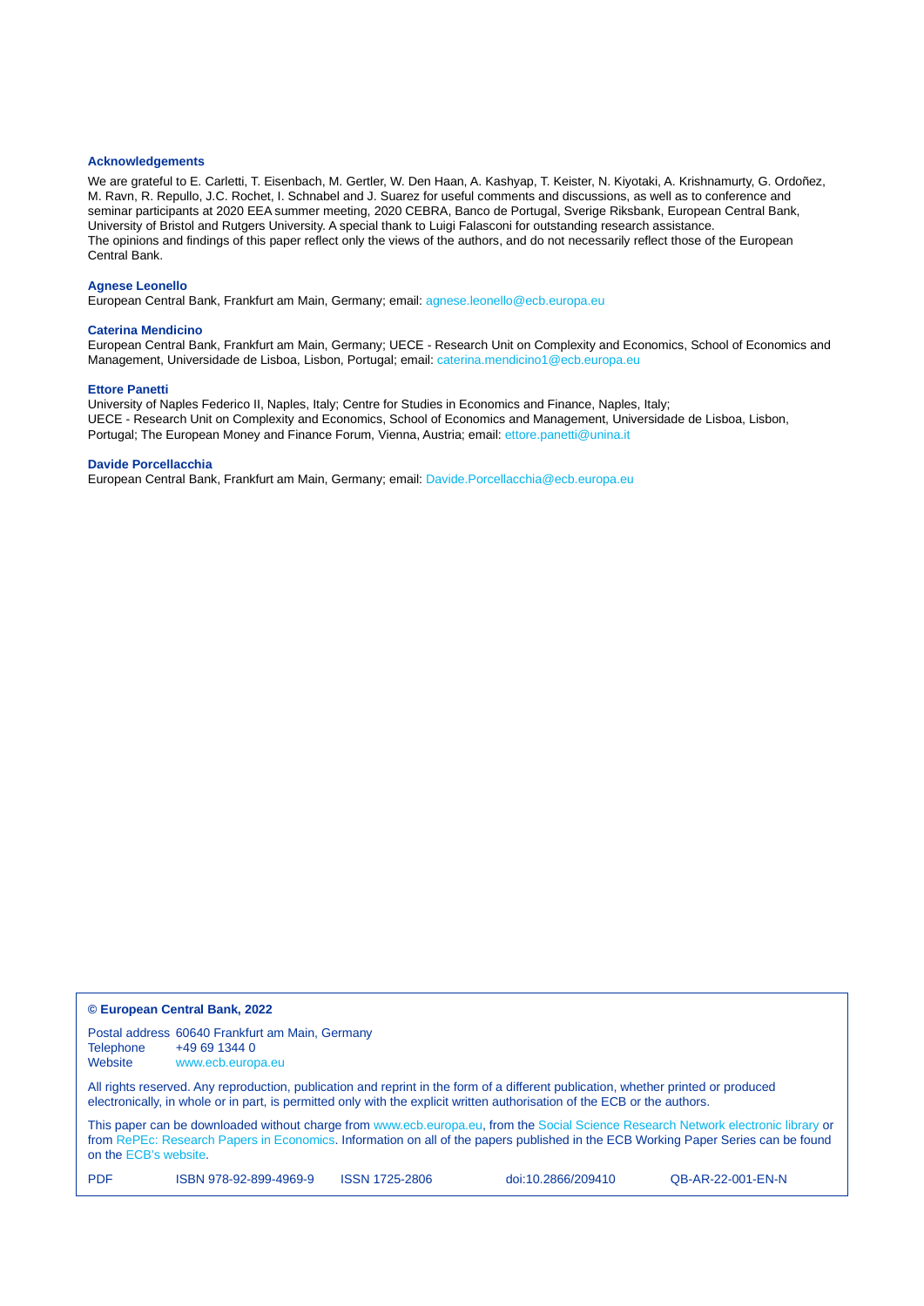**Acknowledgements**

We are grateful to E. Carletti, T. Eisenbach, M. Gertler, W. Den Haan, A. Kashyap, T. Keister, N. Kiyotaki, A. Krishnamurty, G. Ordoñez, M. Ravn, R. Repullo, J.C. Rochet, I. Schnabel and J. Suarez for useful comments and discussions, as well as to conference and seminar participants at 2020 EEA summer meeting, 2020 CEBRA, Banco de Portugal, Sverige Riksbank, European Central Bank, University of Bristol and Rutgers University. A special thank to Luigi Falasconi for outstanding research assistance.
The opinions and findings of this paper reflect only the views of the authors, and do not necessarily reflect those of the European Central Bank.

**Agnese Leonello**
European Central Bank, Frankfurt am Main, Germany; email: agnese.leonello@ecb.europa.eu

**Caterina Mendicino**
European Central Bank, Frankfurt am Main, Germany; UECE - Research Unit on Complexity and Economics, School of Economics and Management, Universidade de Lisboa, Lisbon, Portugal; email: caterina.mendicino1@ecb.europa.eu

**Ettore Panetti**
University of Naples Federico II, Naples, Italy; Centre for Studies in Economics and Finance, Naples, Italy;
UECE - Research Unit on Complexity and Economics, School of Economics and Management, Universidade de Lisboa, Lisbon, Portugal; The European Money and Finance Forum, Vienna, Austria; email: ettore.panetti@unina.it

**Davide Porcellacchia**
European Central Bank, Frankfurt am Main, Germany; email: Davide.Porcellacchia@ecb.europa.eu

**© European Central Bank, 2022**

Postal address 60640 Frankfurt am Main, Germany
Telephone +49 69 1344 0
Website www.ecb.europa.eu

All rights reserved. Any reproduction, publication and reprint in the form of a different publication, whether printed or produced electronically, in whole or in part, is permitted only with the explicit written authorisation of the ECB or the authors.

This paper can be downloaded without charge from www.ecb.europa.eu, from the Social Science Research Network electronic library or from RePEc: Research Papers in Economics. Information on all of the papers published in the ECB Working Paper Series can be found on the ECB's website.

PDF ISBN 978-92-899-4969-9 ISSN 1725-2806 doi:10.2866/209410 QB-AR-22-001-EN-N